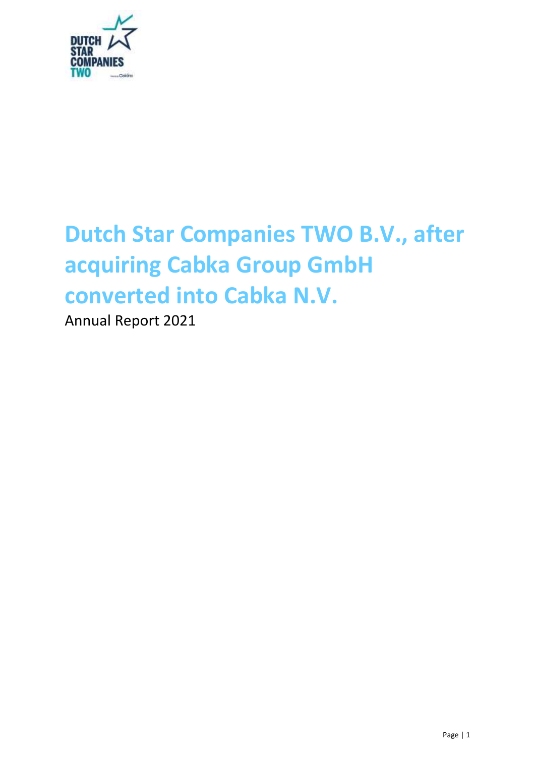# Dutch Star Companies TWO B.V., after acquiring Cabka Group GmbH converted into Cabka N.V.

Annual Report 2021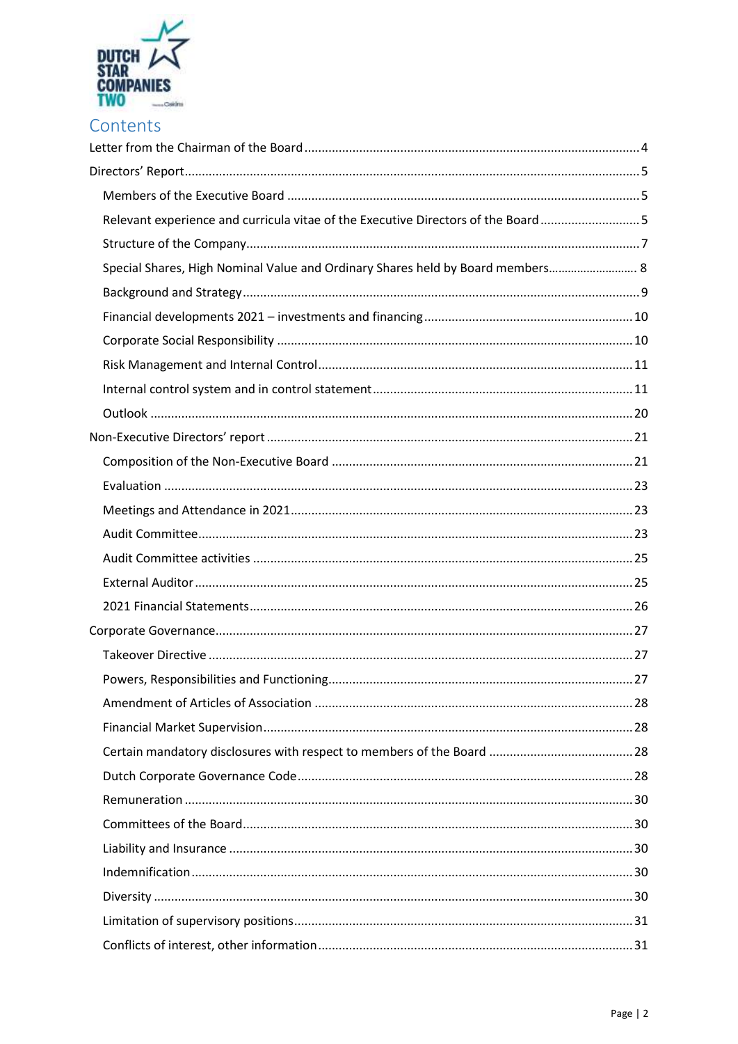# Contents

Letter from the Chairman of the Board ........ 4

Directors' Report ........ 5

- Members of the Executive Board ........ 5
- Relevant experience and curricula vitae of the Executive Directors of the Board ........ 5
- Structure of the Company ........ 7
- Special Shares, High Nominal Value and Ordinary Shares held by Board members ........ 8
- Background and Strategy ........ 9
- Financial developments 2021 – investments and financing ........ 10
- Corporate Social Responsibility ........ 10
- Risk Management and Internal Control ........ 11
- Internal control system and in control statement ........ 11
- Outlook ........ 20

Non-Executive Directors' report ........ 21

- Composition of the Non-Executive Board ........ 21
- Evaluation ........ 23
- Meetings and Attendance in 2021 ........ 23
- Audit Committee ........ 23
- Audit Committee activities ........ 25
- External Auditor ........ 25
- 2021 Financial Statements ........ 26

Corporate Governance ........ 27

- Takeover Directive ........ 27
- Powers, Responsibilities and Functioning ........ 27
- Amendment of Articles of Association ........ 28
- Financial Market Supervision ........ 28
- Certain mandatory disclosures with respect to members of the Board ........ 28
- Dutch Corporate Governance Code ........ 28
- Remuneration ........ 30
- Committees of the Board ........ 30
- Liability and Insurance ........ 30
- Indemnification ........ 30
- Diversity ........ 30
- Limitation of supervisory positions ........ 31
- Conflicts of interest, other information ........ 31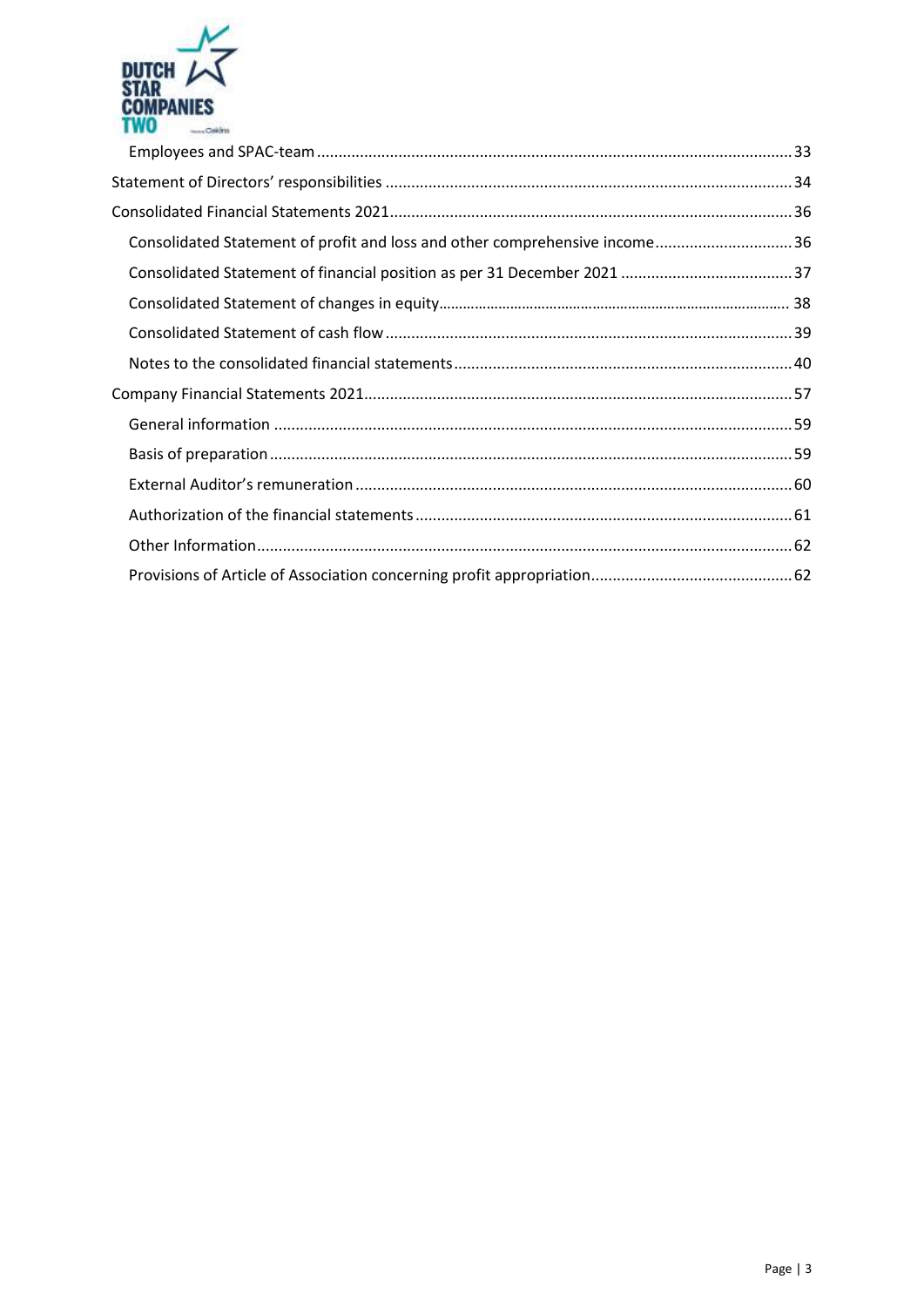- Employees and SPAC-team ..... 33
- Statement of Directors' responsibilities ..... 34
- Consolidated Financial Statements 2021 ..... 36
  - Consolidated Statement of profit and loss and other comprehensive income ..... 36
  - Consolidated Statement of financial position as per 31 December 2021 ..... 37
  - Consolidated Statement of changes in equity ..... 38
  - Consolidated Statement of cash flow ..... 39
  - Notes to the consolidated financial statements ..... 40
- Company Financial Statements 2021 ..... 57
  - General information ..... 59
  - Basis of preparation ..... 59
  - External Auditor's remuneration ..... 60
  - Authorization of the financial statements ..... 61
  - Other Information ..... 62
  - Provisions of Article of Association concerning profit appropriation ..... 62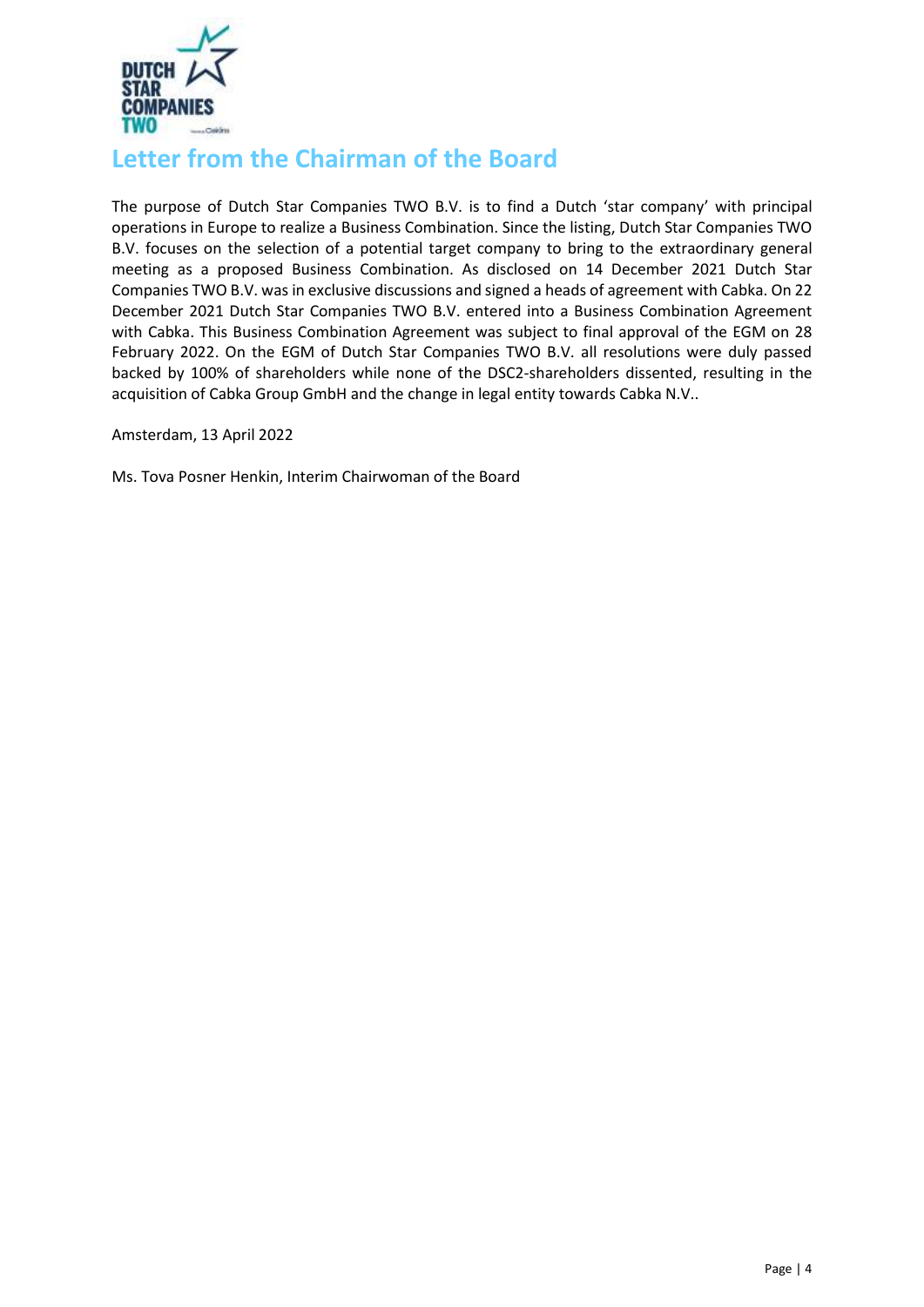# Letter from the Chairman of the Board

The purpose of Dutch Star Companies TWO B.V. is to find a Dutch 'star company' with principal operations in Europe to realize a Business Combination. Since the listing, Dutch Star Companies TWO B.V. focuses on the selection of a potential target company to bring to the extraordinary general meeting as a proposed Business Combination. As disclosed on 14 December 2021 Dutch Star Companies TWO B.V. was in exclusive discussions and signed a heads of agreement with Cabka. On 22 December 2021 Dutch Star Companies TWO B.V. entered into a Business Combination Agreement with Cabka. This Business Combination Agreement was subject to final approval of the EGM on 28 February 2022. On the EGM of Dutch Star Companies TWO B.V. all resolutions were duly passed backed by 100% of shareholders while none of the DSC2-shareholders dissented, resulting in the acquisition of Cabka Group GmbH and the change in legal entity towards Cabka N.V..

Amsterdam, 13 April 2022

Ms. Tova Posner Henkin, Interim Chairwoman of the Board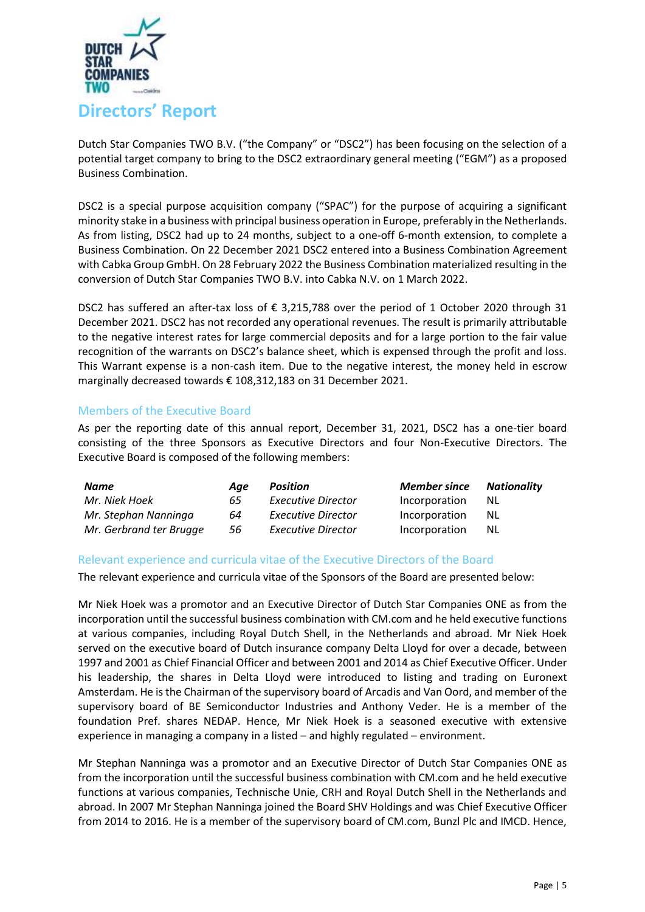# Directors' Report

Dutch Star Companies TWO B.V. ("the Company" or "DSC2") has been focusing on the selection of a potential target company to bring to the DSC2 extraordinary general meeting ("EGM") as a proposed Business Combination.

DSC2 is a special purpose acquisition company ("SPAC") for the purpose of acquiring a significant minority stake in a business with principal business operation in Europe, preferably in the Netherlands. As from listing, DSC2 had up to 24 months, subject to a one-off 6-month extension, to complete a Business Combination. On 22 December 2021 DSC2 entered into a Business Combination Agreement with Cabka Group GmbH. On 28 February 2022 the Business Combination materialized resulting in the conversion of Dutch Star Companies TWO B.V. into Cabka N.V. on 1 March 2022.

DSC2 has suffered an after-tax loss of € 3,215,788 over the period of 1 October 2020 through 31 December 2021. DSC2 has not recorded any operational revenues. The result is primarily attributable to the negative interest rates for large commercial deposits and for a large portion to the fair value recognition of the warrants on DSC2's balance sheet, which is expensed through the profit and loss. This Warrant expense is a non-cash item. Due to the negative interest, the money held in escrow marginally decreased towards € 108,312,183 on 31 December 2021.

## Members of the Executive Board

As per the reporting date of this annual report, December 31, 2021, DSC2 has a one-tier board consisting of the three Sponsors as Executive Directors and four Non-Executive Directors. The Executive Board is composed of the following members:

| *Name* | *Age* | *Position* | *Member since* | *Nationality* |
|---|---|---|---|---|
| *Mr. Niek Hoek* | *65* | *Executive Director* | Incorporation | NL |
| *Mr. Stephan Nanninga* | *64* | *Executive Director* | Incorporation | NL |
| *Mr. Gerbrand ter Brugge* | *56* | *Executive Director* | Incorporation | NL |

## Relevant experience and curricula vitae of the Executive Directors of the Board

The relevant experience and curricula vitae of the Sponsors of the Board are presented below:

Mr Niek Hoek was a promotor and an Executive Director of Dutch Star Companies ONE as from the incorporation until the successful business combination with CM.com and he held executive functions at various companies, including Royal Dutch Shell, in the Netherlands and abroad. Mr Niek Hoek served on the executive board of Dutch insurance company Delta Lloyd for over a decade, between 1997 and 2001 as Chief Financial Officer and between 2001 and 2014 as Chief Executive Officer. Under his leadership, the shares in Delta Lloyd were introduced to listing and trading on Euronext Amsterdam. He is the Chairman of the supervisory board of Arcadis and Van Oord, and member of the supervisory board of BE Semiconductor Industries and Anthony Veder. He is a member of the foundation Pref. shares NEDAP. Hence, Mr Niek Hoek is a seasoned executive with extensive experience in managing a company in a listed – and highly regulated – environment.

Mr Stephan Nanninga was a promotor and an Executive Director of Dutch Star Companies ONE as from the incorporation until the successful business combination with CM.com and he held executive functions at various companies, Technische Unie, CRH and Royal Dutch Shell in the Netherlands and abroad. In 2007 Mr Stephan Nanninga joined the Board SHV Holdings and was Chief Executive Officer from 2014 to 2016. He is a member of the supervisory board of CM.com, Bunzl Plc and IMCD. Hence,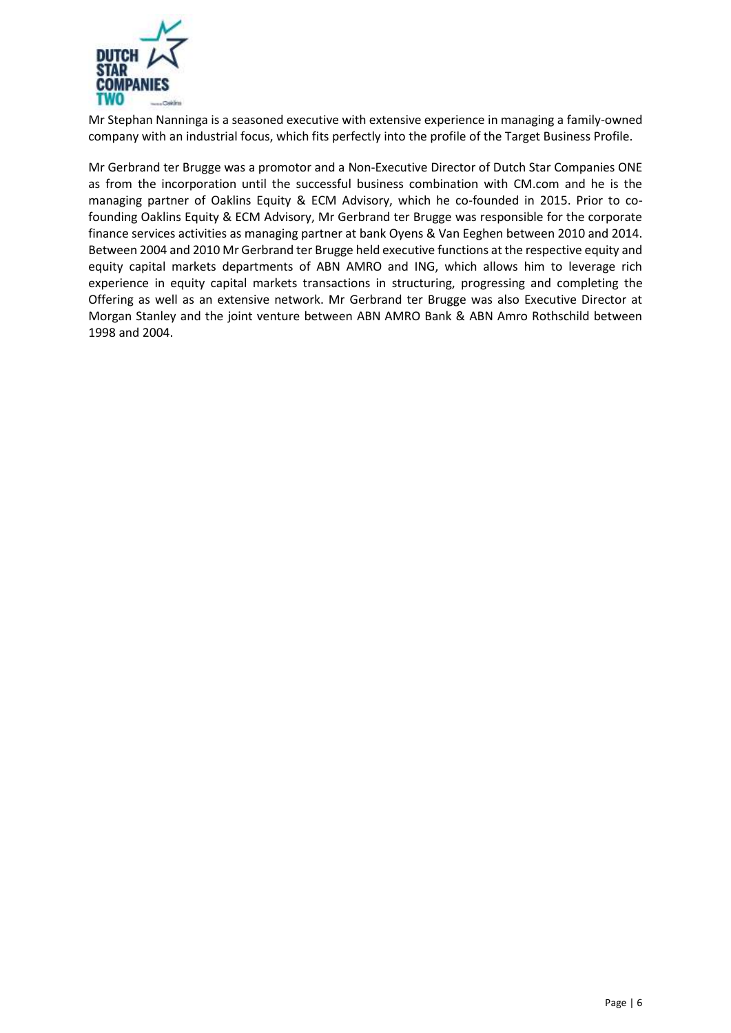Mr Stephan Nanninga is a seasoned executive with extensive experience in managing a family-owned company with an industrial focus, which fits perfectly into the profile of the Target Business Profile.

Mr Gerbrand ter Brugge was a promotor and a Non-Executive Director of Dutch Star Companies ONE as from the incorporation until the successful business combination with CM.com and he is the managing partner of Oaklins Equity & ECM Advisory, which he co-founded in 2015. Prior to co-founding Oaklins Equity & ECM Advisory, Mr Gerbrand ter Brugge was responsible for the corporate finance services activities as managing partner at bank Oyens & Van Eeghen between 2010 and 2014. Between 2004 and 2010 Mr Gerbrand ter Brugge held executive functions at the respective equity and equity capital markets departments of ABN AMRO and ING, which allows him to leverage rich experience in equity capital markets transactions in structuring, progressing and completing the Offering as well as an extensive network. Mr Gerbrand ter Brugge was also Executive Director at Morgan Stanley and the joint venture between ABN AMRO Bank & ABN Amro Rothschild between 1998 and 2004.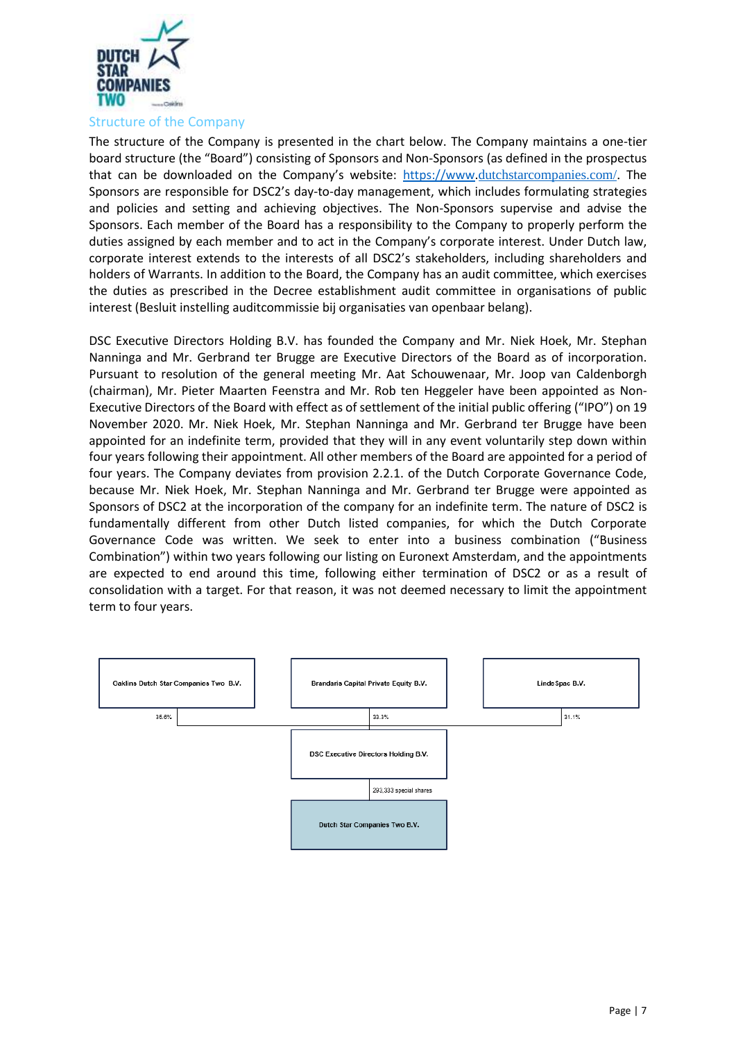## Structure of the Company

The structure of the Company is presented in the chart below. The Company maintains a one-tier board structure (the "Board") consisting of Sponsors and Non-Sponsors (as defined in the prospectus that can be downloaded on the Company's website: https://www.dutchstarcompanies.com/. The Sponsors are responsible for DSC2's day-to-day management, which includes formulating strategies and policies and setting and achieving objectives. The Non-Sponsors supervise and advise the Sponsors. Each member of the Board has a responsibility to the Company to properly perform the duties assigned by each member and to act in the Company's corporate interest. Under Dutch law, corporate interest extends to the interests of all DSC2's stakeholders, including shareholders and holders of Warrants. In addition to the Board, the Company has an audit committee, which exercises the duties as prescribed in the Decree establishment audit committee in organisations of public interest (Besluit instelling auditcommissie bij organisaties van openbaar belang).

DSC Executive Directors Holding B.V. has founded the Company and Mr. Niek Hoek, Mr. Stephan Nanninga and Mr. Gerbrand ter Brugge are Executive Directors of the Board as of incorporation. Pursuant to resolution of the general meeting Mr. Aat Schouwenaar, Mr. Joop van Caldenborgh (chairman), Mr. Pieter Maarten Feenstra and Mr. Rob ten Heggeler have been appointed as Non-Executive Directors of the Board with effect as of settlement of the initial public offering ("IPO") on 19 November 2020. Mr. Niek Hoek, Mr. Stephan Nanninga and Mr. Gerbrand ter Brugge have been appointed for an indefinite term, provided that they will in any event voluntarily step down within four years following their appointment. All other members of the Board are appointed for a period of four years. The Company deviates from provision 2.2.1. of the Dutch Corporate Governance Code, because Mr. Niek Hoek, Mr. Stephan Nanninga and Mr. Gerbrand ter Brugge were appointed as Sponsors of DSC2 at the incorporation of the company for an indefinite term. The nature of DSC2 is fundamentally different from other Dutch listed companies, for which the Dutch Corporate Governance Code was written. We seek to enter into a business combination ("Business Combination") within two years following our listing on Euronext Amsterdam, and the appointments are expected to end around this time, following either termination of DSC2 or as a result of consolidation with a target. For that reason, it was not deemed necessary to limit the appointment term to four years.

Oaklins Dutch Star Companies Two B.V. — 35.6%

Brandaris Capital Private Equity B.V. — 33.3%

LindeSpac B.V. — 31.1%

DSC Executive Directors Holding B.V. — 293,333 special shares

Dutch Star Companies Two B.V.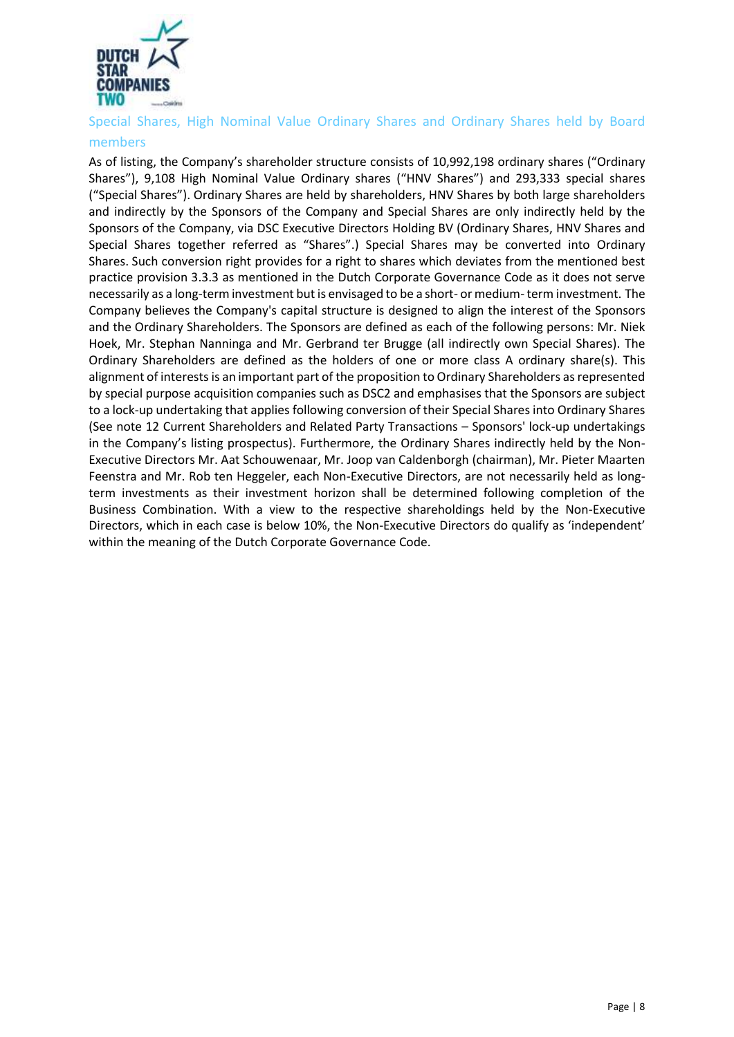## Special Shares, High Nominal Value Ordinary Shares and Ordinary Shares held by Board members

As of listing, the Company's shareholder structure consists of 10,992,198 ordinary shares ("Ordinary Shares"), 9,108 High Nominal Value Ordinary shares ("HNV Shares") and 293,333 special shares ("Special Shares"). Ordinary Shares are held by shareholders, HNV Shares by both large shareholders and indirectly by the Sponsors of the Company and Special Shares are only indirectly held by the Sponsors of the Company, via DSC Executive Directors Holding BV (Ordinary Shares, HNV Shares and Special Shares together referred as "Shares".) Special Shares may be converted into Ordinary Shares. Such conversion right provides for a right to shares which deviates from the mentioned best practice provision 3.3.3 as mentioned in the Dutch Corporate Governance Code as it does not serve necessarily as a long-term investment but is envisaged to be a short- or medium- term investment. The Company believes the Company's capital structure is designed to align the interest of the Sponsors and the Ordinary Shareholders. The Sponsors are defined as each of the following persons: Mr. Niek Hoek, Mr. Stephan Nanninga and Mr. Gerbrand ter Brugge (all indirectly own Special Shares). The Ordinary Shareholders are defined as the holders of one or more class A ordinary share(s). This alignment of interests is an important part of the proposition to Ordinary Shareholders as represented by special purpose acquisition companies such as DSC2 and emphasises that the Sponsors are subject to a lock-up undertaking that applies following conversion of their Special Shares into Ordinary Shares (See note 12 Current Shareholders and Related Party Transactions – Sponsors' lock-up undertakings in the Company's listing prospectus). Furthermore, the Ordinary Shares indirectly held by the Non-Executive Directors Mr. Aat Schouwenaar, Mr. Joop van Caldenborgh (chairman), Mr. Pieter Maarten Feenstra and Mr. Rob ten Heggeler, each Non-Executive Directors, are not necessarily held as long-term investments as their investment horizon shall be determined following completion of the Business Combination. With a view to the respective shareholdings held by the Non-Executive Directors, which in each case is below 10%, the Non-Executive Directors do qualify as 'independent' within the meaning of the Dutch Corporate Governance Code.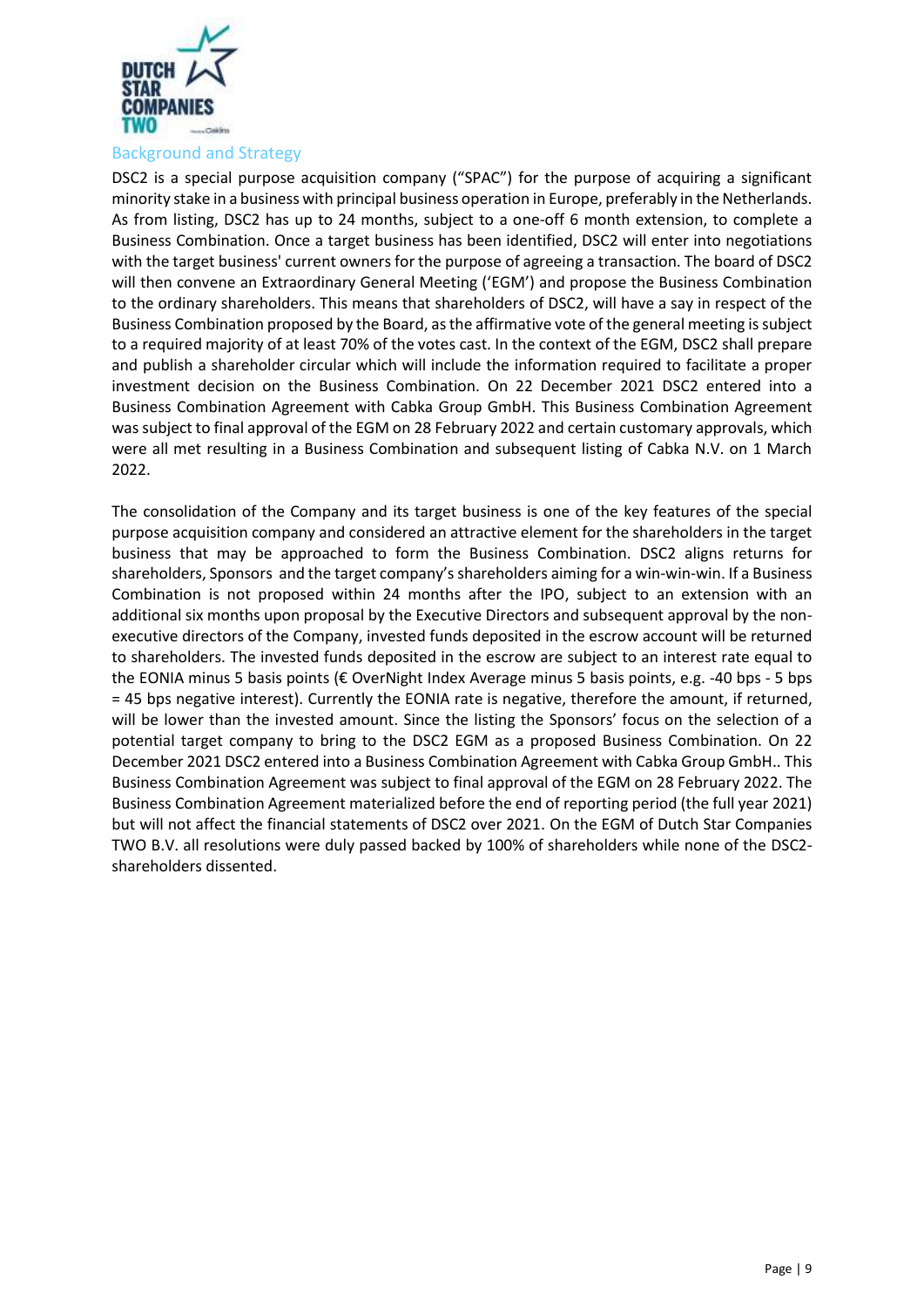## Background and Strategy

DSC2 is a special purpose acquisition company ("SPAC") for the purpose of acquiring a significant minority stake in a business with principal business operation in Europe, preferably in the Netherlands. As from listing, DSC2 has up to 24 months, subject to a one-off 6 month extension, to complete a Business Combination. Once a target business has been identified, DSC2 will enter into negotiations with the target business' current owners for the purpose of agreeing a transaction. The board of DSC2 will then convene an Extraordinary General Meeting ('EGM') and propose the Business Combination to the ordinary shareholders. This means that shareholders of DSC2, will have a say in respect of the Business Combination proposed by the Board, as the affirmative vote of the general meeting is subject to a required majority of at least 70% of the votes cast. In the context of the EGM, DSC2 shall prepare and publish a shareholder circular which will include the information required to facilitate a proper investment decision on the Business Combination. On 22 December 2021 DSC2 entered into a Business Combination Agreement with Cabka Group GmbH. This Business Combination Agreement was subject to final approval of the EGM on 28 February 2022 and certain customary approvals, which were all met resulting in a Business Combination and subsequent listing of Cabka N.V. on 1 March 2022.

The consolidation of the Company and its target business is one of the key features of the special purpose acquisition company and considered an attractive element for the shareholders in the target business that may be approached to form the Business Combination. DSC2 aligns returns for shareholders, Sponsors and the target company's shareholders aiming for a win-win-win. If a Business Combination is not proposed within 24 months after the IPO, subject to an extension with an additional six months upon proposal by the Executive Directors and subsequent approval by the non-executive directors of the Company, invested funds deposited in the escrow account will be returned to shareholders. The invested funds deposited in the escrow are subject to an interest rate equal to the EONIA minus 5 basis points (€ OverNight Index Average minus 5 basis points, e.g. -40 bps - 5 bps = 45 bps negative interest). Currently the EONIA rate is negative, therefore the amount, if returned, will be lower than the invested amount. Since the listing the Sponsors' focus on the selection of a potential target company to bring to the DSC2 EGM as a proposed Business Combination. On 22 December 2021 DSC2 entered into a Business Combination Agreement with Cabka Group GmbH.. This Business Combination Agreement was subject to final approval of the EGM on 28 February 2022. The Business Combination Agreement materialized before the end of reporting period (the full year 2021) but will not affect the financial statements of DSC2 over 2021. On the EGM of Dutch Star Companies TWO B.V. all resolutions were duly passed backed by 100% of shareholders while none of the DSC2-shareholders dissented.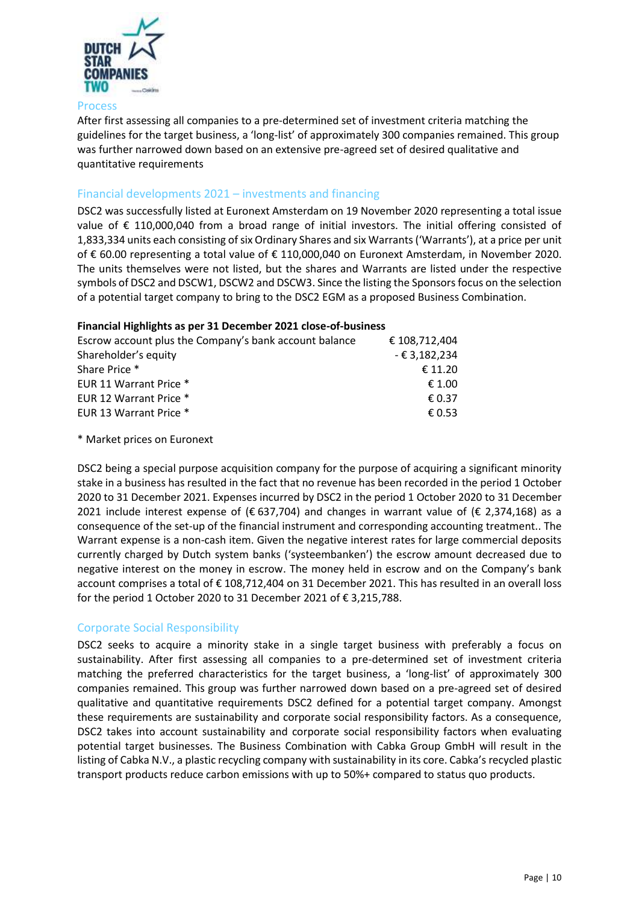## Process

After first assessing all companies to a pre-determined set of investment criteria matching the guidelines for the target business, a 'long-list' of approximately 300 companies remained. This group was further narrowed down based on an extensive pre-agreed set of desired qualitative and quantitative requirements

## Financial developments 2021 – investments and financing

DSC2 was successfully listed at Euronext Amsterdam on 19 November 2020 representing a total issue value of € 110,000,040 from a broad range of initial investors. The initial offering consisted of 1,833,334 units each consisting of six Ordinary Shares and six Warrants ('Warrants'), at a price per unit of € 60.00 representing a total value of € 110,000,040 on Euronext Amsterdam, in November 2020. The units themselves were not listed, but the shares and Warrants are listed under the respective symbols of DSC2 and DSCW1, DSCW2 and DSCW3. Since the listing the Sponsors focus on the selection of a potential target company to bring to the DSC2 EGM as a proposed Business Combination.

**Financial Highlights as per 31 December 2021 close-of-business**

| | |
|---|---:|
| Escrow account plus the Company's bank account balance | € 108,712,404 |
| Shareholder's equity | - € 3,182,234 |
| Share Price * | € 11.20 |
| EUR 11 Warrant Price * | € 1.00 |
| EUR 12 Warrant Price * | € 0.37 |
| EUR 13 Warrant Price * | € 0.53 |

* Market prices on Euronext

DSC2 being a special purpose acquisition company for the purpose of acquiring a significant minority stake in a business has resulted in the fact that no revenue has been recorded in the period 1 October 2020 to 31 December 2021. Expenses incurred by DSC2 in the period 1 October 2020 to 31 December 2021 include interest expense of (€ 637,704) and changes in warrant value of (€ 2,374,168) as a consequence of the set-up of the financial instrument and corresponding accounting treatment.. The Warrant expense is a non-cash item. Given the negative interest rates for large commercial deposits currently charged by Dutch system banks ('systeembanken') the escrow amount decreased due to negative interest on the money in escrow. The money held in escrow and on the Company's bank account comprises a total of € 108,712,404 on 31 December 2021. This has resulted in an overall loss for the period 1 October 2020 to 31 December 2021 of € 3,215,788.

## Corporate Social Responsibility

DSC2 seeks to acquire a minority stake in a single target business with preferably a focus on sustainability. After first assessing all companies to a pre-determined set of investment criteria matching the preferred characteristics for the target business, a 'long-list' of approximately 300 companies remained. This group was further narrowed down based on a pre-agreed set of desired qualitative and quantitative requirements DSC2 defined for a potential target company. Amongst these requirements are sustainability and corporate social responsibility factors. As a consequence, DSC2 takes into account sustainability and corporate social responsibility factors when evaluating potential target businesses. The Business Combination with Cabka Group GmbH will result in the listing of Cabka N.V., a plastic recycling company with sustainability in its core. Cabka's recycled plastic transport products reduce carbon emissions with up to 50%+ compared to status quo products.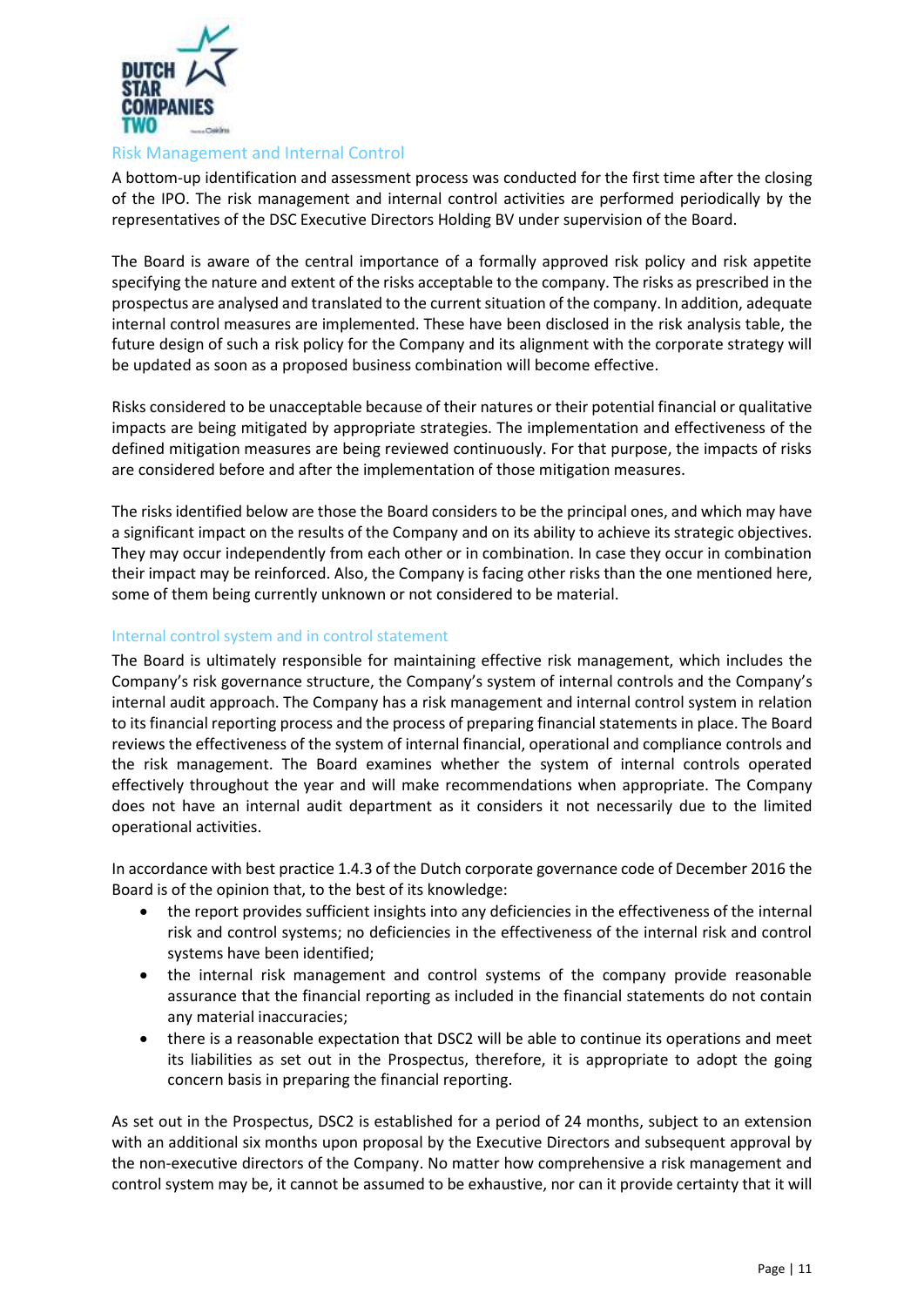## Risk Management and Internal Control

A bottom-up identification and assessment process was conducted for the first time after the closing of the IPO. The risk management and internal control activities are performed periodically by the representatives of the DSC Executive Directors Holding BV under supervision of the Board.

The Board is aware of the central importance of a formally approved risk policy and risk appetite specifying the nature and extent of the risks acceptable to the company. The risks as prescribed in the prospectus are analysed and translated to the current situation of the company. In addition, adequate internal control measures are implemented. These have been disclosed in the risk analysis table, the future design of such a risk policy for the Company and its alignment with the corporate strategy will be updated as soon as a proposed business combination will become effective.

Risks considered to be unacceptable because of their natures or their potential financial or qualitative impacts are being mitigated by appropriate strategies. The implementation and effectiveness of the defined mitigation measures are being reviewed continuously. For that purpose, the impacts of risks are considered before and after the implementation of those mitigation measures.

The risks identified below are those the Board considers to be the principal ones, and which may have a significant impact on the results of the Company and on its ability to achieve its strategic objectives. They may occur independently from each other or in combination. In case they occur in combination their impact may be reinforced. Also, the Company is facing other risks than the one mentioned here, some of them being currently unknown or not considered to be material.

### Internal control system and in control statement

The Board is ultimately responsible for maintaining effective risk management, which includes the Company's risk governance structure, the Company's system of internal controls and the Company's internal audit approach. The Company has a risk management and internal control system in relation to its financial reporting process and the process of preparing financial statements in place. The Board reviews the effectiveness of the system of internal financial, operational and compliance controls and the risk management. The Board examines whether the system of internal controls operated effectively throughout the year and will make recommendations when appropriate. The Company does not have an internal audit department as it considers it not necessarily due to the limited operational activities.

In accordance with best practice 1.4.3 of the Dutch corporate governance code of December 2016 the Board is of the opinion that, to the best of its knowledge:

- the report provides sufficient insights into any deficiencies in the effectiveness of the internal risk and control systems; no deficiencies in the effectiveness of the internal risk and control systems have been identified;
- the internal risk management and control systems of the company provide reasonable assurance that the financial reporting as included in the financial statements do not contain any material inaccuracies;
- there is a reasonable expectation that DSC2 will be able to continue its operations and meet its liabilities as set out in the Prospectus, therefore, it is appropriate to adopt the going concern basis in preparing the financial reporting.

As set out in the Prospectus, DSC2 is established for a period of 24 months, subject to an extension with an additional six months upon proposal by the Executive Directors and subsequent approval by the non-executive directors of the Company. No matter how comprehensive a risk management and control system may be, it cannot be assumed to be exhaustive, nor can it provide certainty that it will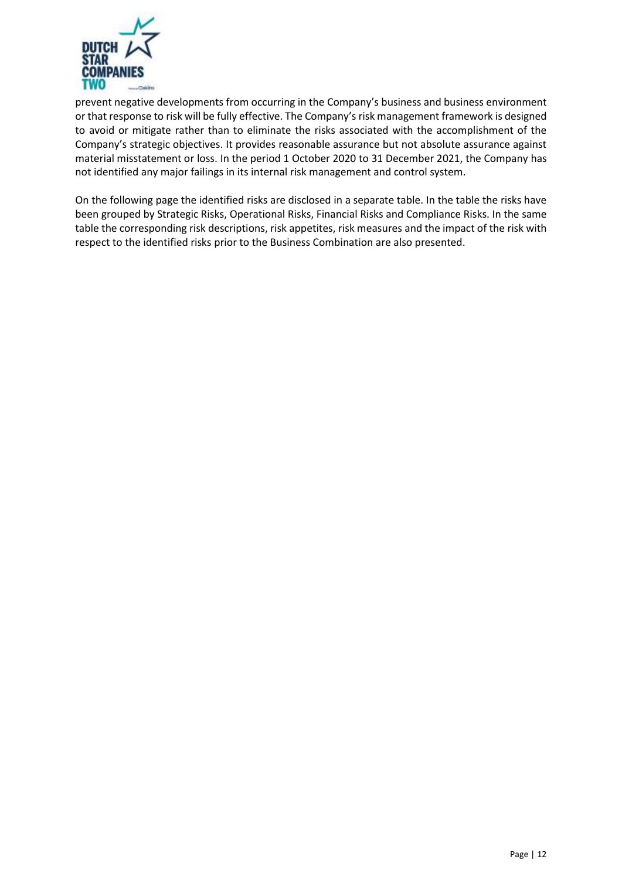prevent negative developments from occurring in the Company's business and business environment or that response to risk will be fully effective. The Company's risk management framework is designed to avoid or mitigate rather than to eliminate the risks associated with the accomplishment of the Company's strategic objectives. It provides reasonable assurance but not absolute assurance against material misstatement or loss. In the period 1 October 2020 to 31 December 2021, the Company has not identified any major failings in its internal risk management and control system.

On the following page the identified risks are disclosed in a separate table. In the table the risks have been grouped by Strategic Risks, Operational Risks, Financial Risks and Compliance Risks. In the same table the corresponding risk descriptions, risk appetites, risk measures and the impact of the risk with respect to the identified risks prior to the Business Combination are also presented.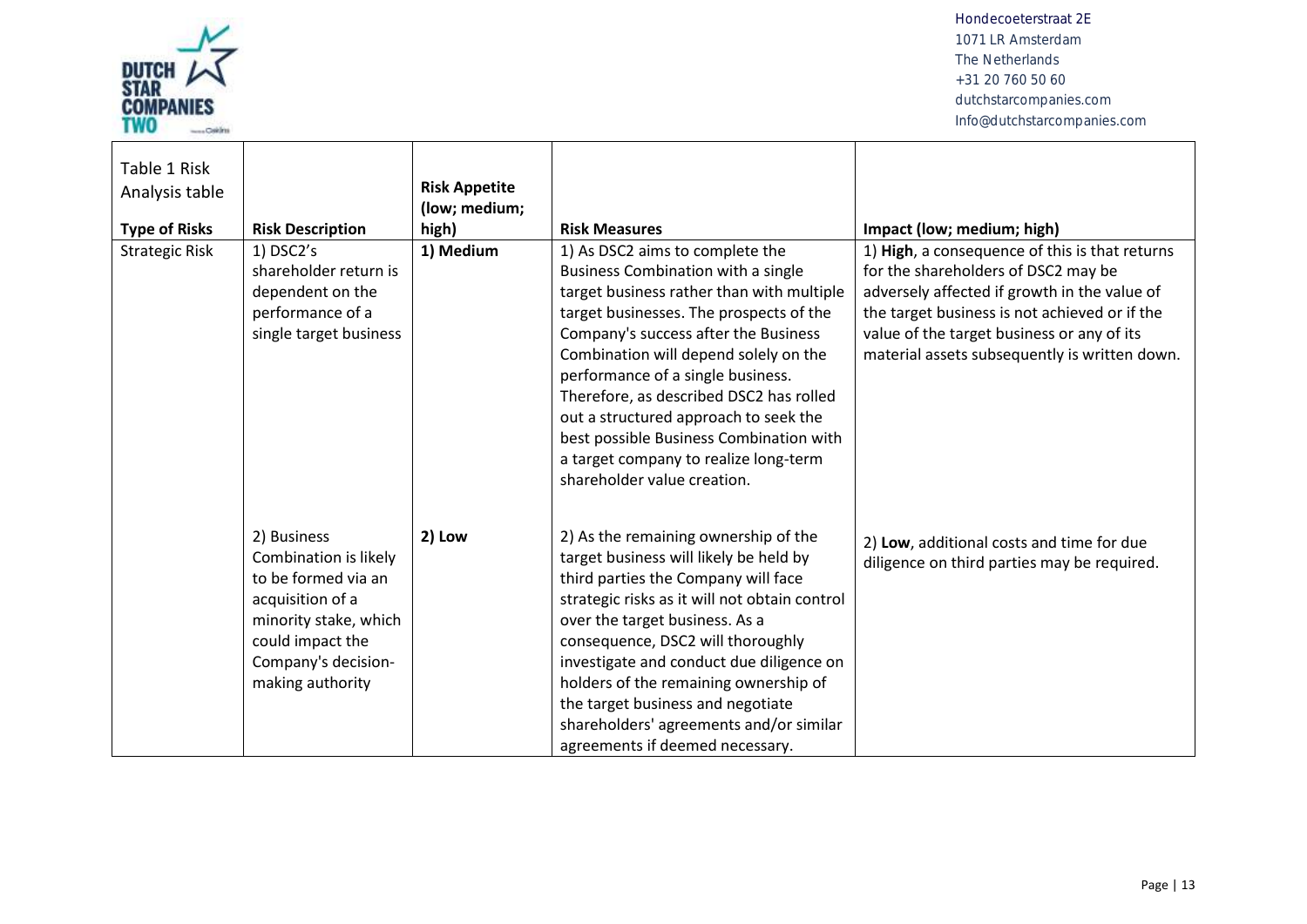| Table 1 Risk Analysis table<br>**Type of Risks** | **Risk Description** | **Risk Appetite (low; medium; high)** | **Risk Measures** | **Impact (low; medium; high)** |
|---|---|---|---|---|
| Strategic Risk | 1) DSC2's shareholder return is dependent on the performance of a single target business | **1) Medium** | 1) As DSC2 aims to complete the Business Combination with a single target business rather than with multiple target businesses. The prospects of the Company's success after the Business Combination will depend solely on the performance of a single business. Therefore, as described DSC2 has rolled out a structured approach to seek the best possible Business Combination with a target company to realize long-term shareholder value creation. | 1) **High**, a consequence of this is that returns for the shareholders of DSC2 may be adversely affected if growth in the value of the target business is not achieved or if the value of the target business or any of its material assets subsequently is written down. |
| | 2) Business Combination is likely to be formed via an acquisition of a minority stake, which could impact the Company's decision-making authority | **2) Low** | 2) As the remaining ownership of the target business will likely be held by third parties the Company will face strategic risks as it will not obtain control over the target business. As a consequence, DSC2 will thoroughly investigate and conduct due diligence on holders of the remaining ownership of the target business and negotiate shareholders' agreements and/or similar agreements if deemed necessary. | 2) **Low**, additional costs and time for due diligence on third parties may be required. |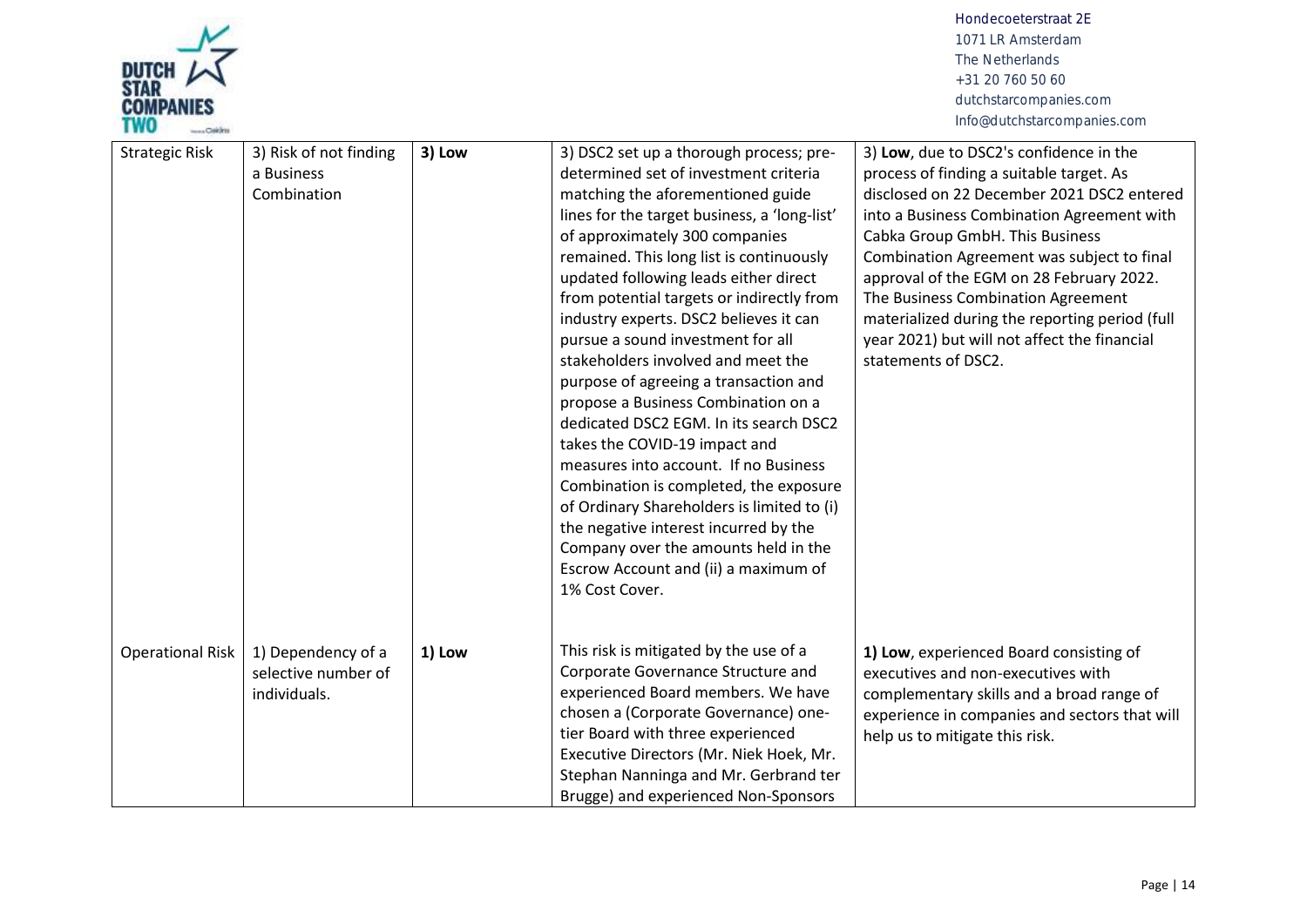| Strategic Risk | 3) Risk of not finding a Business Combination | **3) Low** | 3) DSC2 set up a thorough process; pre-determined set of investment criteria matching the aforementioned guide lines for the target business, a 'long-list' of approximately 300 companies remained. This long list is continuously updated following leads either direct from potential targets or indirectly from industry experts. DSC2 believes it can pursue a sound investment for all stakeholders involved and meet the purpose of agreeing a transaction and propose a Business Combination on a dedicated DSC2 EGM. In its search DSC2 takes the COVID-19 impact and measures into account. If no Business Combination is completed, the exposure of Ordinary Shareholders is limited to (i) the negative interest incurred by the Company over the amounts held in the Escrow Account and (ii) a maximum of 1% Cost Cover. | 3) **Low**, due to DSC2's confidence in the process of finding a suitable target. As disclosed on 22 December 2021 DSC2 entered into a Business Combination Agreement with Cabka Group GmbH. This Business Combination Agreement was subject to final approval of the EGM on 28 February 2022. The Business Combination Agreement materialized during the reporting period (full year 2021) but will not affect the financial statements of DSC2. |
|---|---|---|---|---|
| Operational Risk | 1) Dependency of a selective number of individuals. | **1) Low** | This risk is mitigated by the use of a Corporate Governance Structure and experienced Board members. We have chosen a (Corporate Governance) one-tier Board with three experienced Executive Directors (Mr. Niek Hoek, Mr. Stephan Nanninga and Mr. Gerbrand ter Brugge) and experienced Non-Sponsors | **1) Low**, experienced Board consisting of executives and non-executives with complementary skills and a broad range of experience in companies and sectors that will help us to mitigate this risk. |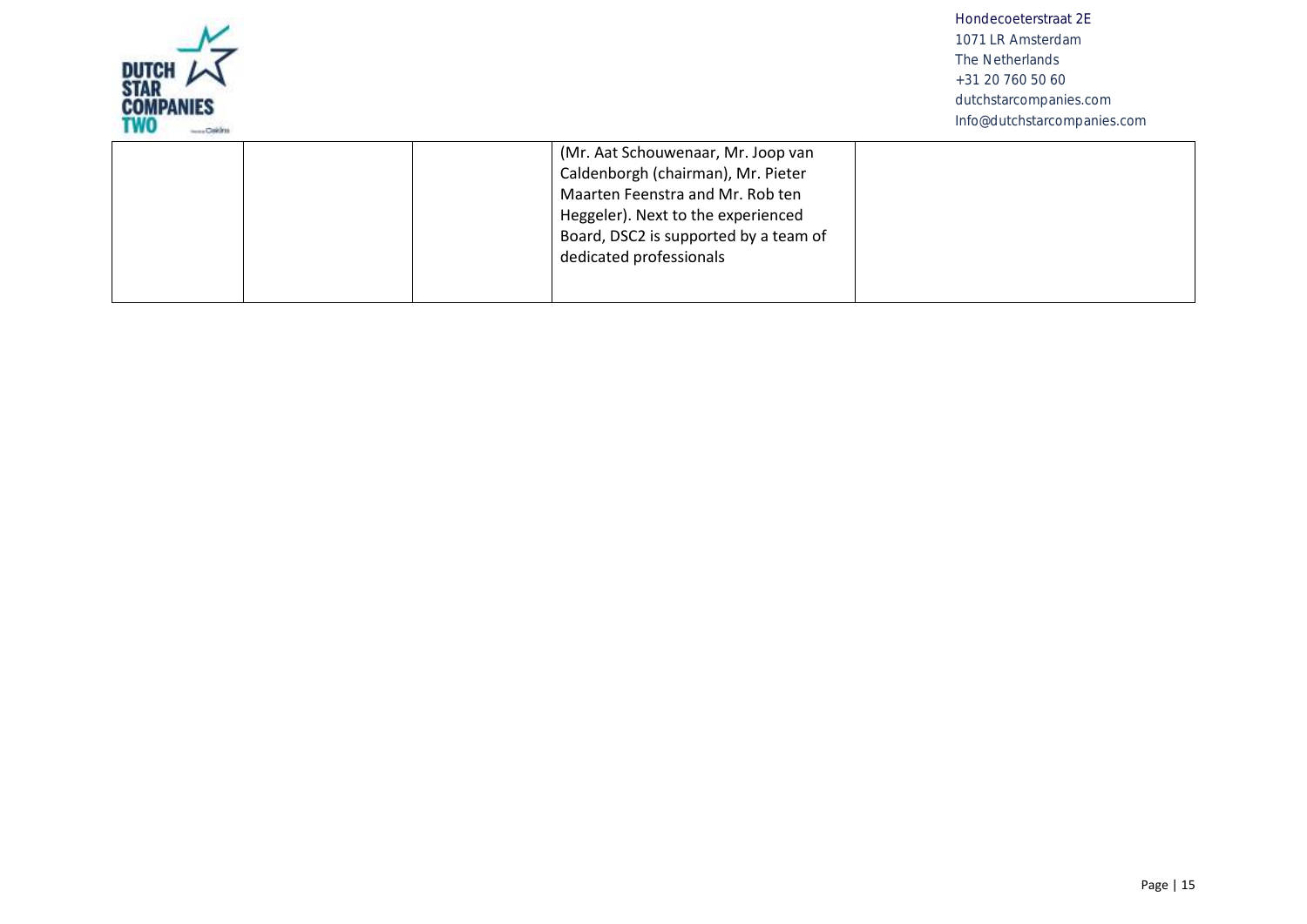| | | | | |
|---|---|---|---|---|
| | | | (Mr. Aat Schouwenaar, Mr. Joop van Caldenborgh (chairman), Mr. Pieter Maarten Feenstra and Mr. Rob ten Heggeler). Next to the experienced Board, DSC2 is supported by a team of dedicated professionals | |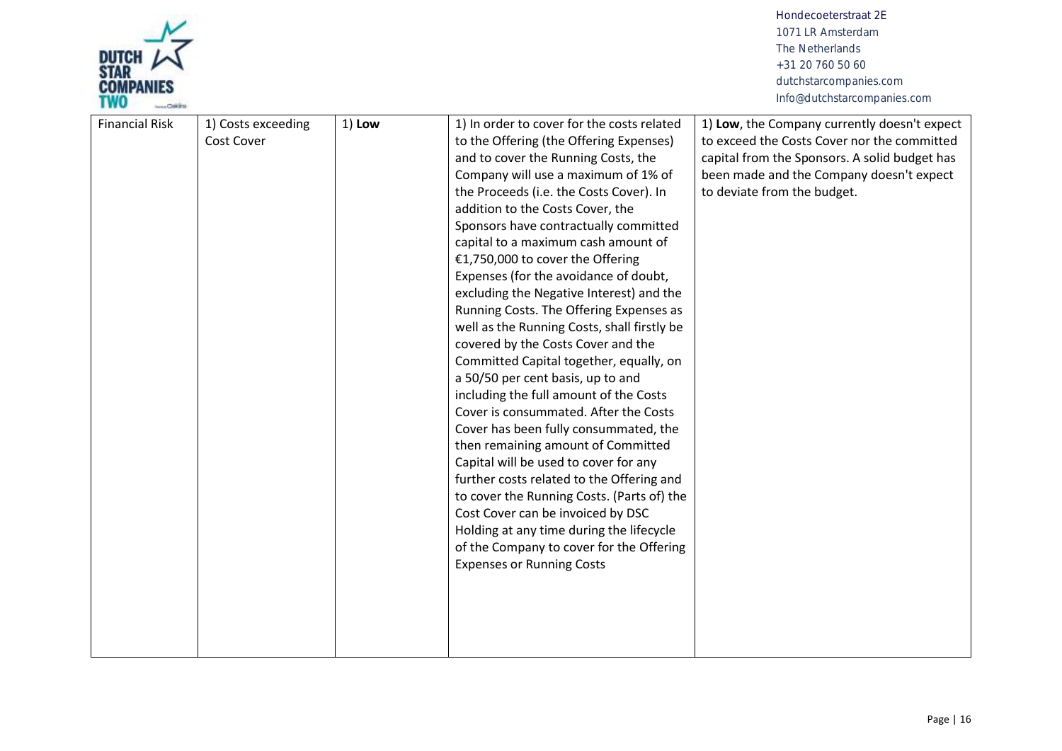| Financial Risk | 1) Costs exceeding Cost Cover | 1) **Low** | 1) In order to cover for the costs related to the Offering (the Offering Expenses) and to cover the Running Costs, the Company will use a maximum of 1% of the Proceeds (i.e. the Costs Cover). In addition to the Costs Cover, the Sponsors have contractually committed capital to a maximum cash amount of €1,750,000 to cover the Offering Expenses (for the avoidance of doubt, excluding the Negative Interest) and the Running Costs. The Offering Expenses as well as the Running Costs, shall firstly be covered by the Costs Cover and the Committed Capital together, equally, on a 50/50 per cent basis, up to and including the full amount of the Costs Cover is consummated. After the Costs Cover has been fully consummated, the then remaining amount of Committed Capital will be used to cover for any further costs related to the Offering and to cover the Running Costs. (Parts of) the Cost Cover can be invoiced by DSC Holding at any time during the lifecycle of the Company to cover for the Offering Expenses or Running Costs | 1) **Low**, the Company currently doesn't expect to exceed the Costs Cover nor the committed capital from the Sponsors. A solid budget has been made and the Company doesn't expect to deviate from the budget. |
|---|---|---|---|---|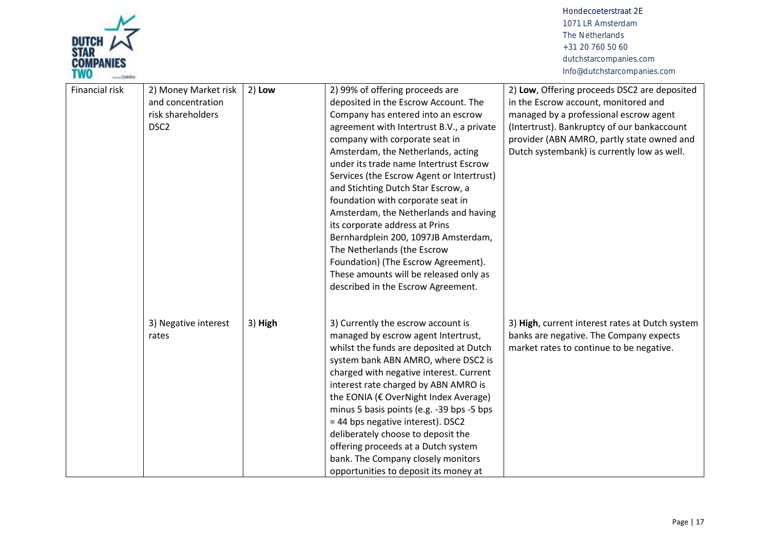| Financial risk | 2) Money Market risk and concentration risk shareholders DSC2 | 2) **Low** | 2) 99% of offering proceeds are deposited in the Escrow Account. The Company has entered into an escrow agreement with Intertrust B.V., a private company with corporate seat in Amsterdam, the Netherlands, acting under its trade name Intertrust Escrow Services (the Escrow Agent or Intertrust) and Stichting Dutch Star Escrow, a foundation with corporate seat in Amsterdam, the Netherlands and having its corporate address at Prins Bernhardplein 200, 1097JB Amsterdam, The Netherlands (the Escrow Foundation) (The Escrow Agreement). These amounts will be released only as described in the Escrow Agreement. | 2) **Low**, Offering proceeds DSC2 are deposited in the Escrow account, monitored and managed by a professional escrow agent (Intertrust). Bankruptcy of our bankaccount provider (ABN AMRO, partly state owned and Dutch systembank) is currently low as well. |
|---|---|---|---|---|
| | 3) Negative interest rates | 3) **High** | 3) Currently the escrow account is managed by escrow agent Intertrust, whilst the funds are deposited at Dutch system bank ABN AMRO, where DSC2 is charged with negative interest. Current interest rate charged by ABN AMRO is the EONIA (€ OverNight Index Average) minus 5 basis points (e.g. -39 bps -5 bps = 44 bps negative interest). DSC2 deliberately choose to deposit the offering proceeds at a Dutch system bank. The Company closely monitors opportunities to deposit its money at | 3) **High**, current interest rates at Dutch system banks are negative. The Company expects market rates to continue to be negative. |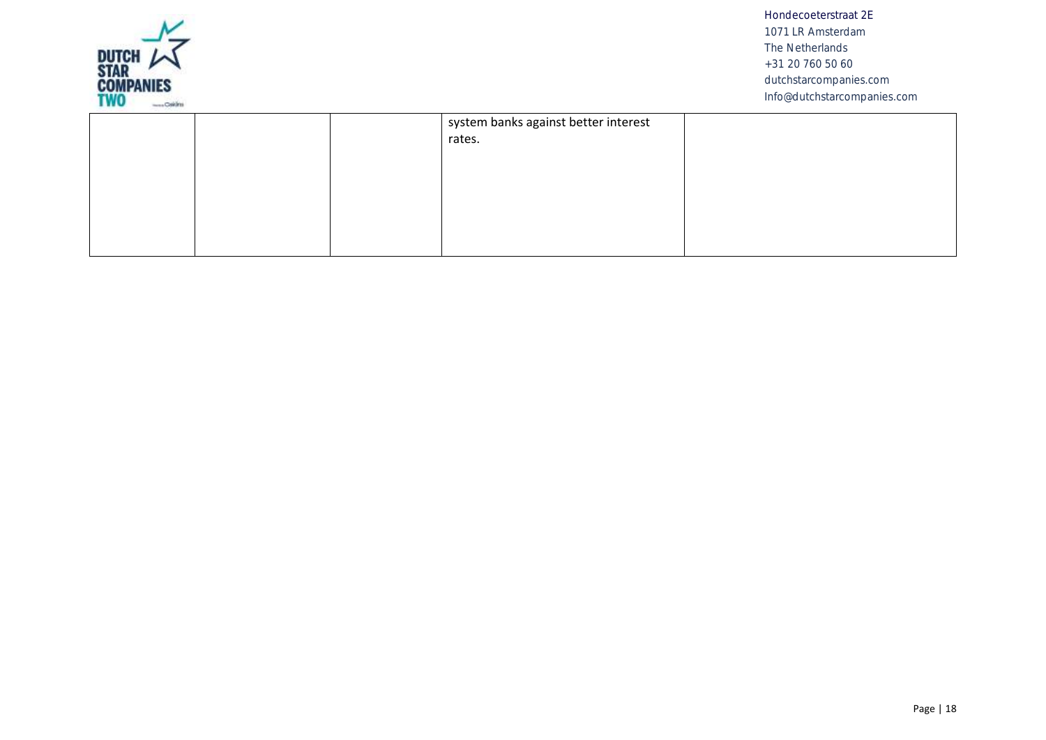| | | | | |
|---|---|---|---|---|
| | | | system banks against better interest rates. | |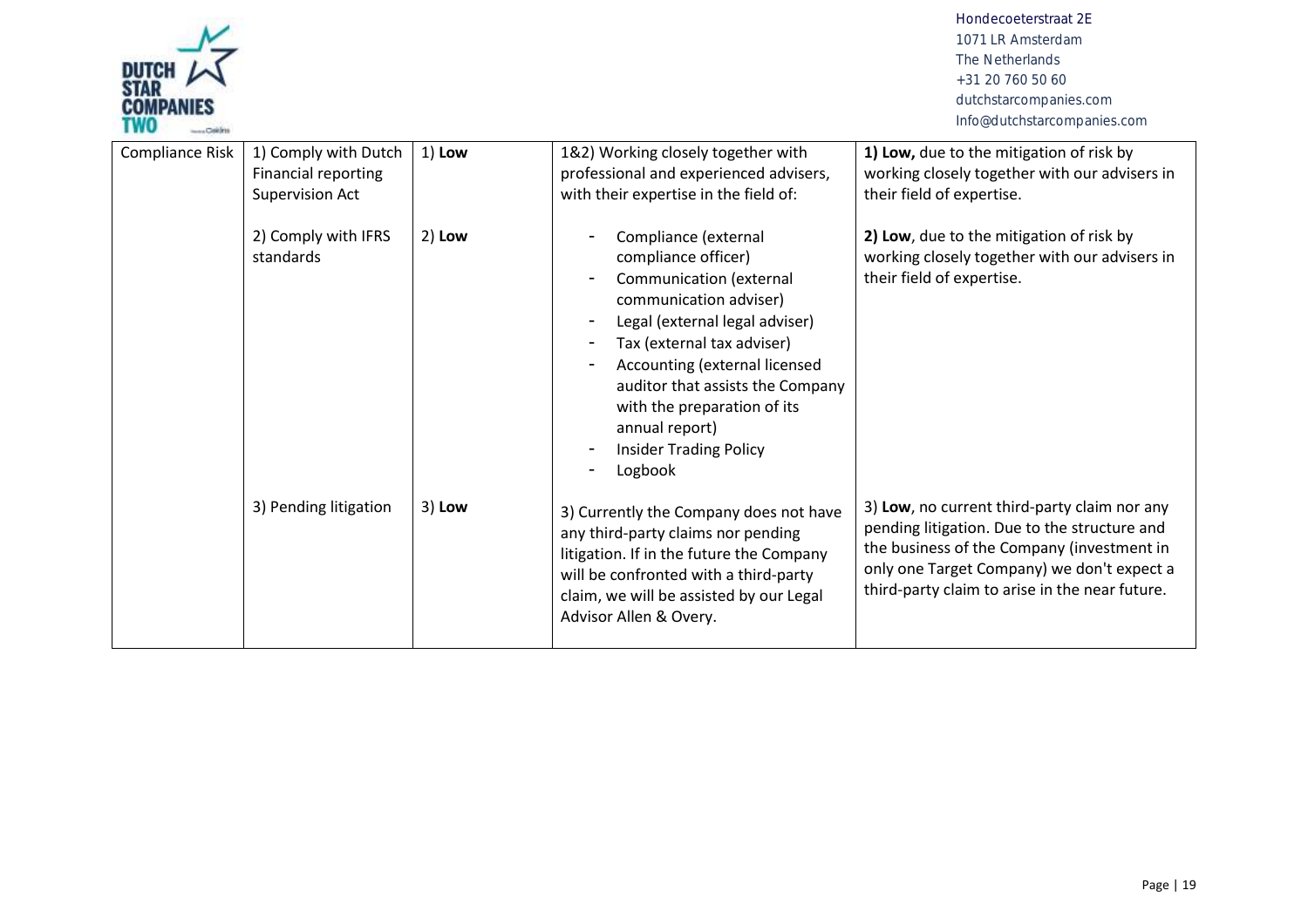| Compliance Risk | 1) Comply with Dutch Financial reporting Supervision Act<br><br>2) Comply with IFRS standards | 1) **Low**<br><br>2) **Low** | 1&2) Working closely together with professional and experienced advisers, with their expertise in the field of:<br><br>- Compliance (external compliance officer)<br>- Communication (external communication adviser)<br>- Legal (external legal adviser)<br>- Tax (external tax adviser)<br>- Accounting (external licensed auditor that assists the Company with the preparation of its annual report)<br>- Insider Trading Policy<br>- Logbook | **1) Low,** due to the mitigation of risk by working closely together with our advisers in their field of expertise.<br><br>**2) Low**, due to the mitigation of risk by working closely together with our advisers in their field of expertise. |
|---|---|---|---|---|
| | 3) Pending litigation | 3) **Low** | 3) Currently the Company does not have any third-party claims nor pending litigation. If in the future the Company will be confronted with a third-party claim, we will be assisted by our Legal Advisor Allen & Overy. | 3) **Low**, no current third-party claim nor any pending litigation. Due to the structure and the business of the Company (investment in only one Target Company) we don't expect a third-party claim to arise in the near future. |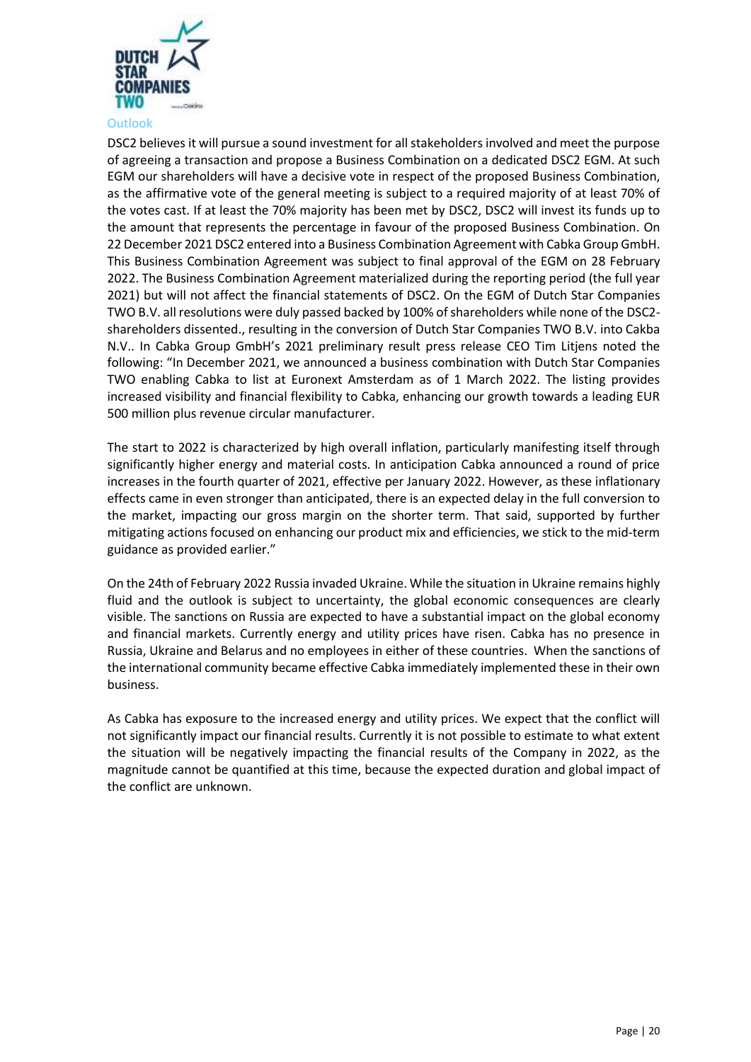## Outlook

DSC2 believes it will pursue a sound investment for all stakeholders involved and meet the purpose of agreeing a transaction and propose a Business Combination on a dedicated DSC2 EGM. At such EGM our shareholders will have a decisive vote in respect of the proposed Business Combination, as the affirmative vote of the general meeting is subject to a required majority of at least 70% of the votes cast. If at least the 70% majority has been met by DSC2, DSC2 will invest its funds up to the amount that represents the percentage in favour of the proposed Business Combination. On 22 December 2021 DSC2 entered into a Business Combination Agreement with Cabka Group GmbH. This Business Combination Agreement was subject to final approval of the EGM on 28 February 2022. The Business Combination Agreement materialized during the reporting period (the full year 2021) but will not affect the financial statements of DSC2. On the EGM of Dutch Star Companies TWO B.V. all resolutions were duly passed backed by 100% of shareholders while none of the DSC2-shareholders dissented., resulting in the conversion of Dutch Star Companies TWO B.V. into Cakba N.V.. In Cabka Group GmbH's 2021 preliminary result press release CEO Tim Litjens noted the following: "In December 2021, we announced a business combination with Dutch Star Companies TWO enabling Cabka to list at Euronext Amsterdam as of 1 March 2022. The listing provides increased visibility and financial flexibility to Cabka, enhancing our growth towards a leading EUR 500 million plus revenue circular manufacturer.

The start to 2022 is characterized by high overall inflation, particularly manifesting itself through significantly higher energy and material costs. In anticipation Cabka announced a round of price increases in the fourth quarter of 2021, effective per January 2022. However, as these inflationary effects came in even stronger than anticipated, there is an expected delay in the full conversion to the market, impacting our gross margin on the shorter term. That said, supported by further mitigating actions focused on enhancing our product mix and efficiencies, we stick to the mid-term guidance as provided earlier."

On the 24th of February 2022 Russia invaded Ukraine. While the situation in Ukraine remains highly fluid and the outlook is subject to uncertainty, the global economic consequences are clearly visible. The sanctions on Russia are expected to have a substantial impact on the global economy and financial markets. Currently energy and utility prices have risen. Cabka has no presence in Russia, Ukraine and Belarus and no employees in either of these countries. When the sanctions of the international community became effective Cabka immediately implemented these in their own business.

As Cabka has exposure to the increased energy and utility prices. We expect that the conflict will not significantly impact our financial results. Currently it is not possible to estimate to what extent the situation will be negatively impacting the financial results of the Company in 2022, as the magnitude cannot be quantified at this time, because the expected duration and global impact of the conflict are unknown.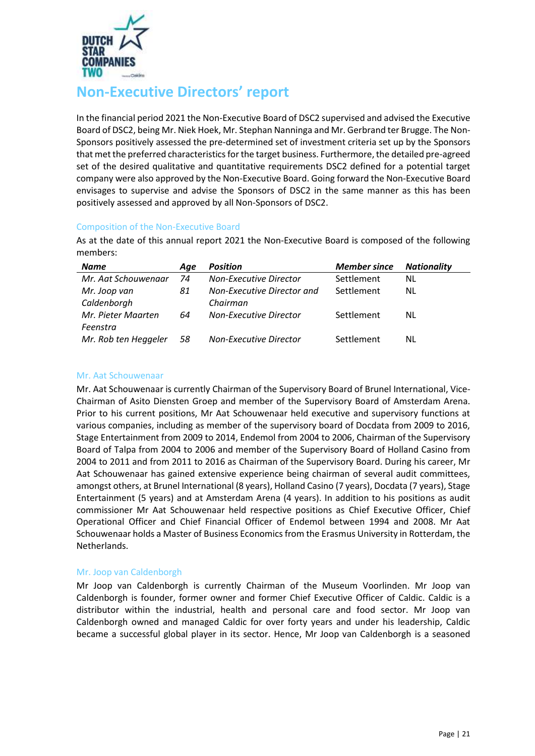# Non-Executive Directors' report

In the financial period 2021 the Non-Executive Board of DSC2 supervised and advised the Executive Board of DSC2, being Mr. Niek Hoek, Mr. Stephan Nanninga and Mr. Gerbrand ter Brugge. The Non-Sponsors positively assessed the pre-determined set of investment criteria set up by the Sponsors that met the preferred characteristics for the target business. Furthermore, the detailed pre-agreed set of the desired qualitative and quantitative requirements DSC2 defined for a potential target company were also approved by the Non-Executive Board. Going forward the Non-Executive Board envisages to supervise and advise the Sponsors of DSC2 in the same manner as this has been positively assessed and approved by all Non-Sponsors of DSC2.

## Composition of the Non-Executive Board

As at the date of this annual report 2021 the Non-Executive Board is composed of the following members:

| *Name* | *Age* | *Position* | *Member since* | *Nationality* |
|---|---|---|---|---|
| *Mr. Aat Schouwenaar* | *74* | *Non-Executive Director* | Settlement | NL |
| *Mr. Joop van Caldenborgh* | *81* | *Non-Executive Director and Chairman* | Settlement | NL |
| *Mr. Pieter Maarten Feenstra* | *64* | *Non-Executive Director* | Settlement | NL |
| *Mr. Rob ten Heggeler* | *58* | *Non-Executive Director* | Settlement | NL |

### Mr. Aat Schouwenaar

Mr. Aat Schouwenaar is currently Chairman of the Supervisory Board of Brunel International, Vice-Chairman of Asito Diensten Groep and member of the Supervisory Board of Amsterdam Arena. Prior to his current positions, Mr Aat Schouwenaar held executive and supervisory functions at various companies, including as member of the supervisory board of Docdata from 2009 to 2016, Stage Entertainment from 2009 to 2014, Endemol from 2004 to 2006, Chairman of the Supervisory Board of Talpa from 2004 to 2006 and member of the Supervisory Board of Holland Casino from 2004 to 2011 and from 2011 to 2016 as Chairman of the Supervisory Board. During his career, Mr Aat Schouwenaar has gained extensive experience being chairman of several audit committees, amongst others, at Brunel International (8 years), Holland Casino (7 years), Docdata (7 years), Stage Entertainment (5 years) and at Amsterdam Arena (4 years). In addition to his positions as audit commissioner Mr Aat Schouwenaar held respective positions as Chief Executive Officer, Chief Operational Officer and Chief Financial Officer of Endemol between 1994 and 2008. Mr Aat Schouwenaar holds a Master of Business Economics from the Erasmus University in Rotterdam, the Netherlands.

### Mr. Joop van Caldenborgh

Mr Joop van Caldenborgh is currently Chairman of the Museum Voorlinden. Mr Joop van Caldenborgh is founder, former owner and former Chief Executive Officer of Caldic. Caldic is a distributor within the industrial, health and personal care and food sector. Mr Joop van Caldenborgh owned and managed Caldic for over forty years and under his leadership, Caldic became a successful global player in its sector. Hence, Mr Joop van Caldenborgh is a seasoned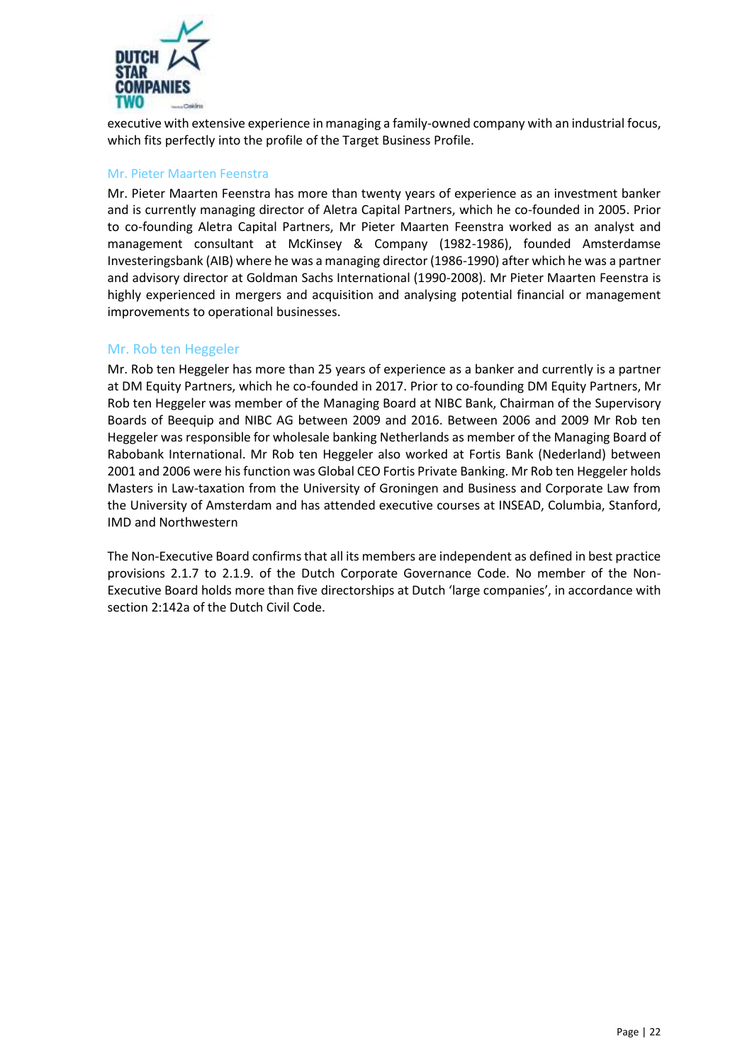executive with extensive experience in managing a family-owned company with an industrial focus, which fits perfectly into the profile of the Target Business Profile.

### Mr. Pieter Maarten Feenstra

Mr. Pieter Maarten Feenstra has more than twenty years of experience as an investment banker and is currently managing director of Aletra Capital Partners, which he co-founded in 2005. Prior to co-founding Aletra Capital Partners, Mr Pieter Maarten Feenstra worked as an analyst and management consultant at McKinsey & Company (1982-1986), founded Amsterdamse Investeringsbank (AIB) where he was a managing director (1986-1990) after which he was a partner and advisory director at Goldman Sachs International (1990-2008). Mr Pieter Maarten Feenstra is highly experienced in mergers and acquisition and analysing potential financial or management improvements to operational businesses.

### Mr. Rob ten Heggeler

Mr. Rob ten Heggeler has more than 25 years of experience as a banker and currently is a partner at DM Equity Partners, which he co-founded in 2017. Prior to co-founding DM Equity Partners, Mr Rob ten Heggeler was member of the Managing Board at NIBC Bank, Chairman of the Supervisory Boards of Beequip and NIBC AG between 2009 and 2016. Between 2006 and 2009 Mr Rob ten Heggeler was responsible for wholesale banking Netherlands as member of the Managing Board of Rabobank International. Mr Rob ten Heggeler also worked at Fortis Bank (Nederland) between 2001 and 2006 were his function was Global CEO Fortis Private Banking. Mr Rob ten Heggeler holds Masters in Law-taxation from the University of Groningen and Business and Corporate Law from the University of Amsterdam and has attended executive courses at INSEAD, Columbia, Stanford, IMD and Northwestern

The Non-Executive Board confirms that all its members are independent as defined in best practice provisions 2.1.7 to 2.1.9. of the Dutch Corporate Governance Code. No member of the Non-Executive Board holds more than five directorships at Dutch 'large companies', in accordance with section 2:142a of the Dutch Civil Code.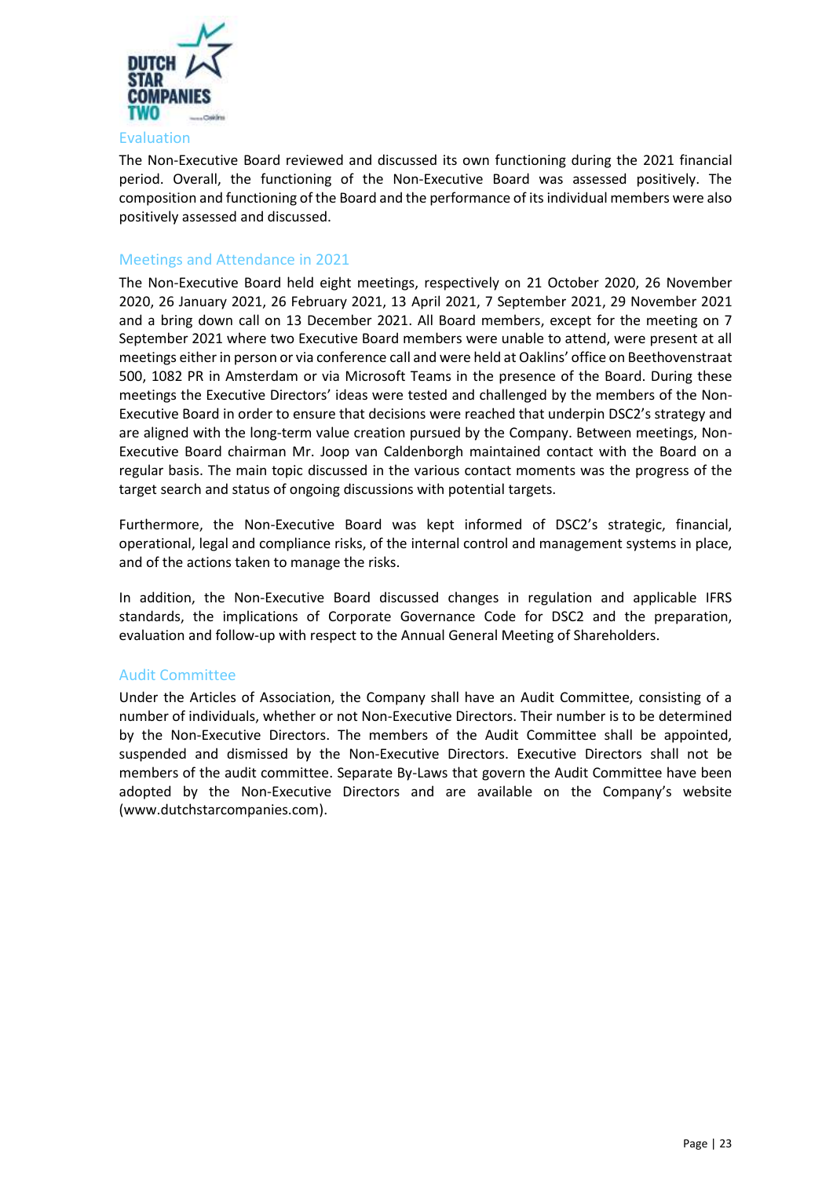## Evaluation

The Non-Executive Board reviewed and discussed its own functioning during the 2021 financial period. Overall, the functioning of the Non-Executive Board was assessed positively. The composition and functioning of the Board and the performance of its individual members were also positively assessed and discussed.

## Meetings and Attendance in 2021

The Non-Executive Board held eight meetings, respectively on 21 October 2020, 26 November 2020, 26 January 2021, 26 February 2021, 13 April 2021, 7 September 2021, 29 November 2021 and a bring down call on 13 December 2021. All Board members, except for the meeting on 7 September 2021 where two Executive Board members were unable to attend, were present at all meetings either in person or via conference call and were held at Oaklins' office on Beethovenstraat 500, 1082 PR in Amsterdam or via Microsoft Teams in the presence of the Board. During these meetings the Executive Directors' ideas were tested and challenged by the members of the Non-Executive Board in order to ensure that decisions were reached that underpin DSC2's strategy and are aligned with the long-term value creation pursued by the Company. Between meetings, Non-Executive Board chairman Mr. Joop van Caldenborgh maintained contact with the Board on a regular basis. The main topic discussed in the various contact moments was the progress of the target search and status of ongoing discussions with potential targets.

Furthermore, the Non-Executive Board was kept informed of DSC2's strategic, financial, operational, legal and compliance risks, of the internal control and management systems in place, and of the actions taken to manage the risks.

In addition, the Non-Executive Board discussed changes in regulation and applicable IFRS standards, the implications of Corporate Governance Code for DSC2 and the preparation, evaluation and follow-up with respect to the Annual General Meeting of Shareholders.

## Audit Committee

Under the Articles of Association, the Company shall have an Audit Committee, consisting of a number of individuals, whether or not Non-Executive Directors. Their number is to be determined by the Non-Executive Directors. The members of the Audit Committee shall be appointed, suspended and dismissed by the Non-Executive Directors. Executive Directors shall not be members of the audit committee. Separate By-Laws that govern the Audit Committee have been adopted by the Non-Executive Directors and are available on the Company's website (www.dutchstarcompanies.com).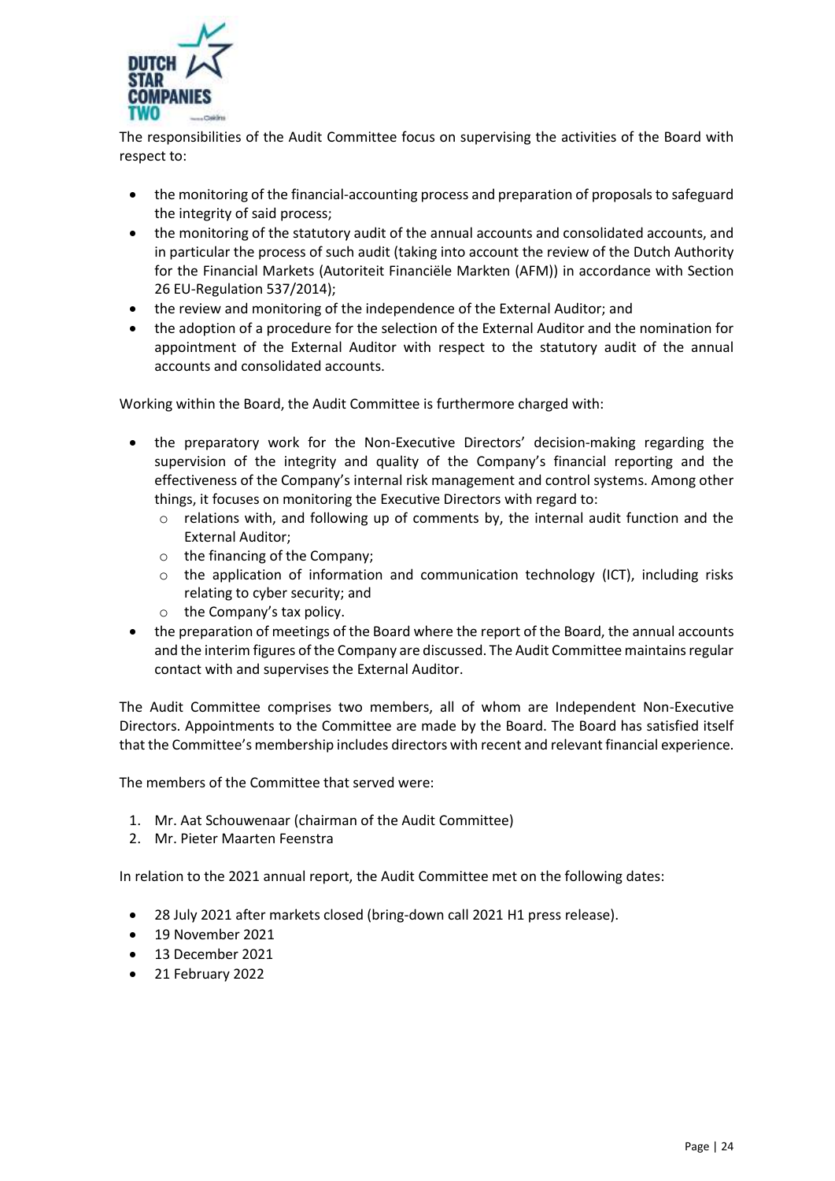The responsibilities of the Audit Committee focus on supervising the activities of the Board with respect to:

- the monitoring of the financial-accounting process and preparation of proposals to safeguard the integrity of said process;
- the monitoring of the statutory audit of the annual accounts and consolidated accounts, and in particular the process of such audit (taking into account the review of the Dutch Authority for the Financial Markets (Autoriteit Financiële Markten (AFM)) in accordance with Section 26 EU-Regulation 537/2014);
- the review and monitoring of the independence of the External Auditor; and
- the adoption of a procedure for the selection of the External Auditor and the nomination for appointment of the External Auditor with respect to the statutory audit of the annual accounts and consolidated accounts.

Working within the Board, the Audit Committee is furthermore charged with:

- the preparatory work for the Non-Executive Directors' decision-making regarding the supervision of the integrity and quality of the Company's financial reporting and the effectiveness of the Company's internal risk management and control systems. Among other things, it focuses on monitoring the Executive Directors with regard to:
  - relations with, and following up of comments by, the internal audit function and the External Auditor;
  - the financing of the Company;
  - the application of information and communication technology (ICT), including risks relating to cyber security; and
  - the Company's tax policy.
- the preparation of meetings of the Board where the report of the Board, the annual accounts and the interim figures of the Company are discussed. The Audit Committee maintains regular contact with and supervises the External Auditor.

The Audit Committee comprises two members, all of whom are Independent Non-Executive Directors. Appointments to the Committee are made by the Board. The Board has satisfied itself that the Committee's membership includes directors with recent and relevant financial experience.

The members of the Committee that served were:

1. Mr. Aat Schouwenaar (chairman of the Audit Committee)
2. Mr. Pieter Maarten Feenstra

In relation to the 2021 annual report, the Audit Committee met on the following dates:

- 28 July 2021 after markets closed (bring-down call 2021 H1 press release).
- 19 November 2021
- 13 December 2021
- 21 February 2022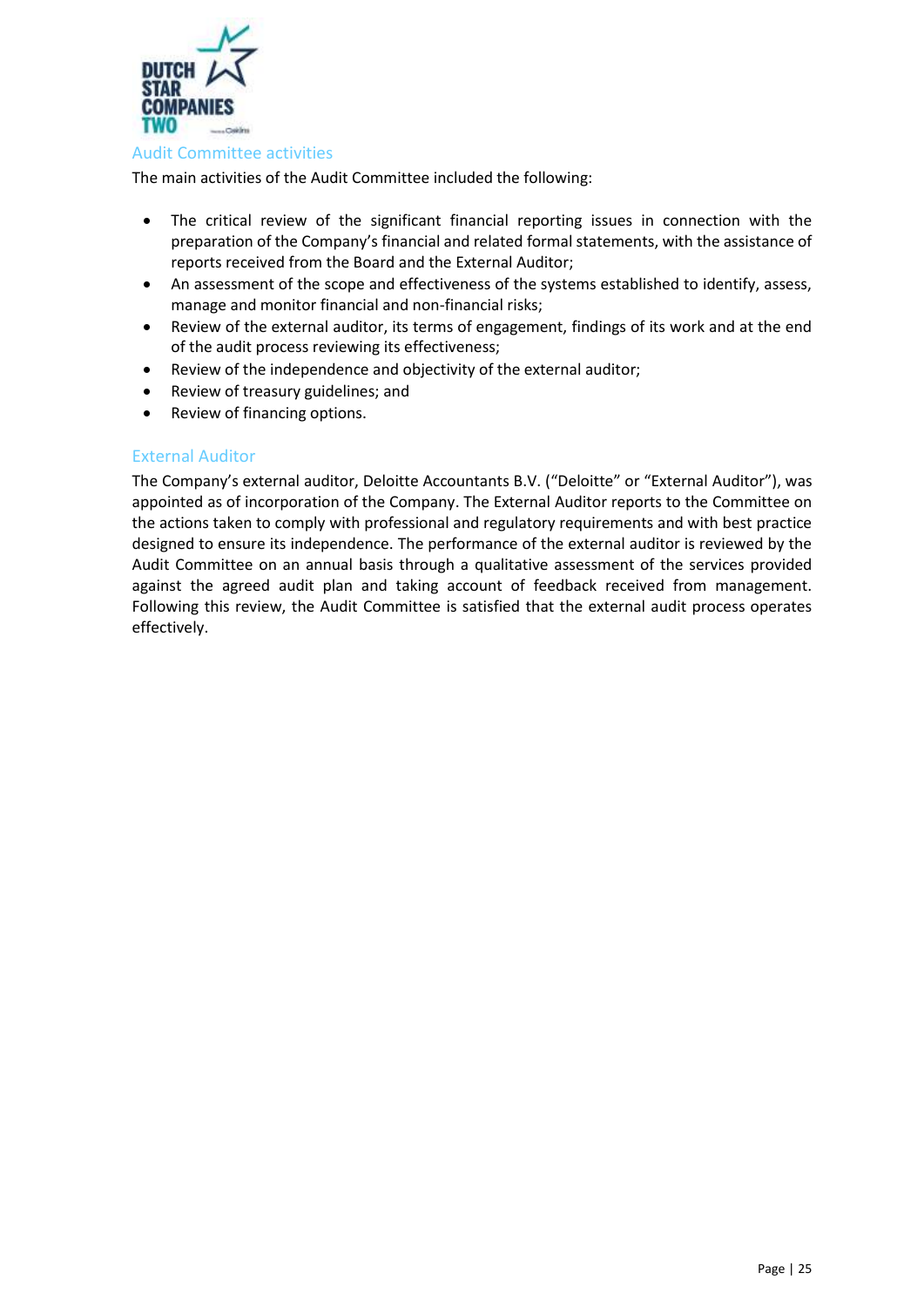### Audit Committee activities

The main activities of the Audit Committee included the following:

- The critical review of the significant financial reporting issues in connection with the preparation of the Company's financial and related formal statements, with the assistance of reports received from the Board and the External Auditor;
- An assessment of the scope and effectiveness of the systems established to identify, assess, manage and monitor financial and non-financial risks;
- Review of the external auditor, its terms of engagement, findings of its work and at the end of the audit process reviewing its effectiveness;
- Review of the independence and objectivity of the external auditor;
- Review of treasury guidelines; and
- Review of financing options.

### External Auditor

The Company's external auditor, Deloitte Accountants B.V. ("Deloitte" or "External Auditor"), was appointed as of incorporation of the Company. The External Auditor reports to the Committee on the actions taken to comply with professional and regulatory requirements and with best practice designed to ensure its independence. The performance of the external auditor is reviewed by the Audit Committee on an annual basis through a qualitative assessment of the services provided against the agreed audit plan and taking account of feedback received from management. Following this review, the Audit Committee is satisfied that the external audit process operates effectively.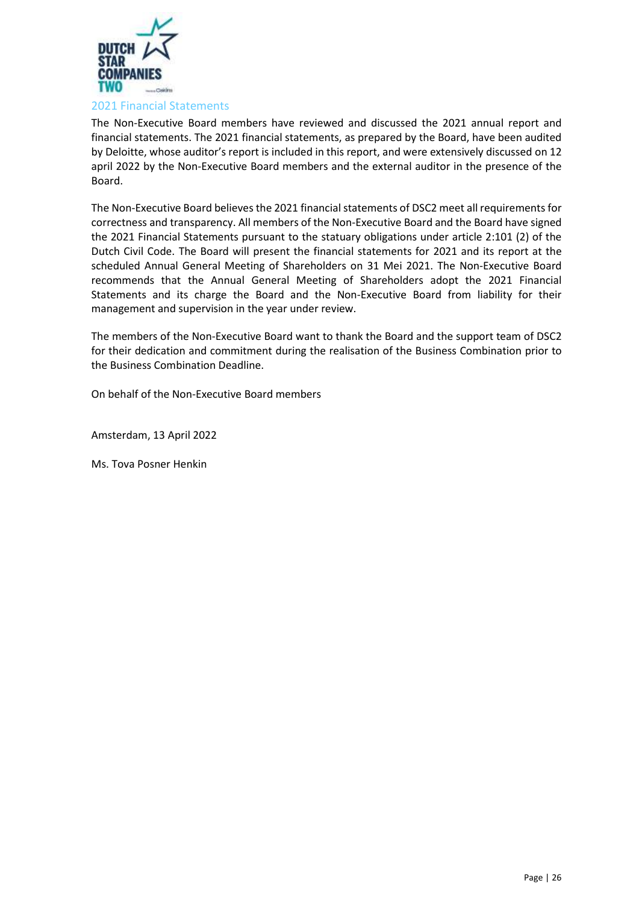## 2021 Financial Statements

The Non-Executive Board members have reviewed and discussed the 2021 annual report and financial statements. The 2021 financial statements, as prepared by the Board, have been audited by Deloitte, whose auditor's report is included in this report, and were extensively discussed on 12 april 2022 by the Non-Executive Board members and the external auditor in the presence of the Board.

The Non-Executive Board believes the 2021 financial statements of DSC2 meet all requirements for correctness and transparency. All members of the Non-Executive Board and the Board have signed the 2021 Financial Statements pursuant to the statuary obligations under article 2:101 (2) of the Dutch Civil Code. The Board will present the financial statements for 2021 and its report at the scheduled Annual General Meeting of Shareholders on 31 Mei 2021. The Non-Executive Board recommends that the Annual General Meeting of Shareholders adopt the 2021 Financial Statements and its charge the Board and the Non-Executive Board from liability for their management and supervision in the year under review.

The members of the Non-Executive Board want to thank the Board and the support team of DSC2 for their dedication and commitment during the realisation of the Business Combination prior to the Business Combination Deadline.

On behalf of the Non-Executive Board members

Amsterdam, 13 April 2022

Ms. Tova Posner Henkin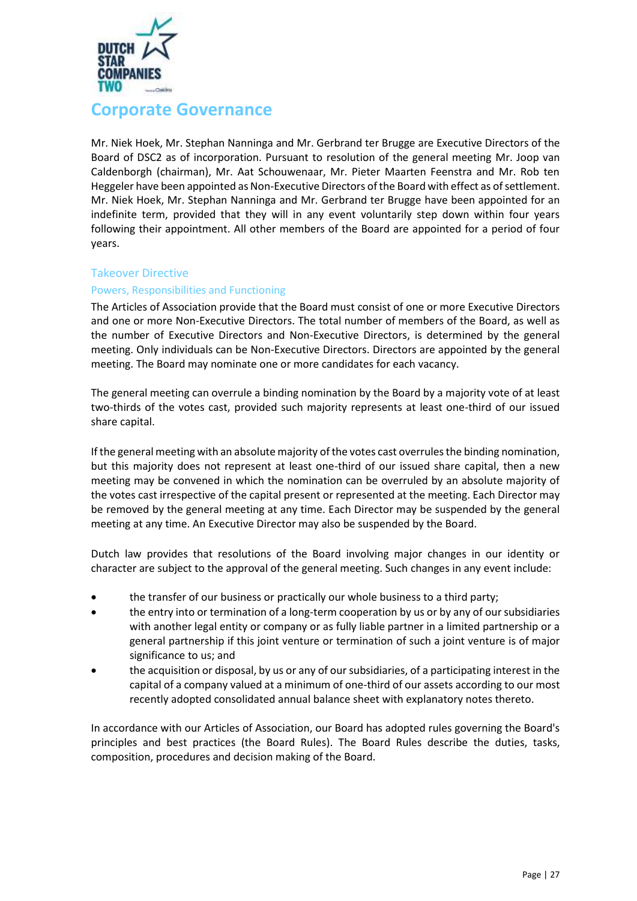# Corporate Governance

Mr. Niek Hoek, Mr. Stephan Nanninga and Mr. Gerbrand ter Brugge are Executive Directors of the Board of DSC2 as of incorporation. Pursuant to resolution of the general meeting Mr. Joop van Caldenborgh (chairman), Mr. Aat Schouwenaar, Mr. Pieter Maarten Feenstra and Mr. Rob ten Heggeler have been appointed as Non-Executive Directors of the Board with effect as of settlement. Mr. Niek Hoek, Mr. Stephan Nanninga and Mr. Gerbrand ter Brugge have been appointed for an indefinite term, provided that they will in any event voluntarily step down within four years following their appointment. All other members of the Board are appointed for a period of four years.

## Takeover Directive

### Powers, Responsibilities and Functioning

The Articles of Association provide that the Board must consist of one or more Executive Directors and one or more Non-Executive Directors. The total number of members of the Board, as well as the number of Executive Directors and Non-Executive Directors, is determined by the general meeting. Only individuals can be Non-Executive Directors. Directors are appointed by the general meeting. The Board may nominate one or more candidates for each vacancy.

The general meeting can overrule a binding nomination by the Board by a majority vote of at least two-thirds of the votes cast, provided such majority represents at least one-third of our issued share capital.

If the general meeting with an absolute majority of the votes cast overrules the binding nomination, but this majority does not represent at least one-third of our issued share capital, then a new meeting may be convened in which the nomination can be overruled by an absolute majority of the votes cast irrespective of the capital present or represented at the meeting. Each Director may be removed by the general meeting at any time. Each Director may be suspended by the general meeting at any time. An Executive Director may also be suspended by the Board.

Dutch law provides that resolutions of the Board involving major changes in our identity or character are subject to the approval of the general meeting. Such changes in any event include:

- the transfer of our business or practically our whole business to a third party;
- the entry into or termination of a long-term cooperation by us or by any of our subsidiaries with another legal entity or company or as fully liable partner in a limited partnership or a general partnership if this joint venture or termination of such a joint venture is of major significance to us; and
- the acquisition or disposal, by us or any of our subsidiaries, of a participating interest in the capital of a company valued at a minimum of one-third of our assets according to our most recently adopted consolidated annual balance sheet with explanatory notes thereto.

In accordance with our Articles of Association, our Board has adopted rules governing the Board's principles and best practices (the Board Rules). The Board Rules describe the duties, tasks, composition, procedures and decision making of the Board.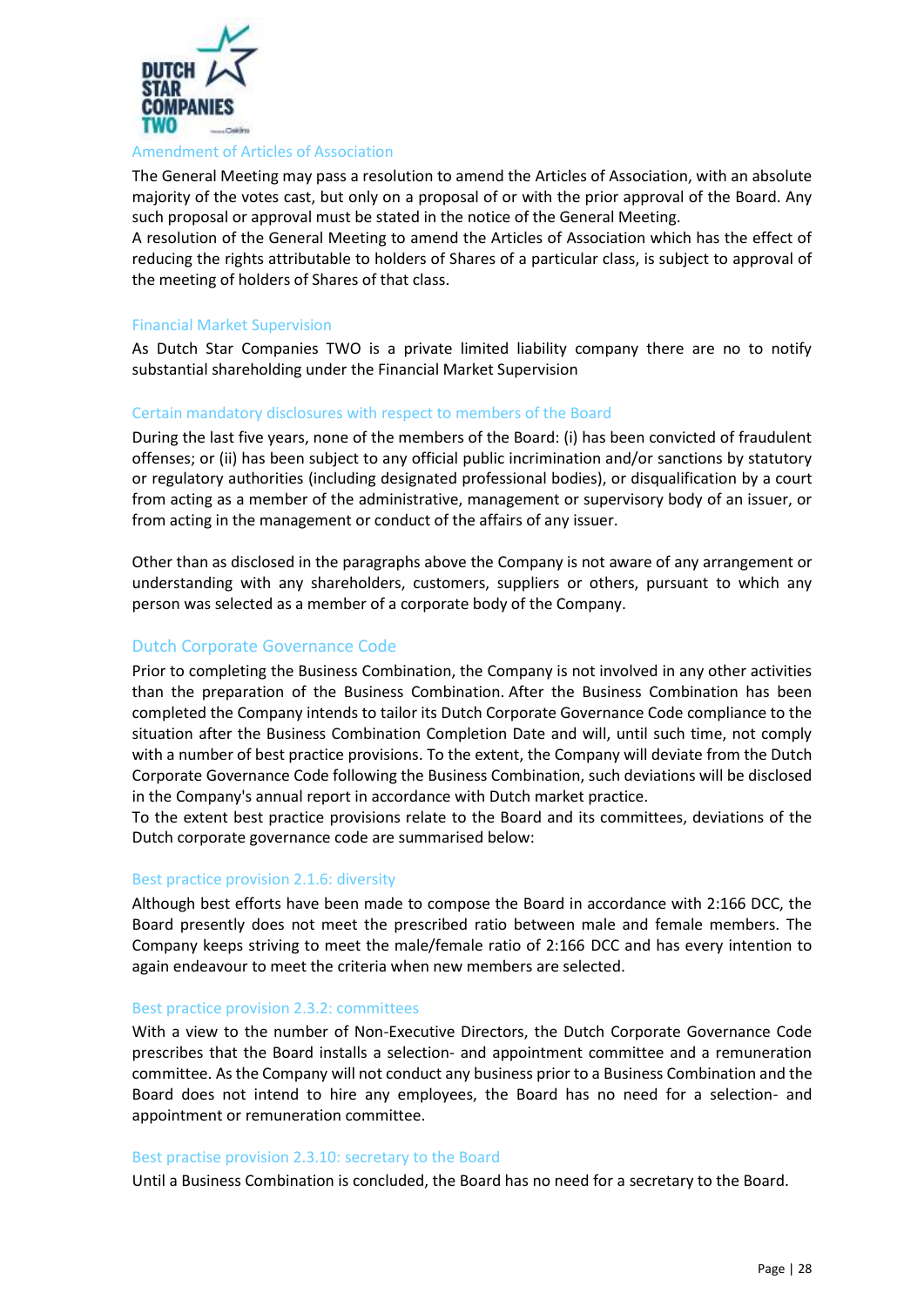## Amendment of Articles of Association

The General Meeting may pass a resolution to amend the Articles of Association, with an absolute majority of the votes cast, but only on a proposal of or with the prior approval of the Board. Any such proposal or approval must be stated in the notice of the General Meeting.

A resolution of the General Meeting to amend the Articles of Association which has the effect of reducing the rights attributable to holders of Shares of a particular class, is subject to approval of the meeting of holders of Shares of that class.

## Financial Market Supervision

As Dutch Star Companies TWO is a private limited liability company there are no to notify substantial shareholding under the Financial Market Supervision

## Certain mandatory disclosures with respect to members of the Board

During the last five years, none of the members of the Board: (i) has been convicted of fraudulent offenses; or (ii) has been subject to any official public incrimination and/or sanctions by statutory or regulatory authorities (including designated professional bodies), or disqualification by a court from acting as a member of the administrative, management or supervisory body of an issuer, or from acting in the management or conduct of the affairs of any issuer.

Other than as disclosed in the paragraphs above the Company is not aware of any arrangement or understanding with any shareholders, customers, suppliers or others, pursuant to which any person was selected as a member of a corporate body of the Company.

## Dutch Corporate Governance Code

Prior to completing the Business Combination, the Company is not involved in any other activities than the preparation of the Business Combination. After the Business Combination has been completed the Company intends to tailor its Dutch Corporate Governance Code compliance to the situation after the Business Combination Completion Date and will, until such time, not comply with a number of best practice provisions. To the extent, the Company will deviate from the Dutch Corporate Governance Code following the Business Combination, such deviations will be disclosed in the Company's annual report in accordance with Dutch market practice.

To the extent best practice provisions relate to the Board and its committees, deviations of the Dutch corporate governance code are summarised below:

### Best practice provision 2.1.6: diversity

Although best efforts have been made to compose the Board in accordance with 2:166 DCC, the Board presently does not meet the prescribed ratio between male and female members. The Company keeps striving to meet the male/female ratio of 2:166 DCC and has every intention to again endeavour to meet the criteria when new members are selected.

### Best practice provision 2.3.2: committees

With a view to the number of Non-Executive Directors, the Dutch Corporate Governance Code prescribes that the Board installs a selection- and appointment committee and a remuneration committee. As the Company will not conduct any business prior to a Business Combination and the Board does not intend to hire any employees, the Board has no need for a selection- and appointment or remuneration committee.

### Best practise provision 2.3.10: secretary to the Board

Until a Business Combination is concluded, the Board has no need for a secretary to the Board.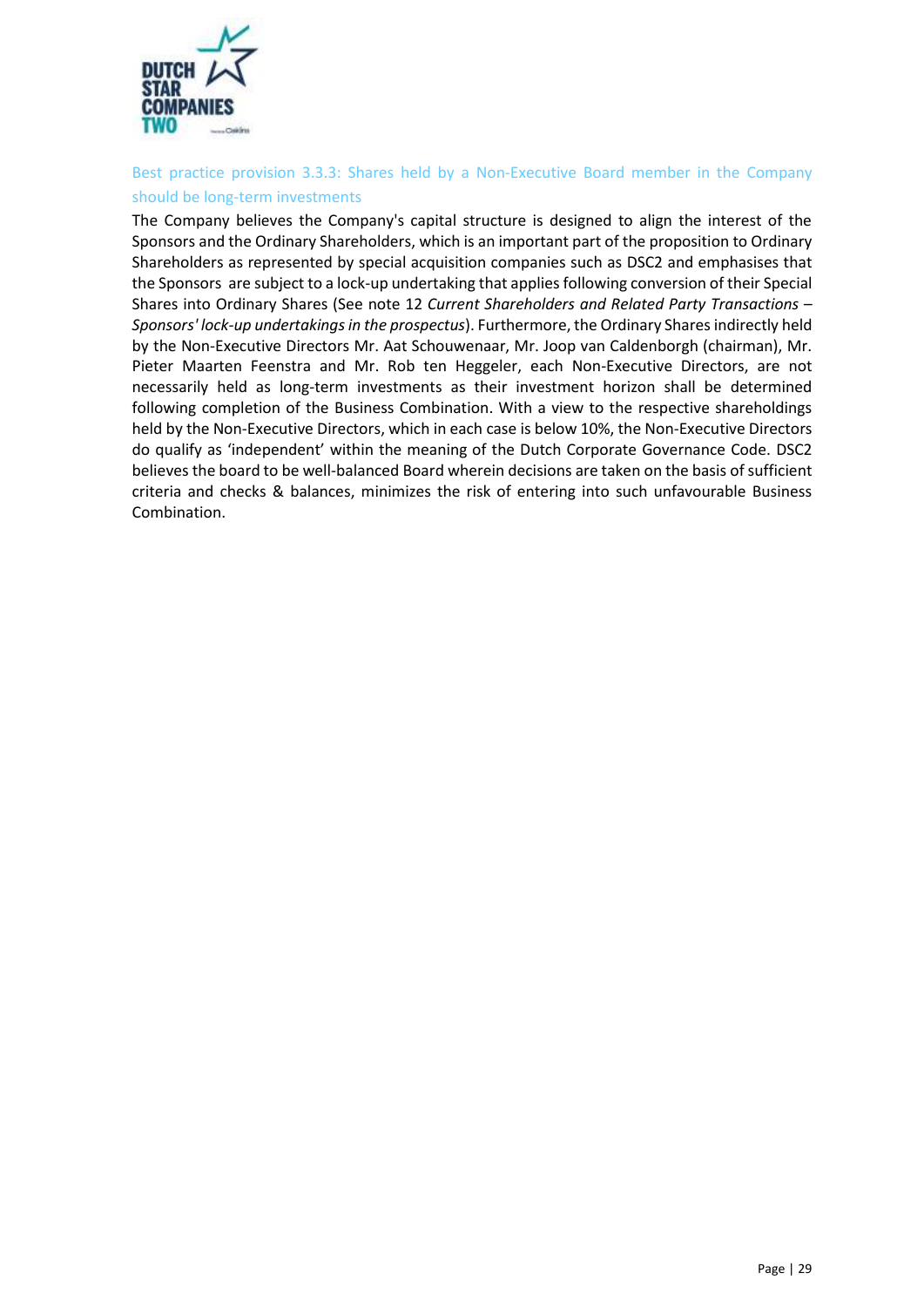### Best practice provision 3.3.3: Shares held by a Non-Executive Board member in the Company should be long-term investments

The Company believes the Company's capital structure is designed to align the interest of the Sponsors and the Ordinary Shareholders, which is an important part of the proposition to Ordinary Shareholders as represented by special acquisition companies such as DSC2 and emphasises that the Sponsors are subject to a lock-up undertaking that applies following conversion of their Special Shares into Ordinary Shares (See note 12 *Current Shareholders and Related Party Transactions – Sponsors' lock-up undertakings in the prospectus*). Furthermore, the Ordinary Shares indirectly held by the Non-Executive Directors Mr. Aat Schouwenaar, Mr. Joop van Caldenborgh (chairman), Mr. Pieter Maarten Feenstra and Mr. Rob ten Heggeler, each Non-Executive Directors, are not necessarily held as long-term investments as their investment horizon shall be determined following completion of the Business Combination. With a view to the respective shareholdings held by the Non-Executive Directors, which in each case is below 10%, the Non-Executive Directors do qualify as 'independent' within the meaning of the Dutch Corporate Governance Code. DSC2 believes the board to be well-balanced Board wherein decisions are taken on the basis of sufficient criteria and checks & balances, minimizes the risk of entering into such unfavourable Business Combination.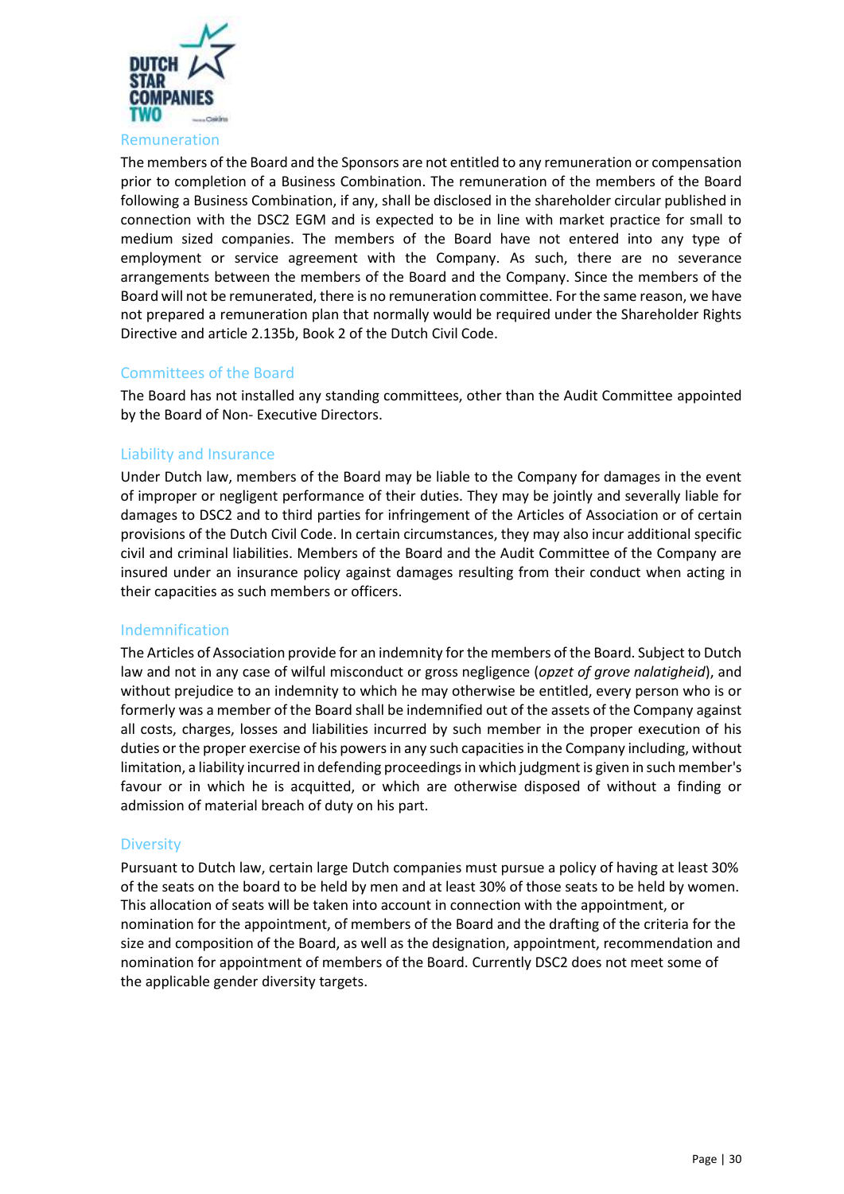## Remuneration

The members of the Board and the Sponsors are not entitled to any remuneration or compensation prior to completion of a Business Combination. The remuneration of the members of the Board following a Business Combination, if any, shall be disclosed in the shareholder circular published in connection with the DSC2 EGM and is expected to be in line with market practice for small to medium sized companies. The members of the Board have not entered into any type of employment or service agreement with the Company. As such, there are no severance arrangements between the members of the Board and the Company. Since the members of the Board will not be remunerated, there is no remuneration committee. For the same reason, we have not prepared a remuneration plan that normally would be required under the Shareholder Rights Directive and article 2.135b, Book 2 of the Dutch Civil Code.

## Committees of the Board

The Board has not installed any standing committees, other than the Audit Committee appointed by the Board of Non- Executive Directors.

## Liability and Insurance

Under Dutch law, members of the Board may be liable to the Company for damages in the event of improper or negligent performance of their duties. They may be jointly and severally liable for damages to DSC2 and to third parties for infringement of the Articles of Association or of certain provisions of the Dutch Civil Code. In certain circumstances, they may also incur additional specific civil and criminal liabilities. Members of the Board and the Audit Committee of the Company are insured under an insurance policy against damages resulting from their conduct when acting in their capacities as such members or officers.

## Indemnification

The Articles of Association provide for an indemnity for the members of the Board. Subject to Dutch law and not in any case of wilful misconduct or gross negligence (*opzet of grove nalatigheid*), and without prejudice to an indemnity to which he may otherwise be entitled, every person who is or formerly was a member of the Board shall be indemnified out of the assets of the Company against all costs, charges, losses and liabilities incurred by such member in the proper execution of his duties or the proper exercise of his powers in any such capacities in the Company including, without limitation, a liability incurred in defending proceedings in which judgment is given in such member's favour or in which he is acquitted, or which are otherwise disposed of without a finding or admission of material breach of duty on his part.

## Diversity

Pursuant to Dutch law, certain large Dutch companies must pursue a policy of having at least 30% of the seats on the board to be held by men and at least 30% of those seats to be held by women. This allocation of seats will be taken into account in connection with the appointment, or nomination for the appointment, of members of the Board and the drafting of the criteria for the size and composition of the Board, as well as the designation, appointment, recommendation and nomination for appointment of members of the Board. Currently DSC2 does not meet some of the applicable gender diversity targets.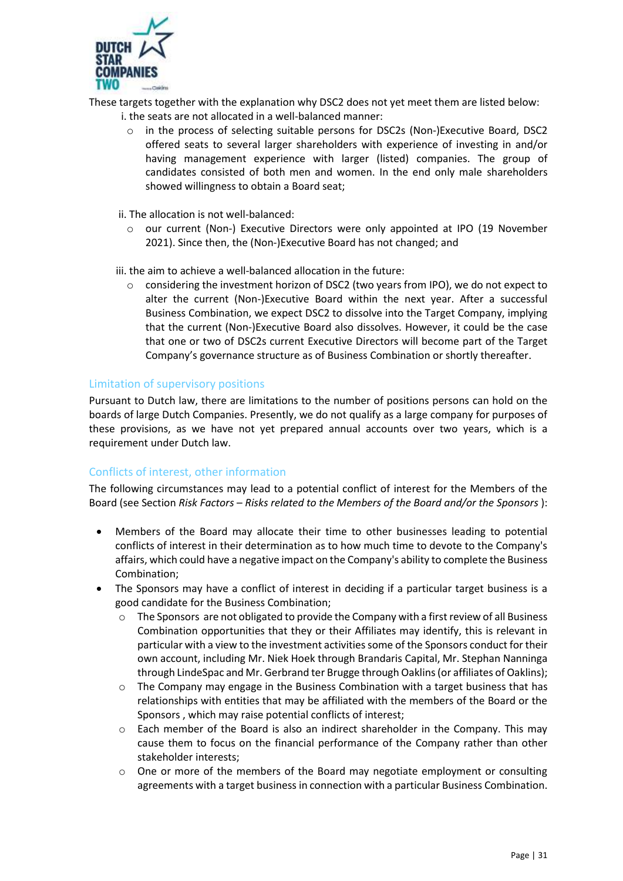These targets together with the explanation why DSC2 does not yet meet them are listed below:

i. the seats are not allocated in a well-balanced manner:

- in the process of selecting suitable persons for DSC2s (Non-)Executive Board, DSC2 offered seats to several larger shareholders with experience of investing in and/or having management experience with larger (listed) companies. The group of candidates consisted of both men and women. In the end only male shareholders showed willingness to obtain a Board seat;

ii. The allocation is not well-balanced:

- our current (Non-) Executive Directors were only appointed at IPO (19 November 2021). Since then, the (Non-)Executive Board has not changed; and

iii. the aim to achieve a well-balanced allocation in the future:

- considering the investment horizon of DSC2 (two years from IPO), we do not expect to alter the current (Non-)Executive Board within the next year. After a successful Business Combination, we expect DSC2 to dissolve into the Target Company, implying that the current (Non-)Executive Board also dissolves. However, it could be the case that one or two of DSC2s current Executive Directors will become part of the Target Company's governance structure as of Business Combination or shortly thereafter.

## Limitation of supervisory positions

Pursuant to Dutch law, there are limitations to the number of positions persons can hold on the boards of large Dutch Companies. Presently, we do not qualify as a large company for purposes of these provisions, as we have not yet prepared annual accounts over two years, which is a requirement under Dutch law.

## Conflicts of interest, other information

The following circumstances may lead to a potential conflict of interest for the Members of the Board (see Section *Risk Factors – Risks related to the Members of the Board and/or the Sponsors* ):

- Members of the Board may allocate their time to other businesses leading to potential conflicts of interest in their determination as to how much time to devote to the Company's affairs, which could have a negative impact on the Company's ability to complete the Business Combination;
- The Sponsors may have a conflict of interest in deciding if a particular target business is a good candidate for the Business Combination;
  - The Sponsors are not obligated to provide the Company with a first review of all Business Combination opportunities that they or their Affiliates may identify, this is relevant in particular with a view to the investment activities some of the Sponsors conduct for their own account, including Mr. Niek Hoek through Brandaris Capital, Mr. Stephan Nanninga through LindeSpac and Mr. Gerbrand ter Brugge through Oaklins (or affiliates of Oaklins);
  - The Company may engage in the Business Combination with a target business that has relationships with entities that may be affiliated with the members of the Board or the Sponsors , which may raise potential conflicts of interest;
  - Each member of the Board is also an indirect shareholder in the Company. This may cause them to focus on the financial performance of the Company rather than other stakeholder interests;
  - One or more of the members of the Board may negotiate employment or consulting agreements with a target business in connection with a particular Business Combination.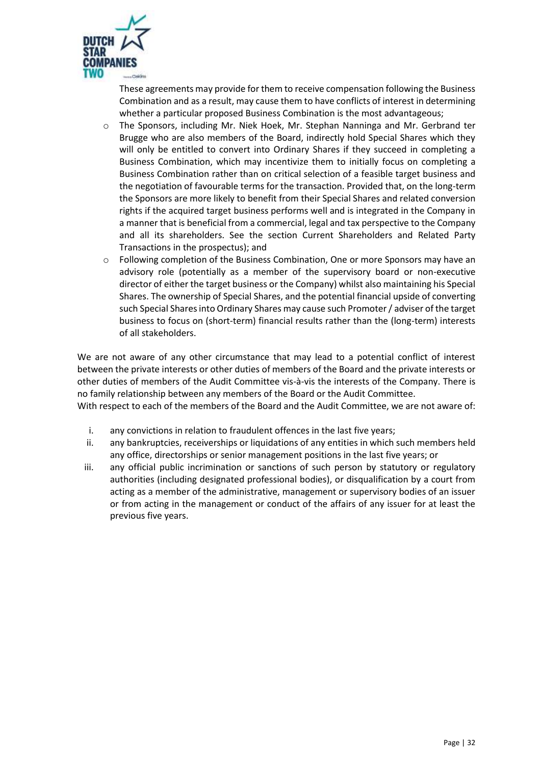These agreements may provide for them to receive compensation following the Business Combination and as a result, may cause them to have conflicts of interest in determining whether a particular proposed Business Combination is the most advantageous;

- The Sponsors, including Mr. Niek Hoek, Mr. Stephan Nanninga and Mr. Gerbrand ter Brugge who are also members of the Board, indirectly hold Special Shares which they will only be entitled to convert into Ordinary Shares if they succeed in completing a Business Combination, which may incentivize them to initially focus on completing a Business Combination rather than on critical selection of a feasible target business and the negotiation of favourable terms for the transaction. Provided that, on the long-term the Sponsors are more likely to benefit from their Special Shares and related conversion rights if the acquired target business performs well and is integrated in the Company in a manner that is beneficial from a commercial, legal and tax perspective to the Company and all its shareholders. See the section Current Shareholders and Related Party Transactions in the prospectus); and
- Following completion of the Business Combination, One or more Sponsors may have an advisory role (potentially as a member of the supervisory board or non-executive director of either the target business or the Company) whilst also maintaining his Special Shares. The ownership of Special Shares, and the potential financial upside of converting such Special Shares into Ordinary Shares may cause such Promoter / adviser of the target business to focus on (short-term) financial results rather than the (long-term) interests of all stakeholders.

We are not aware of any other circumstance that may lead to a potential conflict of interest between the private interests or other duties of members of the Board and the private interests or other duties of members of the Audit Committee vis-à-vis the interests of the Company. There is no family relationship between any members of the Board or the Audit Committee.
With respect to each of the members of the Board and the Audit Committee, we are not aware of:

1. any convictions in relation to fraudulent offences in the last five years;
2. any bankruptcies, receiverships or liquidations of any entities in which such members held any office, directorships or senior management positions in the last five years; or
3. any official public incrimination or sanctions of such person by statutory or regulatory authorities (including designated professional bodies), or disqualification by a court from acting as a member of the administrative, management or supervisory bodies of an issuer or from acting in the management or conduct of the affairs of any issuer for at least the previous five years.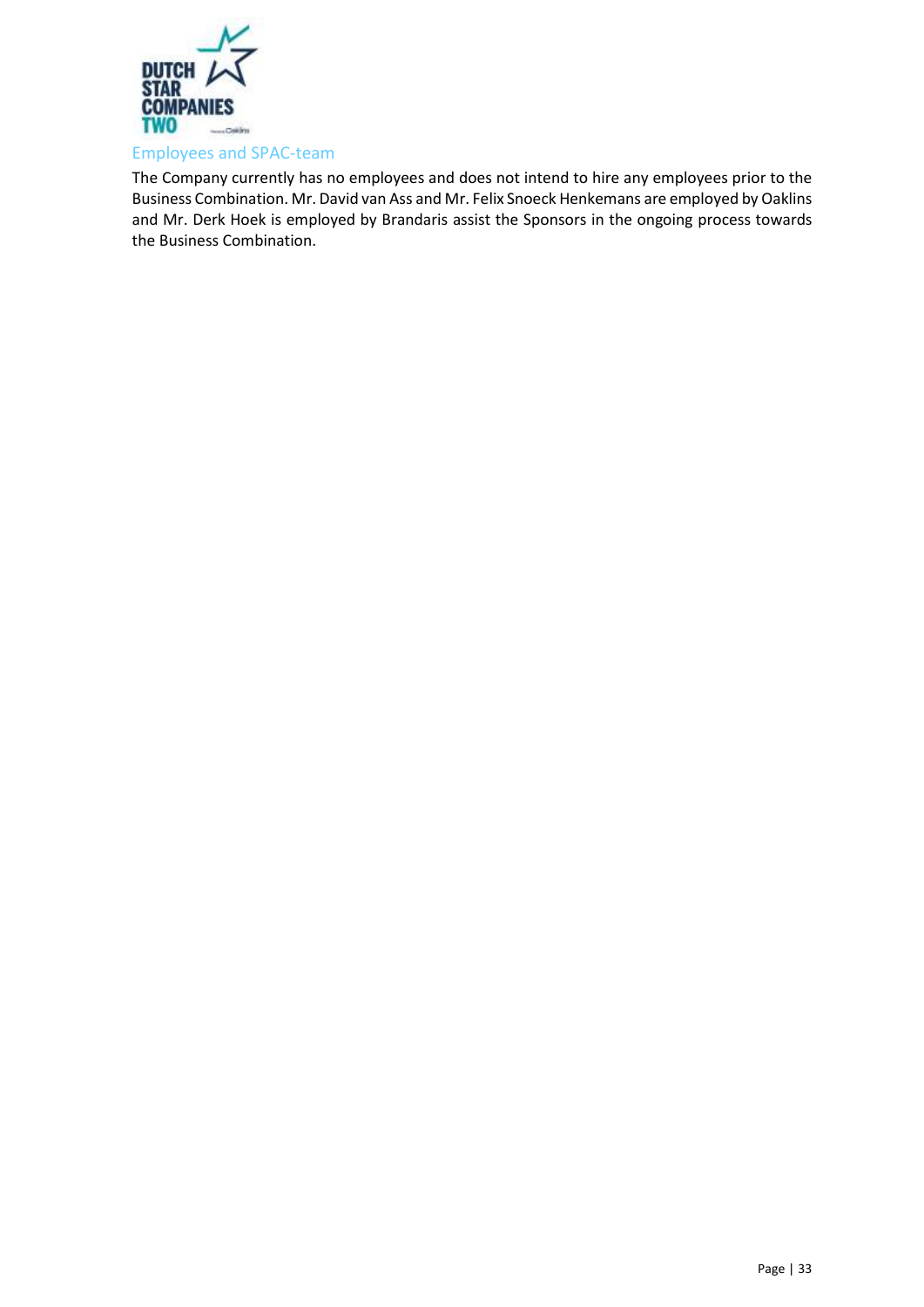## Employees and SPAC-team

The Company currently has no employees and does not intend to hire any employees prior to the Business Combination. Mr. David van Ass and Mr. Felix Snoeck Henkemans are employed by Oaklins and Mr. Derk Hoek is employed by Brandaris assist the Sponsors in the ongoing process towards the Business Combination.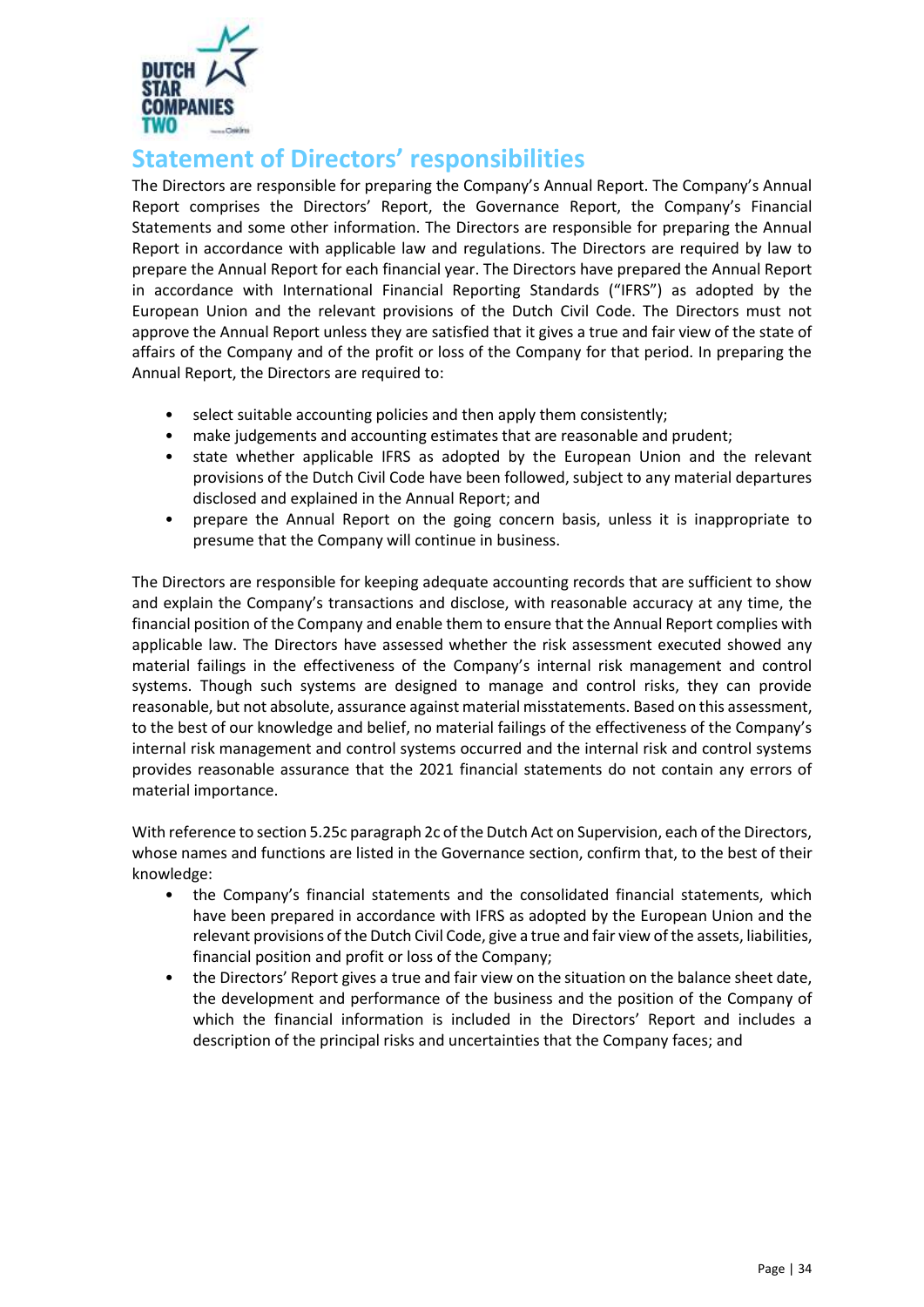# Statement of Directors' responsibilities

The Directors are responsible for preparing the Company's Annual Report. The Company's Annual Report comprises the Directors' Report, the Governance Report, the Company's Financial Statements and some other information. The Directors are responsible for preparing the Annual Report in accordance with applicable law and regulations. The Directors are required by law to prepare the Annual Report for each financial year. The Directors have prepared the Annual Report in accordance with International Financial Reporting Standards ("IFRS") as adopted by the European Union and the relevant provisions of the Dutch Civil Code. The Directors must not approve the Annual Report unless they are satisfied that it gives a true and fair view of the state of affairs of the Company and of the profit or loss of the Company for that period. In preparing the Annual Report, the Directors are required to:

- select suitable accounting policies and then apply them consistently;
- make judgements and accounting estimates that are reasonable and prudent;
- state whether applicable IFRS as adopted by the European Union and the relevant provisions of the Dutch Civil Code have been followed, subject to any material departures disclosed and explained in the Annual Report; and
- prepare the Annual Report on the going concern basis, unless it is inappropriate to presume that the Company will continue in business.

The Directors are responsible for keeping adequate accounting records that are sufficient to show and explain the Company's transactions and disclose, with reasonable accuracy at any time, the financial position of the Company and enable them to ensure that the Annual Report complies with applicable law. The Directors have assessed whether the risk assessment executed showed any material failings in the effectiveness of the Company's internal risk management and control systems. Though such systems are designed to manage and control risks, they can provide reasonable, but not absolute, assurance against material misstatements. Based on this assessment, to the best of our knowledge and belief, no material failings of the effectiveness of the Company's internal risk management and control systems occurred and the internal risk and control systems provides reasonable assurance that the 2021 financial statements do not contain any errors of material importance.

With reference to section 5.25c paragraph 2c of the Dutch Act on Supervision, each of the Directors, whose names and functions are listed in the Governance section, confirm that, to the best of their knowledge:

- the Company's financial statements and the consolidated financial statements, which have been prepared in accordance with IFRS as adopted by the European Union and the relevant provisions of the Dutch Civil Code, give a true and fair view of the assets, liabilities, financial position and profit or loss of the Company;
- the Directors' Report gives a true and fair view on the situation on the balance sheet date, the development and performance of the business and the position of the Company of which the financial information is included in the Directors' Report and includes a description of the principal risks and uncertainties that the Company faces; and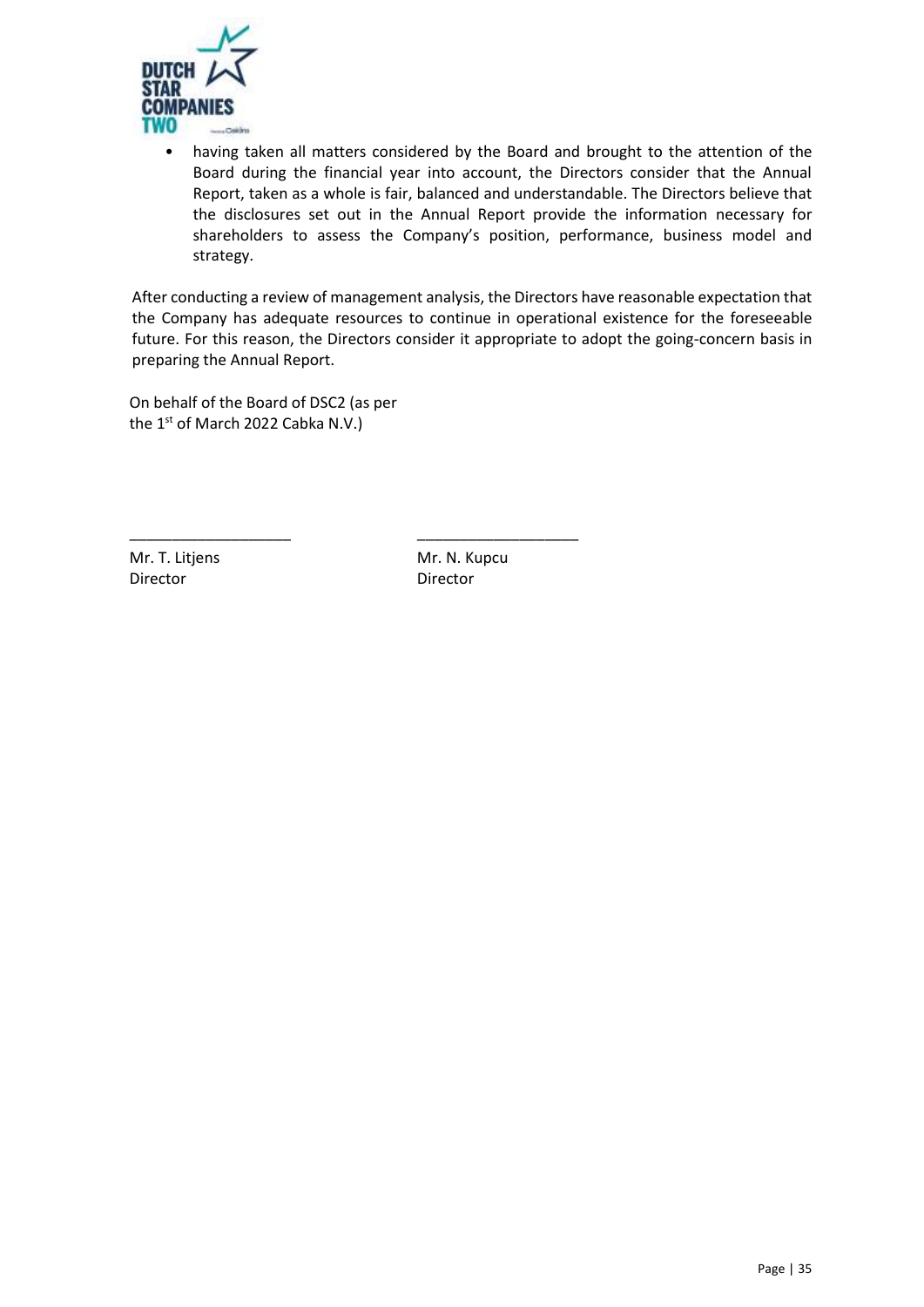- having taken all matters considered by the Board and brought to the attention of the Board during the financial year into account, the Directors consider that the Annual Report, taken as a whole is fair, balanced and understandable. The Directors believe that the disclosures set out in the Annual Report provide the information necessary for shareholders to assess the Company's position, performance, business model and strategy.

After conducting a review of management analysis, the Directors have reasonable expectation that the Company has adequate resources to continue in operational existence for the foreseeable future. For this reason, the Directors consider it appropriate to adopt the going-concern basis in preparing the Annual Report.

On behalf of the Board of DSC2 (as per the 1st of March 2022 Cabka N.V.)

\_\_\_\_\_\_\_\_\_\_\_\_\_\_\_\_\_\_\_\_
Mr. T. Litjens
Director

\_\_\_\_\_\_\_\_\_\_\_\_\_\_\_\_\_\_\_\_
Mr. N. Kupcu
Director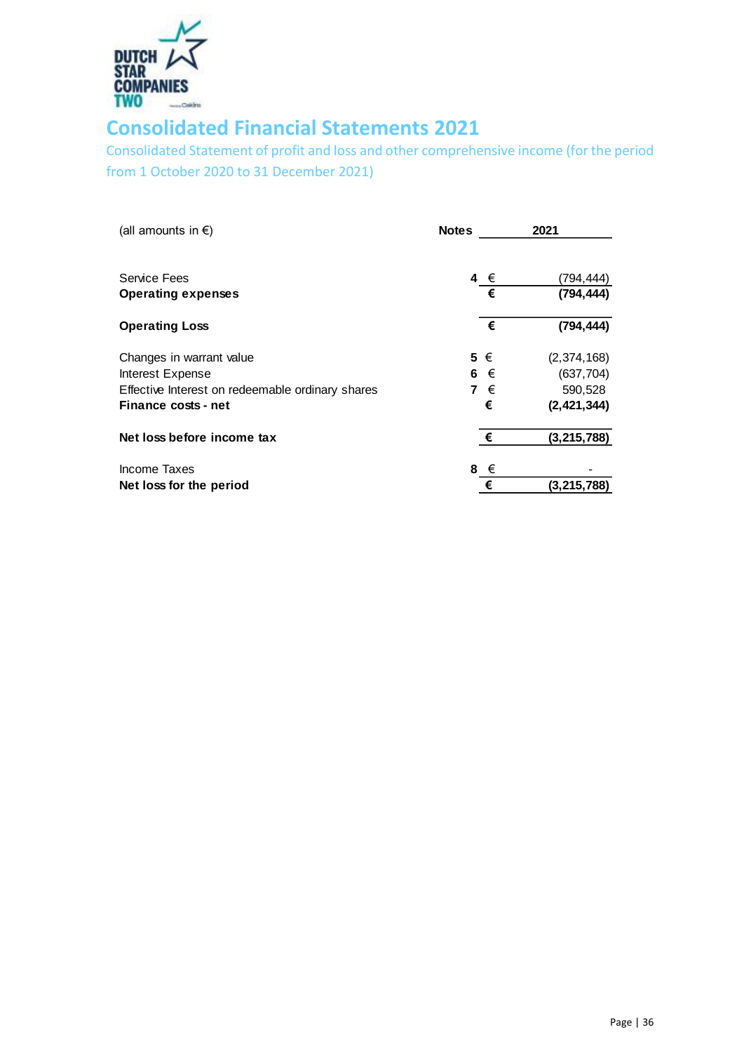# Consolidated Financial Statements 2021

Consolidated Statement of profit and loss and other comprehensive income (for the period from 1 October 2020 to 31 December 2021)

| (all amounts in €) | Notes | | 2021 |
|---|---|---|---|
| Service Fees | 4 | € | (794,444) |
| **Operating expenses** | | **€** | **(794,444)** |
| **Operating Loss** | | **€** | **(794,444)** |
| Changes in warrant value | 5 | € | (2,374,168) |
| Interest Expense | 6 | € | (637,704) |
| Effective Interest on redeemable ordinary shares | 7 | € | 590,528 |
| **Finance costs - net** | | **€** | **(2,421,344)** |
| **Net loss before income tax** | | **€** | **(3,215,788)** |
| Income Taxes | 8 | € | - |
| **Net loss for the period** | | **€** | **(3,215,788)** |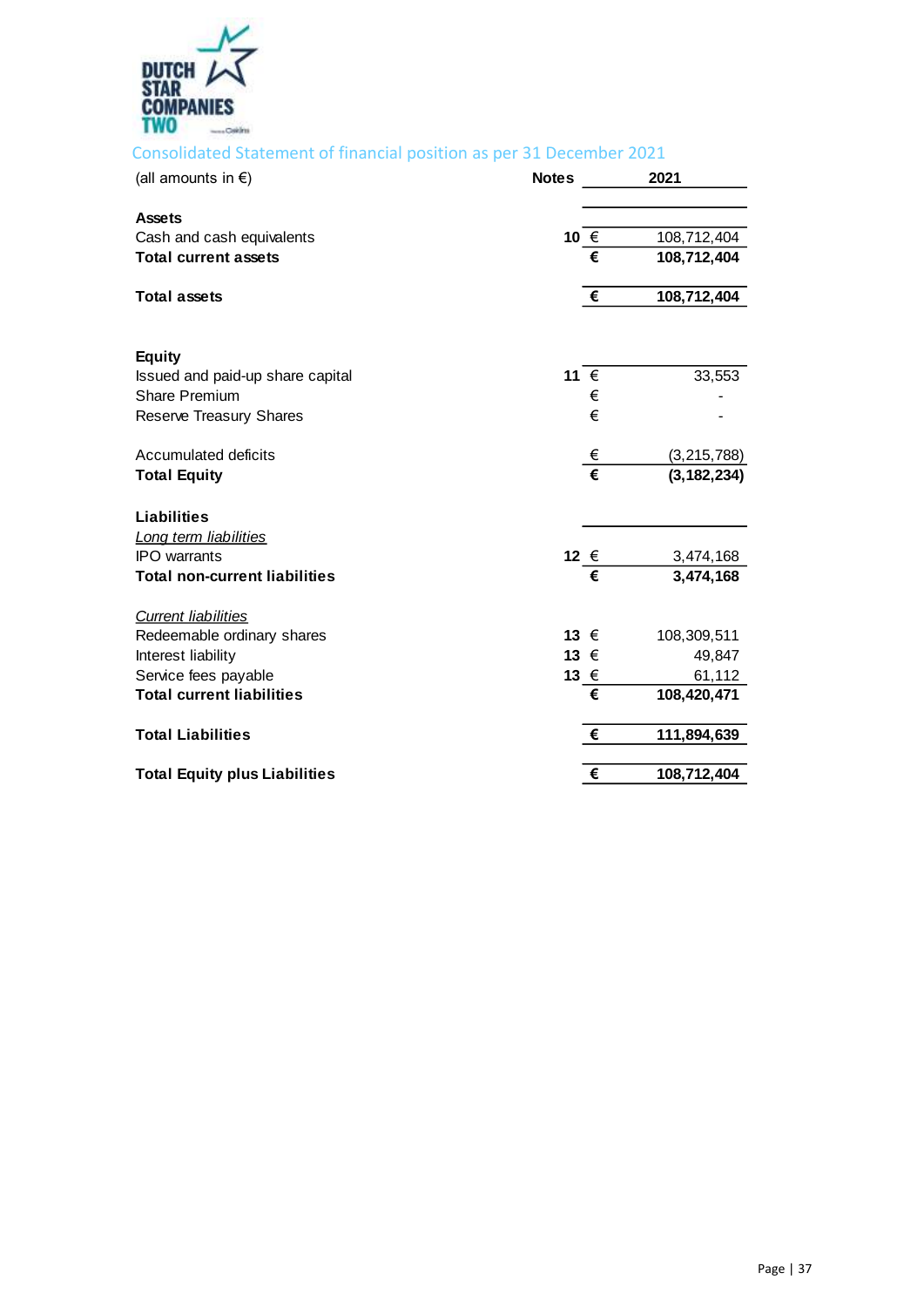## Consolidated Statement of financial position as per 31 December 2021

| (all amounts in €) | Notes | | 2021 |
|---|---|---|---|
| **Assets** | | | |
| Cash and cash equivalents | **10** | € | 108,712,404 |
| **Total current assets** | | **€** | **108,712,404** |
| | | | |
| **Total assets** | | **€** | **108,712,404** |
| | | | |
| **Equity** | | | |
| Issued and paid-up share capital | **11** | € | 33,553 |
| Share Premium | | € | - |
| Reserve Treasury Shares | | € | - |
| | | | |
| Accumulated deficits | | € | (3,215,788) |
| **Total Equity** | | **€** | **(3,182,234)** |
| | | | |
| **Liabilities** | | | |
| *Long term liabilities* | | | |
| IPO warrants | **12** | € | 3,474,168 |
| **Total non-current liabilities** | | **€** | **3,474,168** |
| | | | |
| *Current liabilities* | | | |
| Redeemable ordinary shares | **13** | € | 108,309,511 |
| Interest liability | **13** | € | 49,847 |
| Service fees payable | **13** | € | 61,112 |
| **Total current liabilities** | | **€** | **108,420,471** |
| | | | |
| **Total Liabilities** | | **€** | **111,894,639** |
| | | | |
| **Total Equity plus Liabilities** | | **€** | **108,712,404** |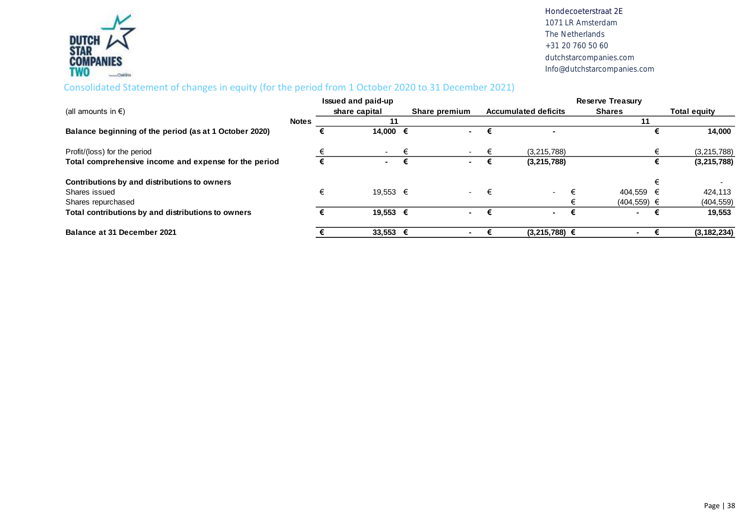Hondecoeterstraat 2E
1071 LR Amsterdam
The Netherlands
+31 20 760 50 60
dutchstarcompanies.com
Info@dutchstarcompanies.com

## Consolidated Statement of changes in equity (for the period from 1 October 2020 to 31 December 2021)

| (all amounts in €) | Notes | Issued and paid-up share capital | Share premium | Accumulated deficits | Reserve Treasury Shares | Total equity |
|---|---|---|---|---|---|---|
| | | 11 | | | 11 | |
| **Balance beginning of the period (as at 1 October 2020)** | | **€ 14,000** | **€ -** | **€ -** | | **€ 14,000** |
| Profit/(loss) for the period | | € - | € - | € (3,215,788) | | € (3,215,788) |
| **Total comprehensive income and expense for the period** | | **€ -** | **€ -** | **€ (3,215,788)** | | **€ (3,215,788)** |
| **Contributions by and distributions to owners** | | | | | | € - |
| Shares issued | | € 19,553 | € - | € - | € 404,559 | € 424,113 |
| Shares repurchased | | | | | € (404,559) | € (404,559) |
| **Total contributions by and distributions to owners** | | **€ 19,553** | **€ -** | **€ -** | **€ -** | **€ 19,553** |
| **Balance at 31 December 2021** | | **€ 33,553** | **€ -** | **€ (3,215,788)** | **€ -** | **€ (3,182,234)** |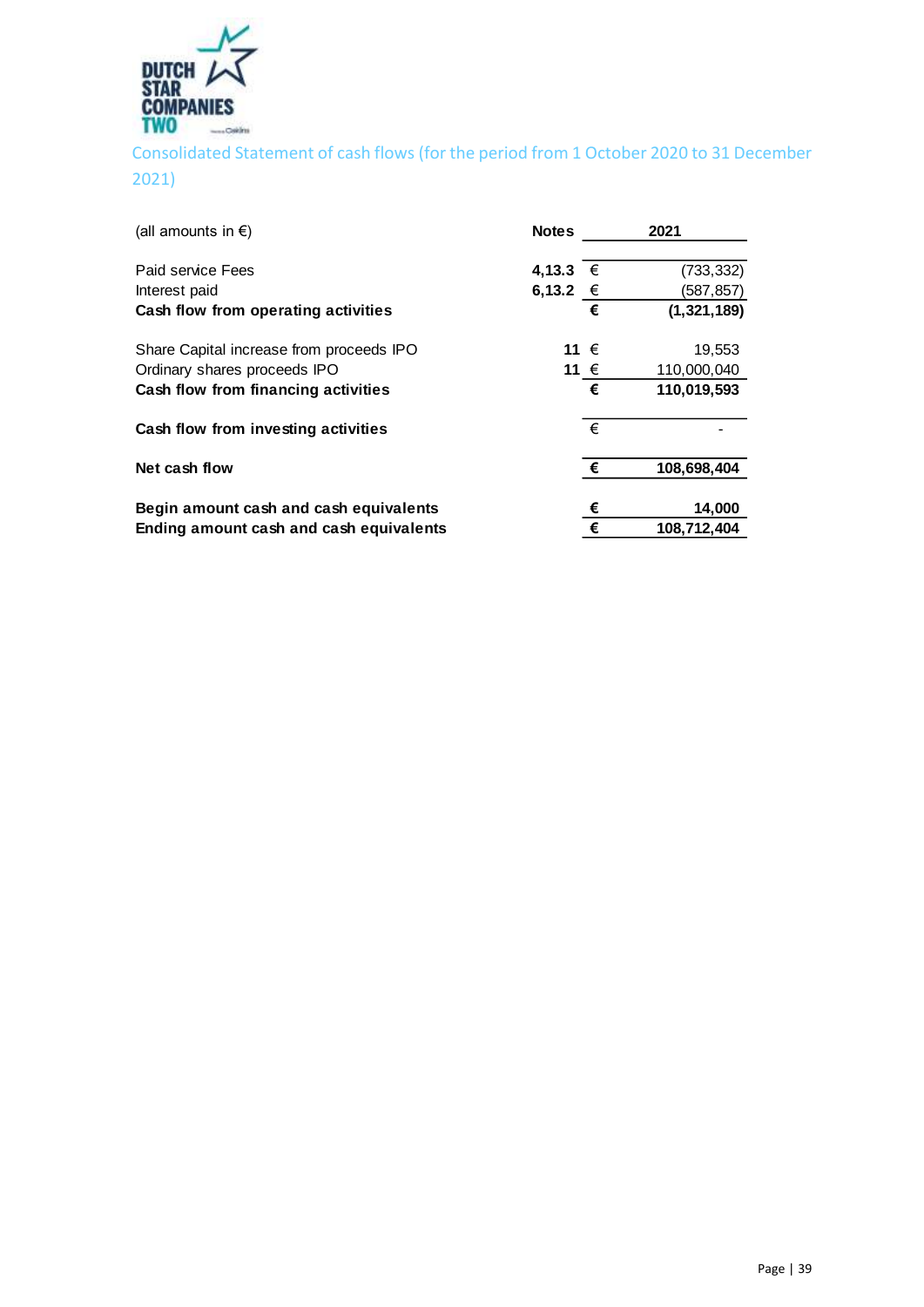DUTCH STAR COMPANIES TWO

## Consolidated Statement of cash flows (for the period from 1 October 2020 to 31 December 2021)

| (all amounts in €) | Notes | | 2021 |
|---|---|---|---|
| Paid service Fees | 4,13.3 | € | (733,332) |
| Interest paid | 6,13.2 | € | (587,857) |
| **Cash flow from operating activities** | | **€** | **(1,321,189)** |
| Share Capital increase from proceeds IPO | 11 | € | 19,553 |
| Ordinary shares proceeds IPO | 11 | € | 110,000,040 |
| **Cash flow from financing activities** | | **€** | **110,019,593** |
| **Cash flow from investing activities** | | € | - |
| **Net cash flow** | | **€** | **108,698,404** |
| **Begin amount cash and cash equivalents** | | **€** | **14,000** |
| **Ending amount cash and cash equivalents** | | **€** | **108,712,404** |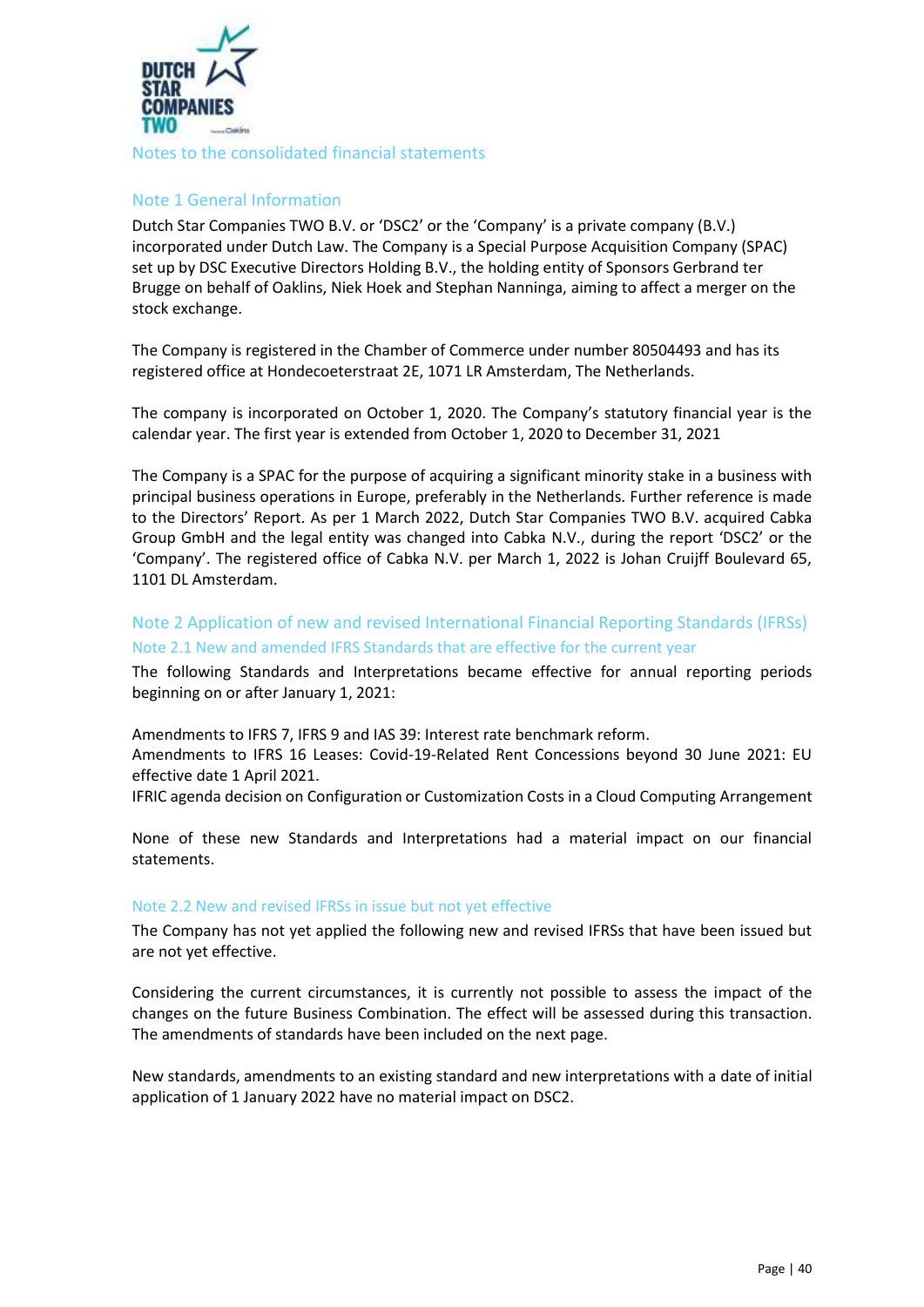# Notes to the consolidated financial statements

## Note 1 General Information

Dutch Star Companies TWO B.V. or 'DSC2' or the 'Company' is a private company (B.V.) incorporated under Dutch Law. The Company is a Special Purpose Acquisition Company (SPAC) set up by DSC Executive Directors Holding B.V., the holding entity of Sponsors Gerbrand ter Brugge on behalf of Oaklins, Niek Hoek and Stephan Nanninga, aiming to affect a merger on the stock exchange.

The Company is registered in the Chamber of Commerce under number 80504493 and has its registered office at Hondecoeterstraat 2E, 1071 LR Amsterdam, The Netherlands.

The company is incorporated on October 1, 2020. The Company's statutory financial year is the calendar year. The first year is extended from October 1, 2020 to December 31, 2021

The Company is a SPAC for the purpose of acquiring a significant minority stake in a business with principal business operations in Europe, preferably in the Netherlands. Further reference is made to the Directors' Report. As per 1 March 2022, Dutch Star Companies TWO B.V. acquired Cabka Group GmbH and the legal entity was changed into Cabka N.V., during the report 'DSC2' or the 'Company'. The registered office of Cabka N.V. per March 1, 2022 is Johan Cruijff Boulevard 65, 1101 DL Amsterdam.

## Note 2 Application of new and revised International Financial Reporting Standards (IFRSs)

### Note 2.1 New and amended IFRS Standards that are effective for the current year

The following Standards and Interpretations became effective for annual reporting periods beginning on or after January 1, 2021:

Amendments to IFRS 7, IFRS 9 and IAS 39: Interest rate benchmark reform.
Amendments to IFRS 16 Leases: Covid-19-Related Rent Concessions beyond 30 June 2021: EU effective date 1 April 2021.
IFRIC agenda decision on Configuration or Customization Costs in a Cloud Computing Arrangement

None of these new Standards and Interpretations had a material impact on our financial statements.

### Note 2.2 New and revised IFRSs in issue but not yet effective

The Company has not yet applied the following new and revised IFRSs that have been issued but are not yet effective.

Considering the current circumstances, it is currently not possible to assess the impact of the changes on the future Business Combination. The effect will be assessed during this transaction. The amendments of standards have been included on the next page.

New standards, amendments to an existing standard and new interpretations with a date of initial application of 1 January 2022 have no material impact on DSC2.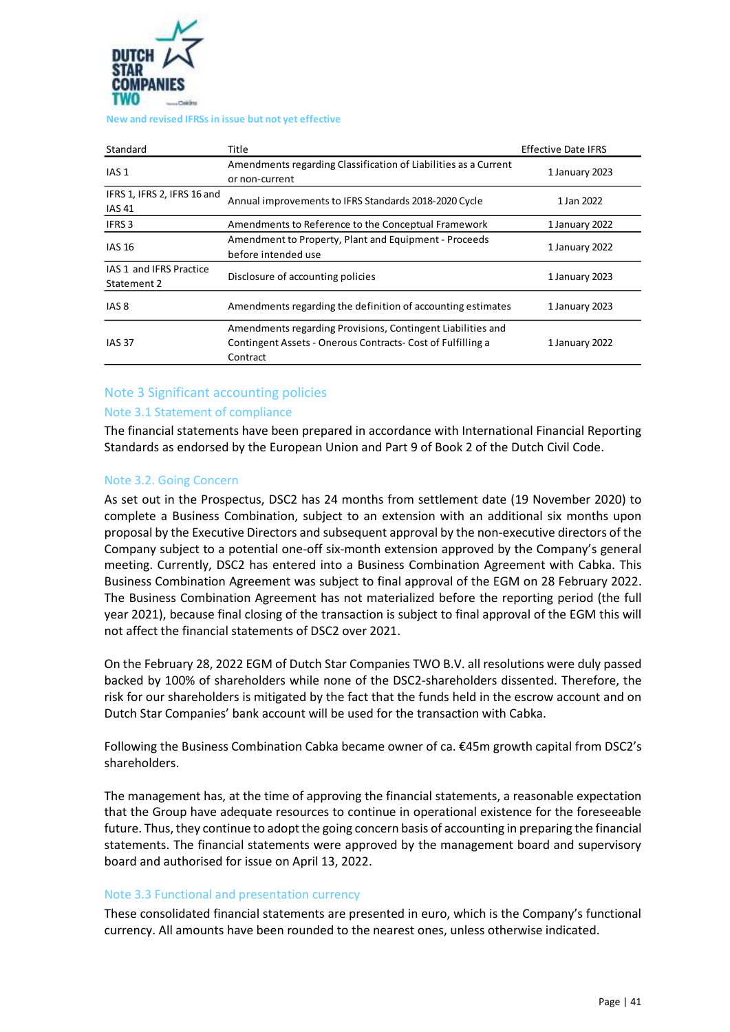New and revised IFRSs in issue but not yet effective

| Standard | Title | Effective Date IFRS |
|---|---|---|
| IAS 1 | Amendments regarding Classification of Liabilities as a Current or non-current | 1 January 2023 |
| IFRS 1, IFRS 2, IFRS 16 and IAS 41 | Annual improvements to IFRS Standards 2018-2020 Cycle | 1 Jan 2022 |
| IFRS 3 | Amendments to Reference to the Conceptual Framework | 1 January 2022 |
| IAS 16 | Amendment to Property, Plant and Equipment - Proceeds before intended use | 1 January 2022 |
| IAS 1 and IFRS Practice Statement 2 | Disclosure of accounting policies | 1 January 2023 |
| IAS 8 | Amendments regarding the definition of accounting estimates | 1 January 2023 |
| IAS 37 | Amendments regarding Provisions, Contingent Liabilities and Contingent Assets - Onerous Contracts- Cost of Fulfilling a Contract | 1 January 2022 |

## Note 3 Significant accounting policies

### Note 3.1 Statement of compliance

The financial statements have been prepared in accordance with International Financial Reporting Standards as endorsed by the European Union and Part 9 of Book 2 of the Dutch Civil Code.

### Note 3.2. Going Concern

As set out in the Prospectus, DSC2 has 24 months from settlement date (19 November 2020) to complete a Business Combination, subject to an extension with an additional six months upon proposal by the Executive Directors and subsequent approval by the non-executive directors of the Company subject to a potential one-off six-month extension approved by the Company's general meeting. Currently, DSC2 has entered into a Business Combination Agreement with Cabka. This Business Combination Agreement was subject to final approval of the EGM on 28 February 2022. The Business Combination Agreement has not materialized before the reporting period (the full year 2021), because final closing of the transaction is subject to final approval of the EGM this will not affect the financial statements of DSC2 over 2021.

On the February 28, 2022 EGM of Dutch Star Companies TWO B.V. all resolutions were duly passed backed by 100% of shareholders while none of the DSC2-shareholders dissented. Therefore, the risk for our shareholders is mitigated by the fact that the funds held in the escrow account and on Dutch Star Companies' bank account will be used for the transaction with Cabka.

Following the Business Combination Cabka became owner of ca. €45m growth capital from DSC2's shareholders.

The management has, at the time of approving the financial statements, a reasonable expectation that the Group have adequate resources to continue in operational existence for the foreseeable future. Thus, they continue to adopt the going concern basis of accounting in preparing the financial statements. The financial statements were approved by the management board and supervisory board and authorised for issue on April 13, 2022.

### Note 3.3 Functional and presentation currency

These consolidated financial statements are presented in euro, which is the Company's functional currency. All amounts have been rounded to the nearest ones, unless otherwise indicated.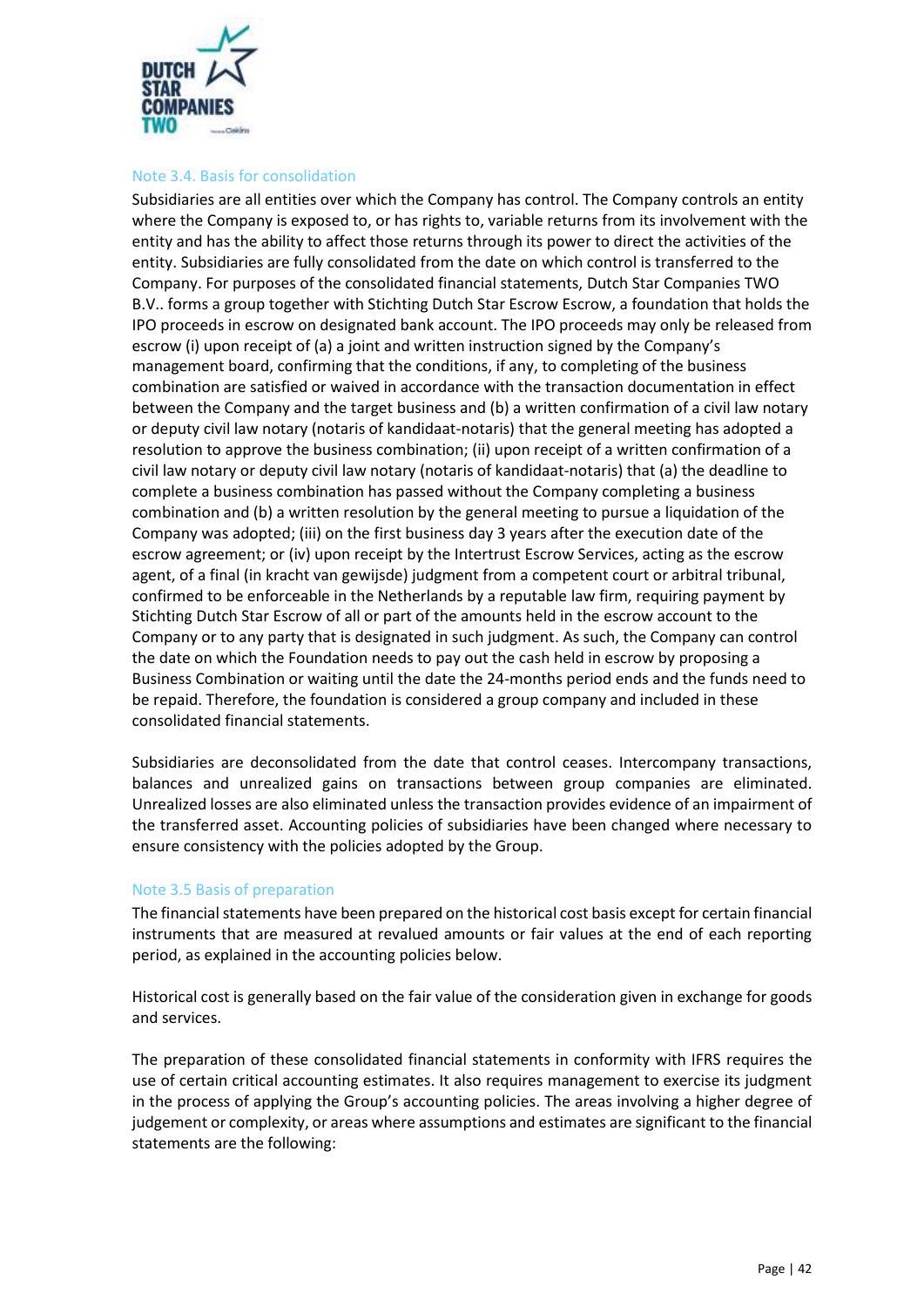### Note 3.4. Basis for consolidation

Subsidiaries are all entities over which the Company has control. The Company controls an entity where the Company is exposed to, or has rights to, variable returns from its involvement with the entity and has the ability to affect those returns through its power to direct the activities of the entity. Subsidiaries are fully consolidated from the date on which control is transferred to the Company. For purposes of the consolidated financial statements, Dutch Star Companies TWO B.V.. forms a group together with Stichting Dutch Star Escrow Escrow, a foundation that holds the IPO proceeds in escrow on designated bank account. The IPO proceeds may only be released from escrow (i) upon receipt of (a) a joint and written instruction signed by the Company's management board, confirming that the conditions, if any, to completing of the business combination are satisfied or waived in accordance with the transaction documentation in effect between the Company and the target business and (b) a written confirmation of a civil law notary or deputy civil law notary (notaris of kandidaat-notaris) that the general meeting has adopted a resolution to approve the business combination; (ii) upon receipt of a written confirmation of a civil law notary or deputy civil law notary (notaris of kandidaat-notaris) that (a) the deadline to complete a business combination has passed without the Company completing a business combination and (b) a written resolution by the general meeting to pursue a liquidation of the Company was adopted; (iii) on the first business day 3 years after the execution date of the escrow agreement; or (iv) upon receipt by the Intertrust Escrow Services, acting as the escrow agent, of a final (in kracht van gewijsde) judgment from a competent court or arbitral tribunal, confirmed to be enforceable in the Netherlands by a reputable law firm, requiring payment by Stichting Dutch Star Escrow of all or part of the amounts held in the escrow account to the Company or to any party that is designated in such judgment. As such, the Company can control the date on which the Foundation needs to pay out the cash held in escrow by proposing a Business Combination or waiting until the date the 24-months period ends and the funds need to be repaid. Therefore, the foundation is considered a group company and included in these consolidated financial statements.

Subsidiaries are deconsolidated from the date that control ceases. Intercompany transactions, balances and unrealized gains on transactions between group companies are eliminated. Unrealized losses are also eliminated unless the transaction provides evidence of an impairment of the transferred asset. Accounting policies of subsidiaries have been changed where necessary to ensure consistency with the policies adopted by the Group.

### Note 3.5 Basis of preparation

The financial statements have been prepared on the historical cost basis except for certain financial instruments that are measured at revalued amounts or fair values at the end of each reporting period, as explained in the accounting policies below.

Historical cost is generally based on the fair value of the consideration given in exchange for goods and services.

The preparation of these consolidated financial statements in conformity with IFRS requires the use of certain critical accounting estimates. It also requires management to exercise its judgment in the process of applying the Group's accounting policies. The areas involving a higher degree of judgement or complexity, or areas where assumptions and estimates are significant to the financial statements are the following: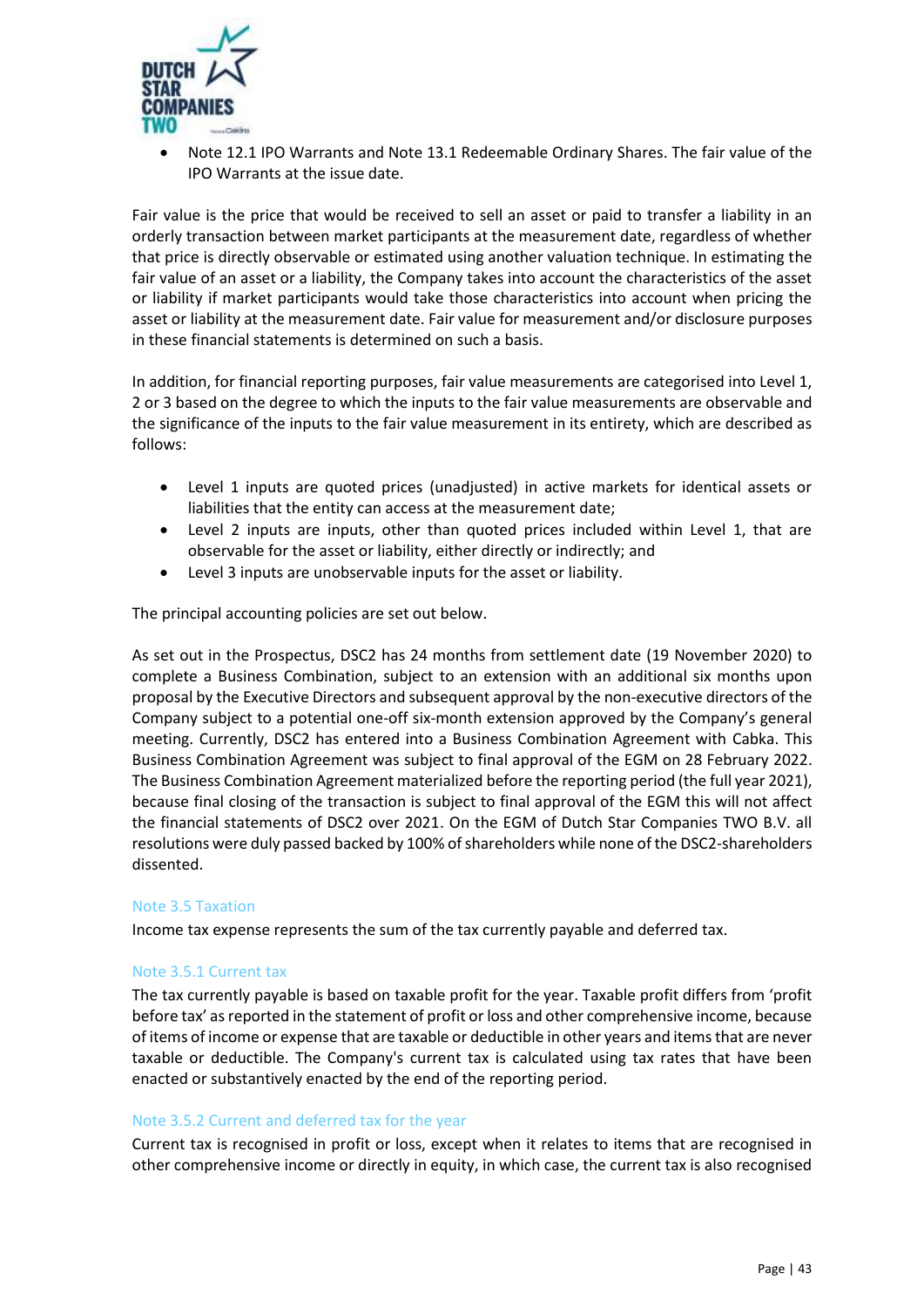- Note 12.1 IPO Warrants and Note 13.1 Redeemable Ordinary Shares. The fair value of the IPO Warrants at the issue date.

Fair value is the price that would be received to sell an asset or paid to transfer a liability in an orderly transaction between market participants at the measurement date, regardless of whether that price is directly observable or estimated using another valuation technique. In estimating the fair value of an asset or a liability, the Company takes into account the characteristics of the asset or liability if market participants would take those characteristics into account when pricing the asset or liability at the measurement date. Fair value for measurement and/or disclosure purposes in these financial statements is determined on such a basis.

In addition, for financial reporting purposes, fair value measurements are categorised into Level 1, 2 or 3 based on the degree to which the inputs to the fair value measurements are observable and the significance of the inputs to the fair value measurement in its entirety, which are described as follows:

- Level 1 inputs are quoted prices (unadjusted) in active markets for identical assets or liabilities that the entity can access at the measurement date;
- Level 2 inputs are inputs, other than quoted prices included within Level 1, that are observable for the asset or liability, either directly or indirectly; and
- Level 3 inputs are unobservable inputs for the asset or liability.

The principal accounting policies are set out below.

As set out in the Prospectus, DSC2 has 24 months from settlement date (19 November 2020) to complete a Business Combination, subject to an extension with an additional six months upon proposal by the Executive Directors and subsequent approval by the non-executive directors of the Company subject to a potential one-off six-month extension approved by the Company's general meeting. Currently, DSC2 has entered into a Business Combination Agreement with Cabka. This Business Combination Agreement was subject to final approval of the EGM on 28 February 2022. The Business Combination Agreement materialized before the reporting period (the full year 2021), because final closing of the transaction is subject to final approval of the EGM this will not affect the financial statements of DSC2 over 2021. On the EGM of Dutch Star Companies TWO B.V. all resolutions were duly passed backed by 100% of shareholders while none of the DSC2-shareholders dissented.

### Note 3.5 Taxation

Income tax expense represents the sum of the tax currently payable and deferred tax.

#### Note 3.5.1 Current tax

The tax currently payable is based on taxable profit for the year. Taxable profit differs from 'profit before tax' as reported in the statement of profit or loss and other comprehensive income, because of items of income or expense that are taxable or deductible in other years and items that are never taxable or deductible. The Company's current tax is calculated using tax rates that have been enacted or substantively enacted by the end of the reporting period.

#### Note 3.5.2 Current and deferred tax for the year

Current tax is recognised in profit or loss, except when it relates to items that are recognised in other comprehensive income or directly in equity, in which case, the current tax is also recognised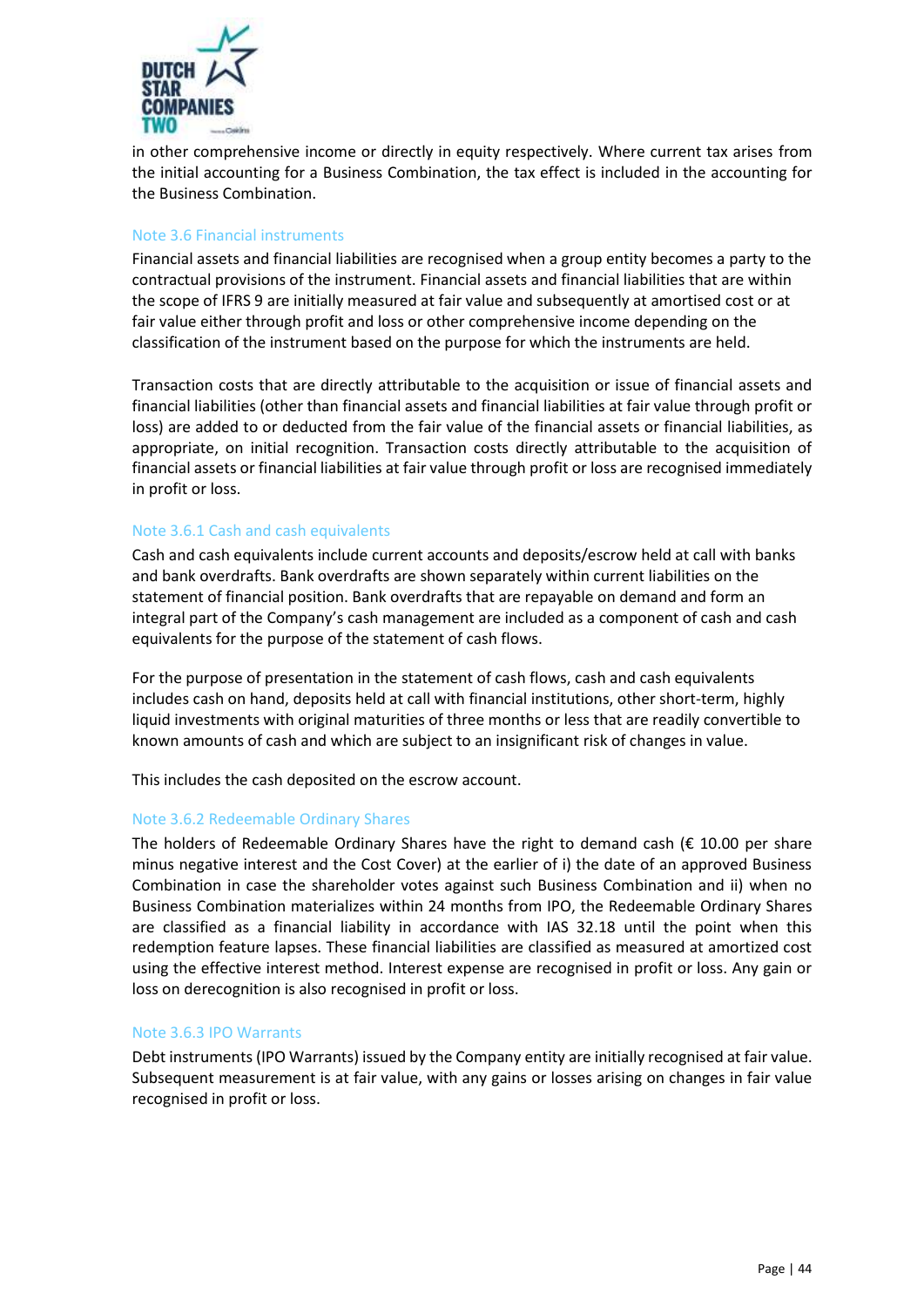in other comprehensive income or directly in equity respectively. Where current tax arises from the initial accounting for a Business Combination, the tax effect is included in the accounting for the Business Combination.

### Note 3.6 Financial instruments

Financial assets and financial liabilities are recognised when a group entity becomes a party to the contractual provisions of the instrument. Financial assets and financial liabilities that are within the scope of IFRS 9 are initially measured at fair value and subsequently at amortised cost or at fair value either through profit and loss or other comprehensive income depending on the classification of the instrument based on the purpose for which the instruments are held.

Transaction costs that are directly attributable to the acquisition or issue of financial assets and financial liabilities (other than financial assets and financial liabilities at fair value through profit or loss) are added to or deducted from the fair value of the financial assets or financial liabilities, as appropriate, on initial recognition. Transaction costs directly attributable to the acquisition of financial assets or financial liabilities at fair value through profit or loss are recognised immediately in profit or loss.

### Note 3.6.1 Cash and cash equivalents

Cash and cash equivalents include current accounts and deposits/escrow held at call with banks and bank overdrafts. Bank overdrafts are shown separately within current liabilities on the statement of financial position. Bank overdrafts that are repayable on demand and form an integral part of the Company's cash management are included as a component of cash and cash equivalents for the purpose of the statement of cash flows.

For the purpose of presentation in the statement of cash flows, cash and cash equivalents includes cash on hand, deposits held at call with financial institutions, other short-term, highly liquid investments with original maturities of three months or less that are readily convertible to known amounts of cash and which are subject to an insignificant risk of changes in value.

This includes the cash deposited on the escrow account.

### Note 3.6.2 Redeemable Ordinary Shares

The holders of Redeemable Ordinary Shares have the right to demand cash (€ 10.00 per share minus negative interest and the Cost Cover) at the earlier of i) the date of an approved Business Combination in case the shareholder votes against such Business Combination and ii) when no Business Combination materializes within 24 months from IPO, the Redeemable Ordinary Shares are classified as a financial liability in accordance with IAS 32.18 until the point when this redemption feature lapses. These financial liabilities are classified as measured at amortized cost using the effective interest method. Interest expense are recognised in profit or loss. Any gain or loss on derecognition is also recognised in profit or loss.

### Note 3.6.3 IPO Warrants

Debt instruments (IPO Warrants) issued by the Company entity are initially recognised at fair value. Subsequent measurement is at fair value, with any gains or losses arising on changes in fair value recognised in profit or loss.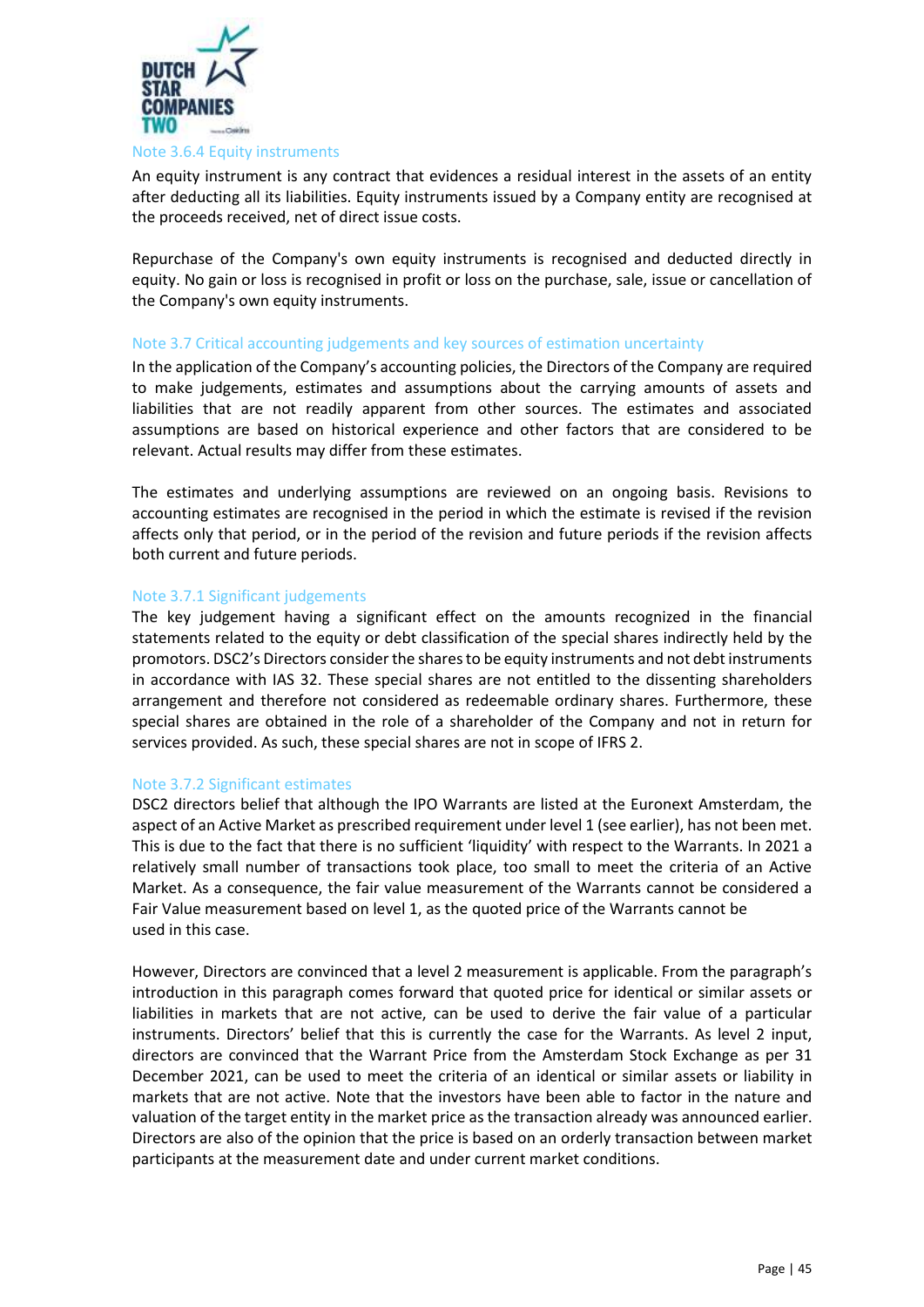#### Note 3.6.4 Equity instruments

An equity instrument is any contract that evidences a residual interest in the assets of an entity after deducting all its liabilities. Equity instruments issued by a Company entity are recognised at the proceeds received, net of direct issue costs.

Repurchase of the Company's own equity instruments is recognised and deducted directly in equity. No gain or loss is recognised in profit or loss on the purchase, sale, issue or cancellation of the Company's own equity instruments.

### Note 3.7 Critical accounting judgements and key sources of estimation uncertainty

In the application of the Company's accounting policies, the Directors of the Company are required to make judgements, estimates and assumptions about the carrying amounts of assets and liabilities that are not readily apparent from other sources. The estimates and associated assumptions are based on historical experience and other factors that are considered to be relevant. Actual results may differ from these estimates.

The estimates and underlying assumptions are reviewed on an ongoing basis. Revisions to accounting estimates are recognised in the period in which the estimate is revised if the revision affects only that period, or in the period of the revision and future periods if the revision affects both current and future periods.

#### Note 3.7.1 Significant judgements

The key judgement having a significant effect on the amounts recognized in the financial statements related to the equity or debt classification of the special shares indirectly held by the promotors. DSC2's Directors consider the shares to be equity instruments and not debt instruments in accordance with IAS 32. These special shares are not entitled to the dissenting shareholders arrangement and therefore not considered as redeemable ordinary shares. Furthermore, these special shares are obtained in the role of a shareholder of the Company and not in return for services provided. As such, these special shares are not in scope of IFRS 2.

#### Note 3.7.2 Significant estimates

DSC2 directors belief that although the IPO Warrants are listed at the Euronext Amsterdam, the aspect of an Active Market as prescribed requirement under level 1 (see earlier), has not been met. This is due to the fact that there is no sufficient 'liquidity' with respect to the Warrants. In 2021 a relatively small number of transactions took place, too small to meet the criteria of an Active Market. As a consequence, the fair value measurement of the Warrants cannot be considered a Fair Value measurement based on level 1, as the quoted price of the Warrants cannot be used in this case.

However, Directors are convinced that a level 2 measurement is applicable. From the paragraph's introduction in this paragraph comes forward that quoted price for identical or similar assets or liabilities in markets that are not active, can be used to derive the fair value of a particular instruments. Directors' belief that this is currently the case for the Warrants. As level 2 input, directors are convinced that the Warrant Price from the Amsterdam Stock Exchange as per 31 December 2021, can be used to meet the criteria of an identical or similar assets or liability in markets that are not active. Note that the investors have been able to factor in the nature and valuation of the target entity in the market price as the transaction already was announced earlier. Directors are also of the opinion that the price is based on an orderly transaction between market participants at the measurement date and under current market conditions.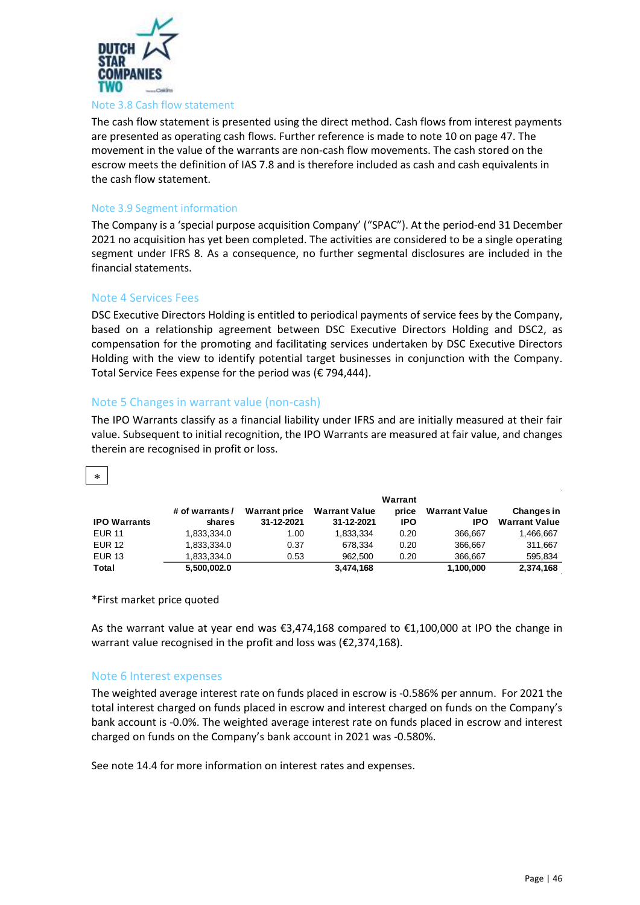### Note 3.8 Cash flow statement

The cash flow statement is presented using the direct method. Cash flows from interest payments are presented as operating cash flows. Further reference is made to note 10 on page 47. The movement in the value of the warrants are non-cash flow movements. The cash stored on the escrow meets the definition of IAS 7.8 and is therefore included as cash and cash equivalents in the cash flow statement.

### Note 3.9 Segment information

The Company is a 'special purpose acquisition Company' ("SPAC"). At the period-end 31 December 2021 no acquisition has yet been completed. The activities are considered to be a single operating segment under IFRS 8. As a consequence, no further segmental disclosures are included in the financial statements.

## Note 4 Services Fees

DSC Executive Directors Holding is entitled to periodical payments of service fees by the Company, based on a relationship agreement between DSC Executive Directors Holding and DSC2, as compensation for the promoting and facilitating services undertaken by DSC Executive Directors Holding with the view to identify potential target businesses in conjunction with the Company. Total Service Fees expense for the period was (€ 794,444).

## Note 5 Changes in warrant value (non-cash)

The IPO Warrants classify as a financial liability under IFRS and are initially measured at their fair value. Subsequent to initial recognition, the IPO Warrants are measured at fair value, and changes therein are recognised in profit or loss.

*

| IPO Warrants | # of warrants / shares | Warrant price 31-12-2021 | Warrant Value 31-12-2021 | Warrant price IPO | Warrant Value IPO | Changes in Warrant Value |
|---|---|---|---|---|---|---|
| EUR 11 | 1,833,334.0 | 1.00 | 1,833,334 | 0.20 | 366,667 | 1,466,667 |
| EUR 12 | 1,833,334.0 | 0.37 | 678,334 | 0.20 | 366,667 | 311,667 |
| EUR 13 | 1,833,334.0 | 0.53 | 962,500 | 0.20 | 366,667 | 595,834 |
| **Total** | **5,500,002.0** | | **3,474,168** | | **1,100,000** | **2,374,168** |

*First market price quoted

As the warrant value at year end was €3,474,168 compared to €1,100,000 at IPO the change in warrant value recognised in the profit and loss was (€2,374,168).

## Note 6 Interest expenses

The weighted average interest rate on funds placed in escrow is -0.586% per annum. For 2021 the total interest charged on funds placed in escrow and interest charged on funds on the Company's bank account is -0.0%. The weighted average interest rate on funds placed in escrow and interest charged on funds on the Company's bank account in 2021 was -0.580%.

See note 14.4 for more information on interest rates and expenses.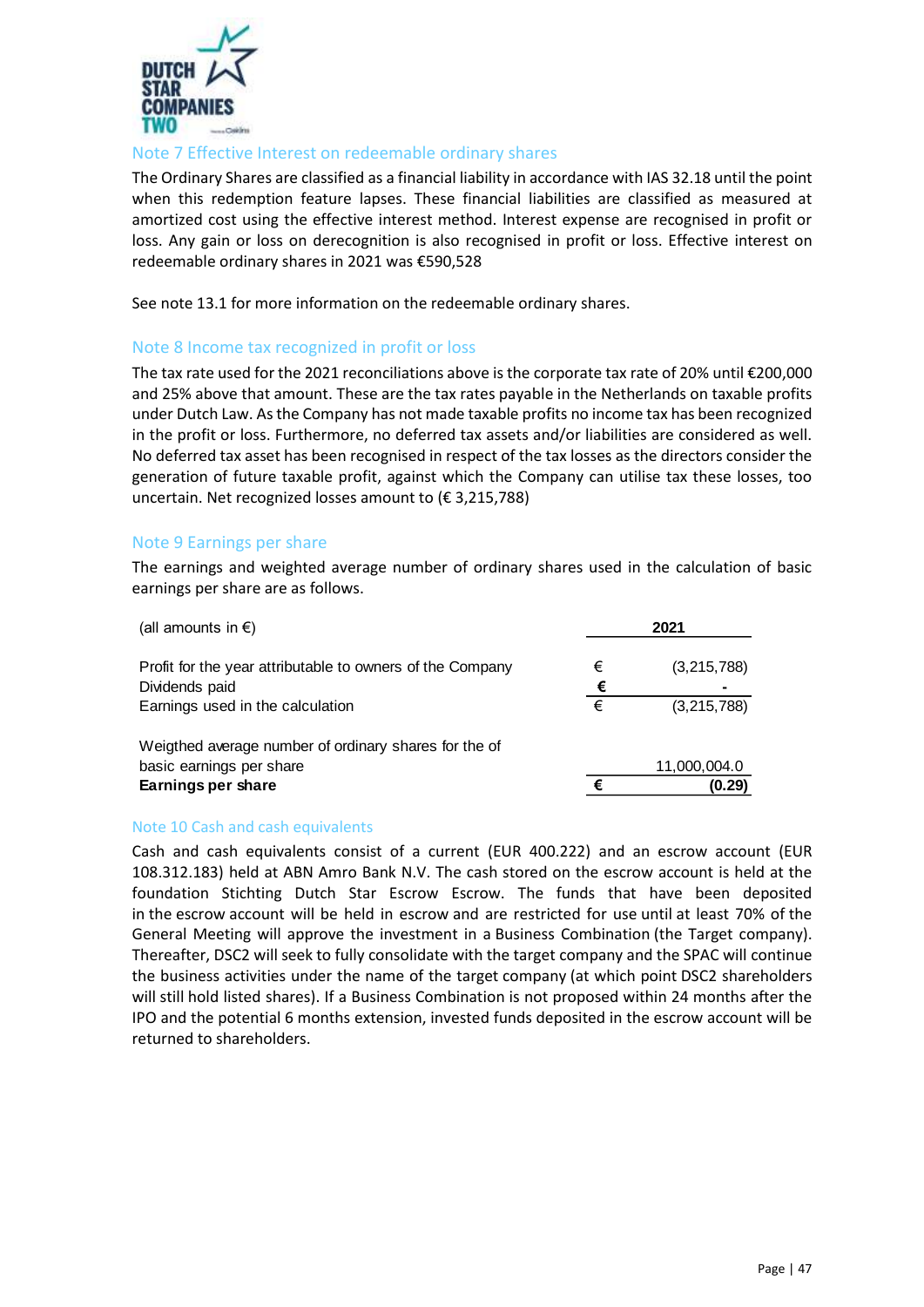## Note 7 Effective Interest on redeemable ordinary shares

The Ordinary Shares are classified as a financial liability in accordance with IAS 32.18 until the point when this redemption feature lapses. These financial liabilities are classified as measured at amortized cost using the effective interest method. Interest expense are recognised in profit or loss. Any gain or loss on derecognition is also recognised in profit or loss. Effective interest on redeemable ordinary shares in 2021 was €590,528

See note 13.1 for more information on the redeemable ordinary shares.

## Note 8 Income tax recognized in profit or loss

The tax rate used for the 2021 reconciliations above is the corporate tax rate of 20% until €200,000 and 25% above that amount. These are the tax rates payable in the Netherlands on taxable profits under Dutch Law. As the Company has not made taxable profits no income tax has been recognized in the profit or loss. Furthermore, no deferred tax assets and/or liabilities are considered as well. No deferred tax asset has been recognised in respect of the tax losses as the directors consider the generation of future taxable profit, against which the Company can utilise tax these losses, too uncertain. Net recognized losses amount to (€ 3,215,788)

## Note 9 Earnings per share

The earnings and weighted average number of ordinary shares used in the calculation of basic earnings per share are as follows.

| (all amounts in €) | | 2021 |
|---|---|---|
| Profit for the year attributable to owners of the Company | € | (3,215,788) |
| Dividends paid | € | - |
| Earnings used in the calculation | € | (3,215,788) |
| Weigthed average number of ordinary shares for the of basic earnings per share | | 11,000,004.0 |
| **Earnings per share** | **€** | **(0.29)** |

## Note 10 Cash and cash equivalents

Cash and cash equivalents consist of a current (EUR 400.222) and an escrow account (EUR 108.312.183) held at ABN Amro Bank N.V. The cash stored on the escrow account is held at the foundation Stichting Dutch Star Escrow Escrow. The funds that have been deposited in the escrow account will be held in escrow and are restricted for use until at least 70% of the General Meeting will approve the investment in a Business Combination (the Target company). Thereafter, DSC2 will seek to fully consolidate with the target company and the SPAC will continue the business activities under the name of the target company (at which point DSC2 shareholders will still hold listed shares). If a Business Combination is not proposed within 24 months after the IPO and the potential 6 months extension, invested funds deposited in the escrow account will be returned to shareholders.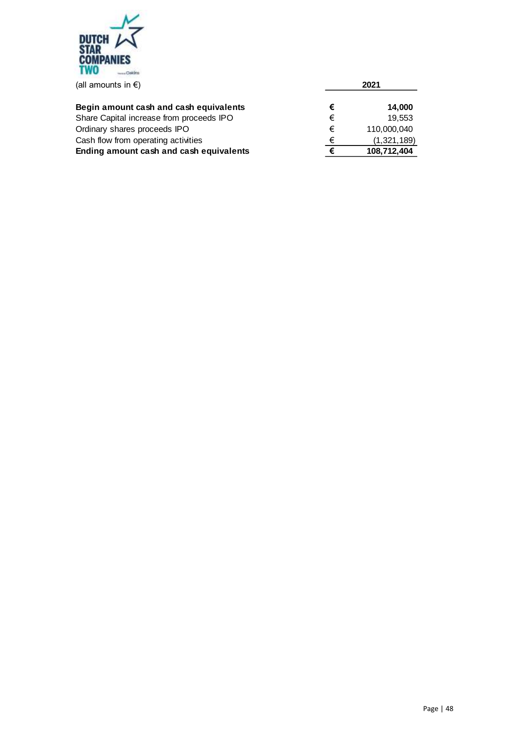(all amounts in €)

| | | 2021 |
|---|---|---|
| **Begin amount cash and cash equivalents** | **€** | **14,000** |
| Share Capital increase from proceeds IPO | € | 19,553 |
| Ordinary shares proceeds IPO | € | 110,000,040 |
| Cash flow from operating activities | € | (1,321,189) |
| **Ending amount cash and cash equivalents** | **€** | **108,712,404** |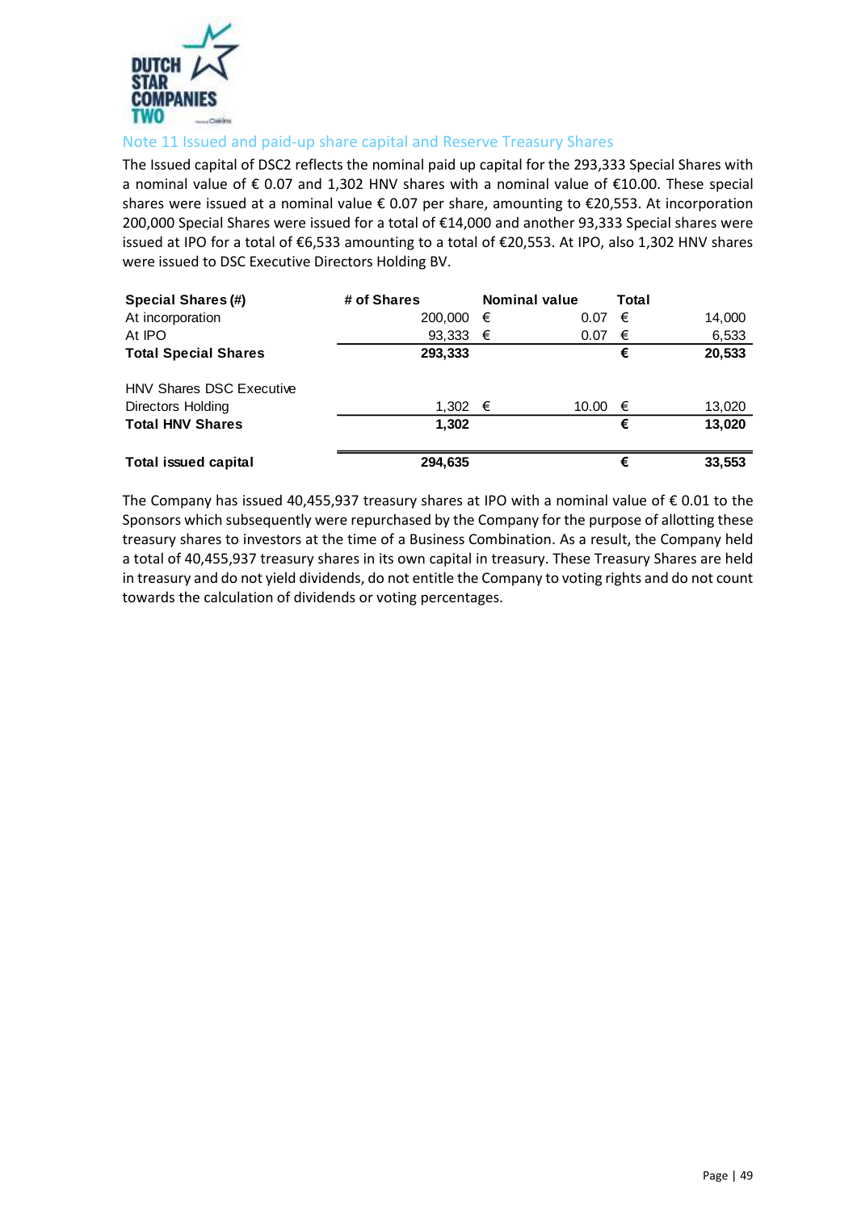## Note 11 Issued and paid-up share capital and Reserve Treasury Shares

The Issued capital of DSC2 reflects the nominal paid up capital for the 293,333 Special Shares with a nominal value of € 0.07 and 1,302 HNV shares with a nominal value of €10.00. These special shares were issued at a nominal value € 0.07 per share, amounting to €20,553. At incorporation 200,000 Special Shares were issued for a total of €14,000 and another 93,333 Special shares were issued at IPO for a total of €6,533 amounting to a total of €20,553. At IPO, also 1,302 HNV shares were issued to DSC Executive Directors Holding BV.

| **Special Shares (#)** | **# of Shares** | **Nominal value** | **Total** |
|---|---|---|---|
| At incorporation | 200,000 | € 0.07 | € 14,000 |
| At IPO | 93,333 | € 0.07 | € 6,533 |
| **Total Special Shares** | **293,333** | | **€ 20,533** |
| | | | |
| HNV Shares DSC Executive Directors Holding | 1,302 | € 10.00 | € 13,020 |
| **Total HNV Shares** | **1,302** | | **€ 13,020** |
| | | | |
| **Total issued capital** | **294,635** | | **€ 33,553** |

The Company has issued 40,455,937 treasury shares at IPO with a nominal value of € 0.01 to the Sponsors which subsequently were repurchased by the Company for the purpose of allotting these treasury shares to investors at the time of a Business Combination. As a result, the Company held a total of 40,455,937 treasury shares in its own capital in treasury. These Treasury Shares are held in treasury and do not yield dividends, do not entitle the Company to voting rights and do not count towards the calculation of dividends or voting percentages.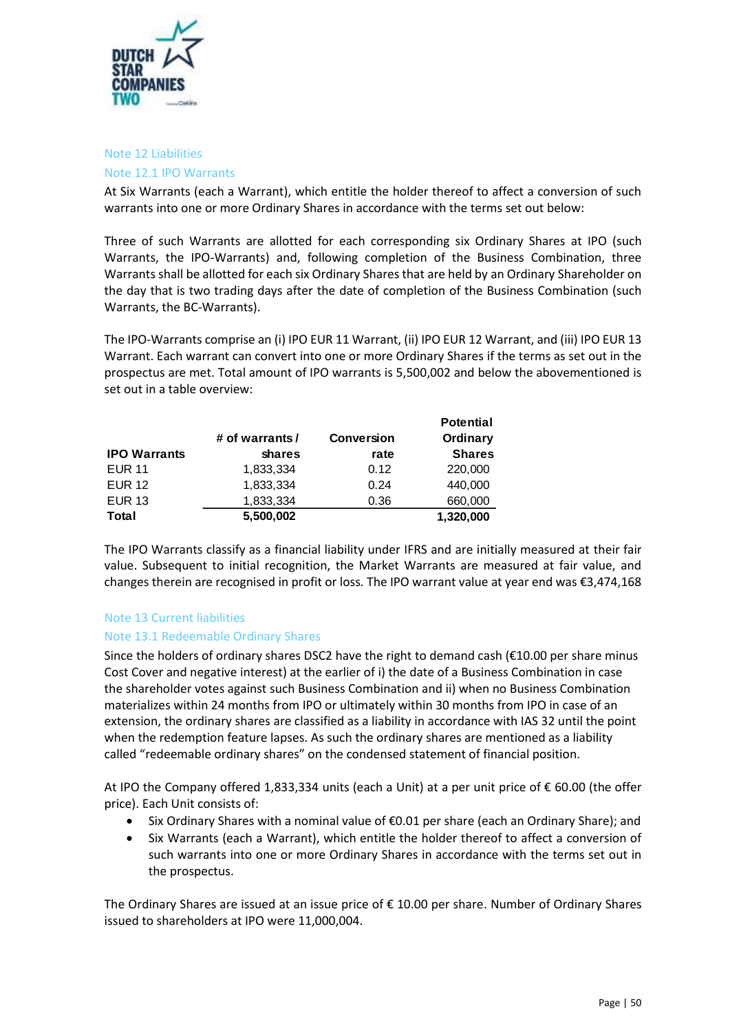## Note 12 Liabilities

### Note 12.1 IPO Warrants

At Six Warrants (each a Warrant), which entitle the holder thereof to affect a conversion of such warrants into one or more Ordinary Shares in accordance with the terms set out below:

Three of such Warrants are allotted for each corresponding six Ordinary Shares at IPO (such Warrants, the IPO-Warrants) and, following completion of the Business Combination, three Warrants shall be allotted for each six Ordinary Shares that are held by an Ordinary Shareholder on the day that is two trading days after the date of completion of the Business Combination (such Warrants, the BC-Warrants).

The IPO-Warrants comprise an (i) IPO EUR 11 Warrant, (ii) IPO EUR 12 Warrant, and (iii) IPO EUR 13 Warrant. Each warrant can convert into one or more Ordinary Shares if the terms as set out in the prospectus are met. Total amount of IPO warrants is 5,500,002 and below the abovementioned is set out in a table overview:

| IPO Warrants | # of warrants / shares | Conversion rate | Potential Ordinary Shares |
|---|---|---|---|
| EUR 11 | 1,833,334 | 0.12 | 220,000 |
| EUR 12 | 1,833,334 | 0.24 | 440,000 |
| EUR 13 | 1,833,334 | 0.36 | 660,000 |
| **Total** | **5,500,002** | | **1,320,000** |

The IPO Warrants classify as a financial liability under IFRS and are initially measured at their fair value. Subsequent to initial recognition, the Market Warrants are measured at fair value, and changes therein are recognised in profit or loss. The IPO warrant value at year end was €3,474,168

## Note 13 Current liabilities

### Note 13.1 Redeemable Ordinary Shares

Since the holders of ordinary shares DSC2 have the right to demand cash (€10.00 per share minus Cost Cover and negative interest) at the earlier of i) the date of a Business Combination in case the shareholder votes against such Business Combination and ii) when no Business Combination materializes within 24 months from IPO or ultimately within 30 months from IPO in case of an extension, the ordinary shares are classified as a liability in accordance with IAS 32 until the point when the redemption feature lapses. As such the ordinary shares are mentioned as a liability called "redeemable ordinary shares" on the condensed statement of financial position.

At IPO the Company offered 1,833,334 units (each a Unit) at a per unit price of € 60.00 (the offer price). Each Unit consists of:

- Six Ordinary Shares with a nominal value of €0.01 per share (each an Ordinary Share); and
- Six Warrants (each a Warrant), which entitle the holder thereof to affect a conversion of such warrants into one or more Ordinary Shares in accordance with the terms set out in the prospectus.

The Ordinary Shares are issued at an issue price of € 10.00 per share. Number of Ordinary Shares issued to shareholders at IPO were 11,000,004.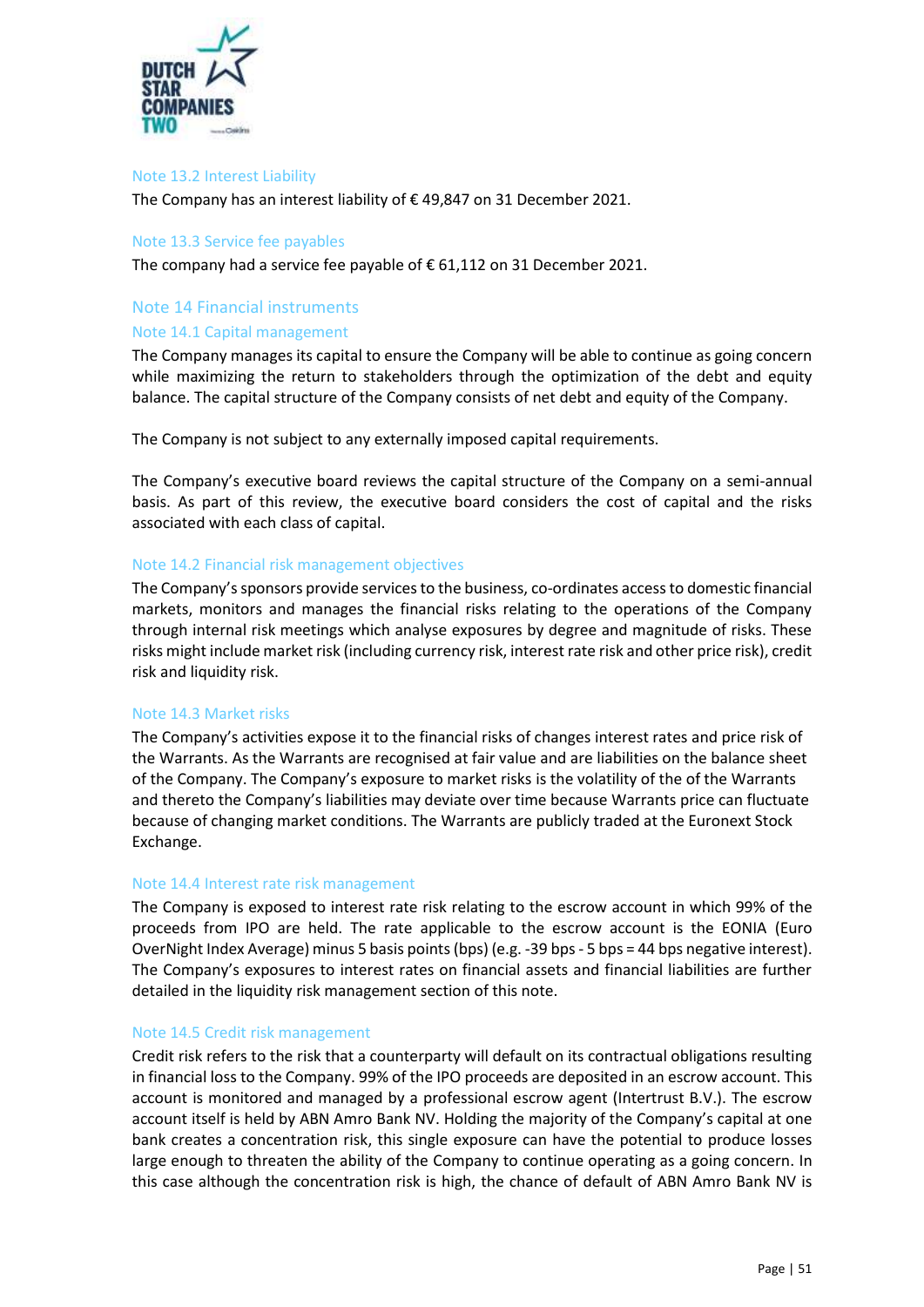### Note 13.2 Interest Liability

The Company has an interest liability of € 49,847 on 31 December 2021.

### Note 13.3 Service fee payables

The company had a service fee payable of € 61,112 on 31 December 2021.

## Note 14 Financial instruments

### Note 14.1 Capital management

The Company manages its capital to ensure the Company will be able to continue as going concern while maximizing the return to stakeholders through the optimization of the debt and equity balance. The capital structure of the Company consists of net debt and equity of the Company.

The Company is not subject to any externally imposed capital requirements.

The Company's executive board reviews the capital structure of the Company on a semi-annual basis. As part of this review, the executive board considers the cost of capital and the risks associated with each class of capital.

### Note 14.2 Financial risk management objectives

The Company's sponsors provide services to the business, co-ordinates access to domestic financial markets, monitors and manages the financial risks relating to the operations of the Company through internal risk meetings which analyse exposures by degree and magnitude of risks. These risks might include market risk (including currency risk, interest rate risk and other price risk), credit risk and liquidity risk.

### Note 14.3 Market risks

The Company's activities expose it to the financial risks of changes interest rates and price risk of the Warrants. As the Warrants are recognised at fair value and are liabilities on the balance sheet of the Company. The Company's exposure to market risks is the volatility of the of the Warrants and thereto the Company's liabilities may deviate over time because Warrants price can fluctuate because of changing market conditions. The Warrants are publicly traded at the Euronext Stock Exchange.

### Note 14.4 Interest rate risk management

The Company is exposed to interest rate risk relating to the escrow account in which 99% of the proceeds from IPO are held. The rate applicable to the escrow account is the EONIA (Euro OverNight Index Average) minus 5 basis points (bps) (e.g. -39 bps - 5 bps = 44 bps negative interest). The Company's exposures to interest rates on financial assets and financial liabilities are further detailed in the liquidity risk management section of this note.

### Note 14.5 Credit risk management

Credit risk refers to the risk that a counterparty will default on its contractual obligations resulting in financial loss to the Company. 99% of the IPO proceeds are deposited in an escrow account. This account is monitored and managed by a professional escrow agent (Intertrust B.V.). The escrow account itself is held by ABN Amro Bank NV. Holding the majority of the Company's capital at one bank creates a concentration risk, this single exposure can have the potential to produce losses large enough to threaten the ability of the Company to continue operating as a going concern. In this case although the concentration risk is high, the chance of default of ABN Amro Bank NV is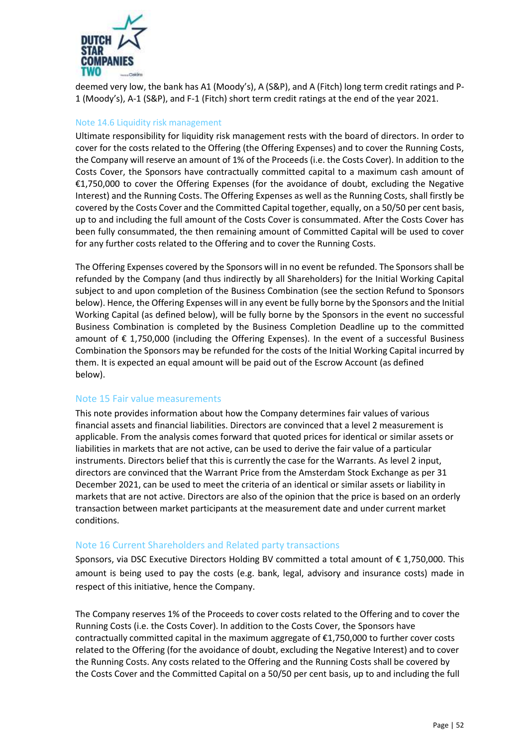deemed very low, the bank has A1 (Moody's), A (S&P), and A (Fitch) long term credit ratings and P-1 (Moody's), A-1 (S&P), and F-1 (Fitch) short term credit ratings at the end of the year 2021.

### Note 14.6 Liquidity risk management

Ultimate responsibility for liquidity risk management rests with the board of directors. In order to cover for the costs related to the Offering (the Offering Expenses) and to cover the Running Costs, the Company will reserve an amount of 1% of the Proceeds (i.e. the Costs Cover). In addition to the Costs Cover, the Sponsors have contractually committed capital to a maximum cash amount of €1,750,000 to cover the Offering Expenses (for the avoidance of doubt, excluding the Negative Interest) and the Running Costs. The Offering Expenses as well as the Running Costs, shall firstly be covered by the Costs Cover and the Committed Capital together, equally, on a 50/50 per cent basis, up to and including the full amount of the Costs Cover is consummated. After the Costs Cover has been fully consummated, the then remaining amount of Committed Capital will be used to cover for any further costs related to the Offering and to cover the Running Costs.

The Offering Expenses covered by the Sponsors will in no event be refunded. The Sponsors shall be refunded by the Company (and thus indirectly by all Shareholders) for the Initial Working Capital subject to and upon completion of the Business Combination (see the section Refund to Sponsors below). Hence, the Offering Expenses will in any event be fully borne by the Sponsors and the Initial Working Capital (as defined below), will be fully borne by the Sponsors in the event no successful Business Combination is completed by the Business Completion Deadline up to the committed amount of € 1,750,000 (including the Offering Expenses). In the event of a successful Business Combination the Sponsors may be refunded for the costs of the Initial Working Capital incurred by them. It is expected an equal amount will be paid out of the Escrow Account (as defined below).

## Note 15 Fair value measurements

This note provides information about how the Company determines fair values of various financial assets and financial liabilities. Directors are convinced that a level 2 measurement is applicable. From the analysis comes forward that quoted prices for identical or similar assets or liabilities in markets that are not active, can be used to derive the fair value of a particular instruments. Directors belief that this is currently the case for the Warrants. As level 2 input, directors are convinced that the Warrant Price from the Amsterdam Stock Exchange as per 31 December 2021, can be used to meet the criteria of an identical or similar assets or liability in markets that are not active. Directors are also of the opinion that the price is based on an orderly transaction between market participants at the measurement date and under current market conditions.

## Note 16 Current Shareholders and Related party transactions

Sponsors, via DSC Executive Directors Holding BV committed a total amount of € 1,750,000. This amount is being used to pay the costs (e.g. bank, legal, advisory and insurance costs) made in respect of this initiative, hence the Company.

The Company reserves 1% of the Proceeds to cover costs related to the Offering and to cover the Running Costs (i.e. the Costs Cover). In addition to the Costs Cover, the Sponsors have contractually committed capital in the maximum aggregate of €1,750,000 to further cover costs related to the Offering (for the avoidance of doubt, excluding the Negative Interest) and to cover the Running Costs. Any costs related to the Offering and the Running Costs shall be covered by the Costs Cover and the Committed Capital on a 50/50 per cent basis, up to and including the full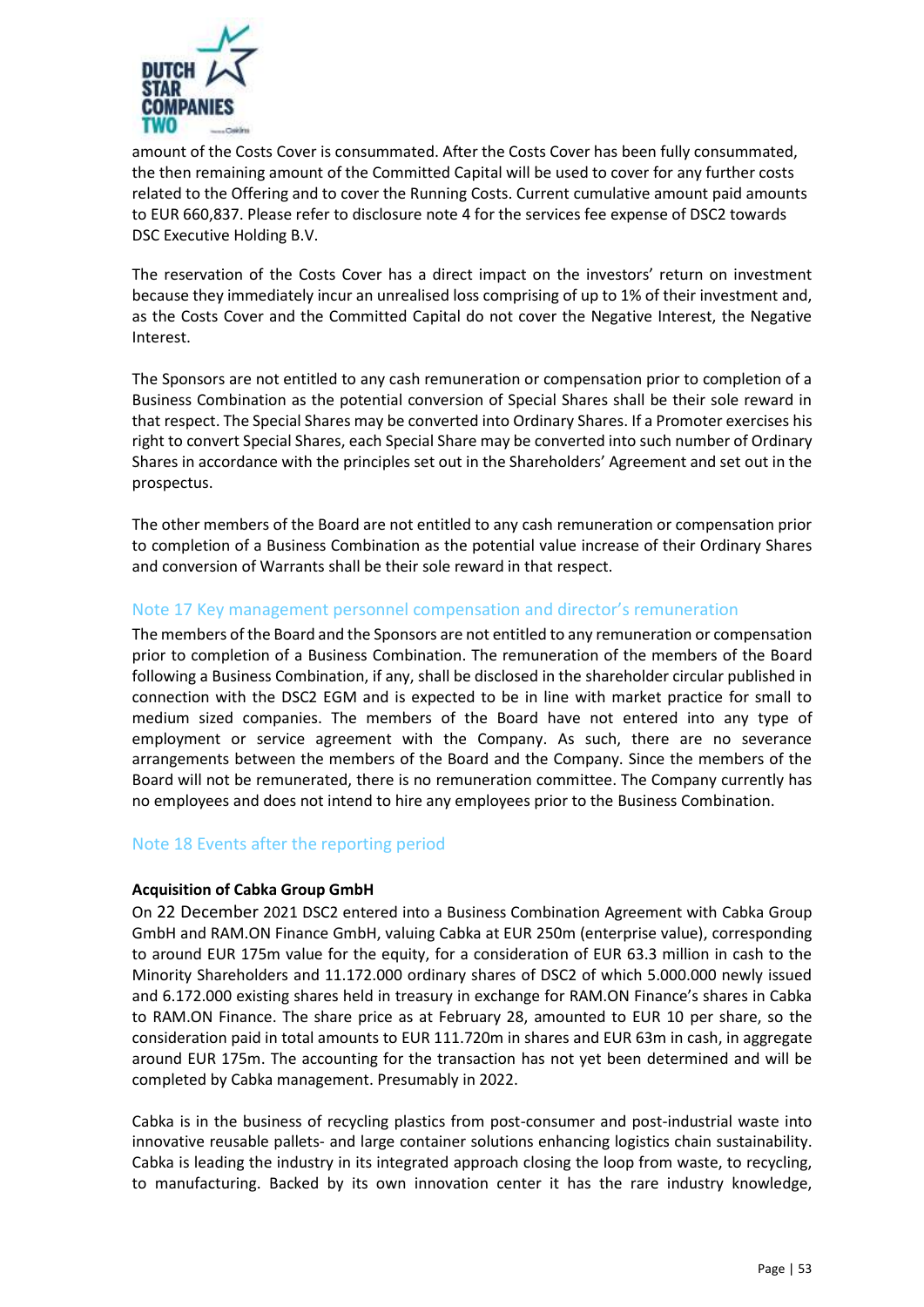amount of the Costs Cover is consummated. After the Costs Cover has been fully consummated, the then remaining amount of the Committed Capital will be used to cover for any further costs related to the Offering and to cover the Running Costs. Current cumulative amount paid amounts to EUR 660,837. Please refer to disclosure note 4 for the services fee expense of DSC2 towards DSC Executive Holding B.V.

The reservation of the Costs Cover has a direct impact on the investors' return on investment because they immediately incur an unrealised loss comprising of up to 1% of their investment and, as the Costs Cover and the Committed Capital do not cover the Negative Interest, the Negative Interest.

The Sponsors are not entitled to any cash remuneration or compensation prior to completion of a Business Combination as the potential conversion of Special Shares shall be their sole reward in that respect. The Special Shares may be converted into Ordinary Shares. If a Promoter exercises his right to convert Special Shares, each Special Share may be converted into such number of Ordinary Shares in accordance with the principles set out in the Shareholders' Agreement and set out in the prospectus.

The other members of the Board are not entitled to any cash remuneration or compensation prior to completion of a Business Combination as the potential value increase of their Ordinary Shares and conversion of Warrants shall be their sole reward in that respect.

## Note 17 Key management personnel compensation and director's remuneration

The members of the Board and the Sponsors are not entitled to any remuneration or compensation prior to completion of a Business Combination. The remuneration of the members of the Board following a Business Combination, if any, shall be disclosed in the shareholder circular published in connection with the DSC2 EGM and is expected to be in line with market practice for small to medium sized companies. The members of the Board have not entered into any type of employment or service agreement with the Company. As such, there are no severance arrangements between the members of the Board and the Company. Since the members of the Board will not be remunerated, there is no remuneration committee. The Company currently has no employees and does not intend to hire any employees prior to the Business Combination.

## Note 18 Events after the reporting period

**Acquisition of Cabka Group GmbH**

On 22 December 2021 DSC2 entered into a Business Combination Agreement with Cabka Group GmbH and RAM.ON Finance GmbH, valuing Cabka at EUR 250m (enterprise value), corresponding to around EUR 175m value for the equity, for a consideration of EUR 63.3 million in cash to the Minority Shareholders and 11.172.000 ordinary shares of DSC2 of which 5.000.000 newly issued and 6.172.000 existing shares held in treasury in exchange for RAM.ON Finance's shares in Cabka to RAM.ON Finance. The share price as at February 28, amounted to EUR 10 per share, so the consideration paid in total amounts to EUR 111.720m in shares and EUR 63m in cash, in aggregate around EUR 175m. The accounting for the transaction has not yet been determined and will be completed by Cabka management. Presumably in 2022.

Cabka is in the business of recycling plastics from post-consumer and post-industrial waste into innovative reusable pallets- and large container solutions enhancing logistics chain sustainability. Cabka is leading the industry in its integrated approach closing the loop from waste, to recycling, to manufacturing. Backed by its own innovation center it has the rare industry knowledge,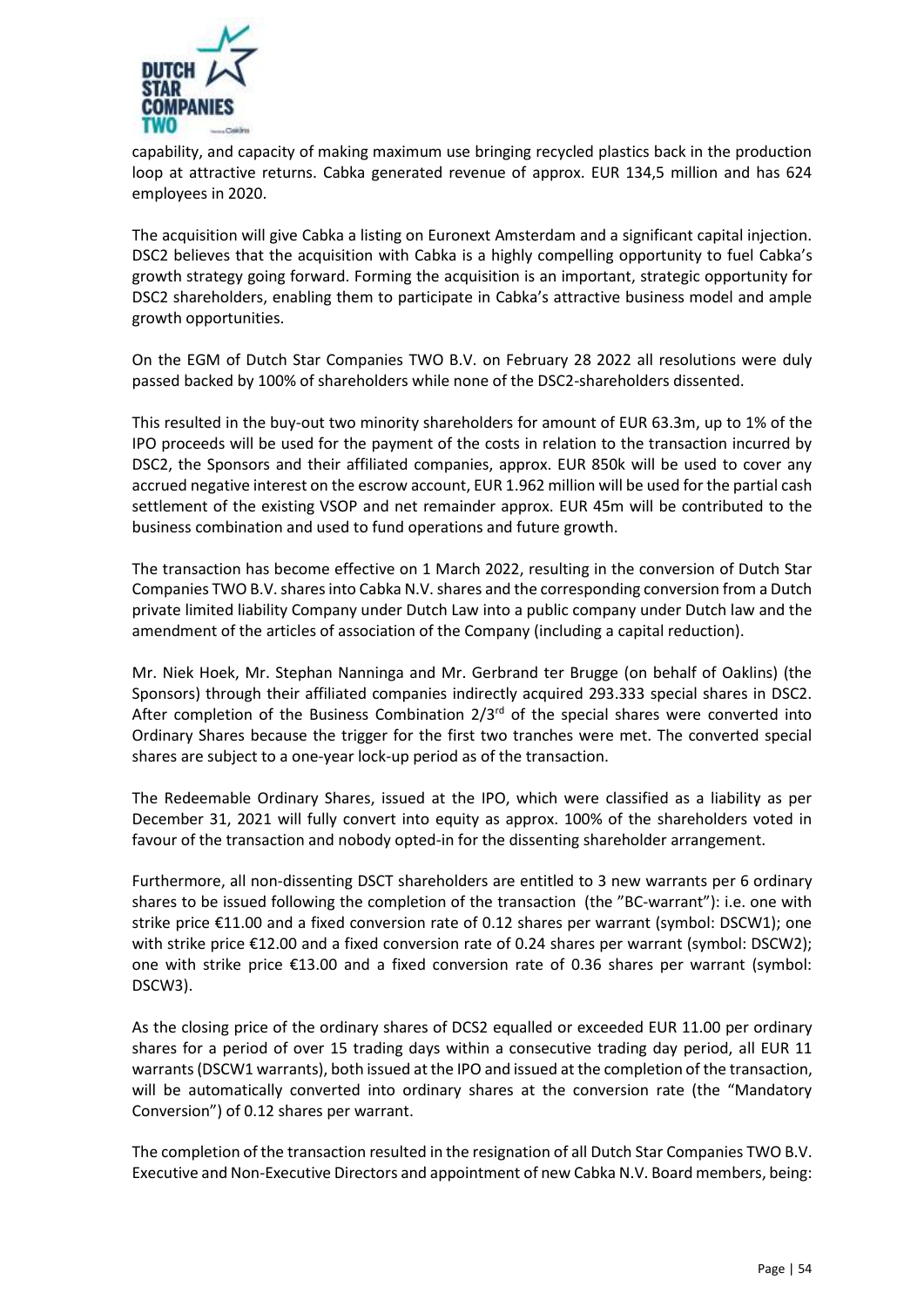capability, and capacity of making maximum use bringing recycled plastics back in the production loop at attractive returns. Cabka generated revenue of approx. EUR 134,5 million and has 624 employees in 2020.

The acquisition will give Cabka a listing on Euronext Amsterdam and a significant capital injection. DSC2 believes that the acquisition with Cabka is a highly compelling opportunity to fuel Cabka's growth strategy going forward. Forming the acquisition is an important, strategic opportunity for DSC2 shareholders, enabling them to participate in Cabka's attractive business model and ample growth opportunities.

On the EGM of Dutch Star Companies TWO B.V. on February 28 2022 all resolutions were duly passed backed by 100% of shareholders while none of the DSC2-shareholders dissented.

This resulted in the buy-out two minority shareholders for amount of EUR 63.3m, up to 1% of the IPO proceeds will be used for the payment of the costs in relation to the transaction incurred by DSC2, the Sponsors and their affiliated companies, approx. EUR 850k will be used to cover any accrued negative interest on the escrow account, EUR 1.962 million will be used for the partial cash settlement of the existing VSOP and net remainder approx. EUR 45m will be contributed to the business combination and used to fund operations and future growth.

The transaction has become effective on 1 March 2022, resulting in the conversion of Dutch Star Companies TWO B.V. shares into Cabka N.V. shares and the corresponding conversion from a Dutch private limited liability Company under Dutch Law into a public company under Dutch law and the amendment of the articles of association of the Company (including a capital reduction).

Mr. Niek Hoek, Mr. Stephan Nanninga and Mr. Gerbrand ter Brugge (on behalf of Oaklins) (the Sponsors) through their affiliated companies indirectly acquired 293.333 special shares in DSC2. After completion of the Business Combination 2/3rd of the special shares were converted into Ordinary Shares because the trigger for the first two tranches were met. The converted special shares are subject to a one-year lock-up period as of the transaction.

The Redeemable Ordinary Shares, issued at the IPO, which were classified as a liability as per December 31, 2021 will fully convert into equity as approx. 100% of the shareholders voted in favour of the transaction and nobody opted-in for the dissenting shareholder arrangement.

Furthermore, all non-dissenting DSCT shareholders are entitled to 3 new warrants per 6 ordinary shares to be issued following the completion of the transaction (the "BC-warrant"): i.e. one with strike price €11.00 and a fixed conversion rate of 0.12 shares per warrant (symbol: DSCW1); one with strike price €12.00 and a fixed conversion rate of 0.24 shares per warrant (symbol: DSCW2); one with strike price €13.00 and a fixed conversion rate of 0.36 shares per warrant (symbol: DSCW3).

As the closing price of the ordinary shares of DCS2 equalled or exceeded EUR 11.00 per ordinary shares for a period of over 15 trading days within a consecutive trading day period, all EUR 11 warrants (DSCW1 warrants), both issued at the IPO and issued at the completion of the transaction, will be automatically converted into ordinary shares at the conversion rate (the "Mandatory Conversion") of 0.12 shares per warrant.

The completion of the transaction resulted in the resignation of all Dutch Star Companies TWO B.V. Executive and Non-Executive Directors and appointment of new Cabka N.V. Board members, being: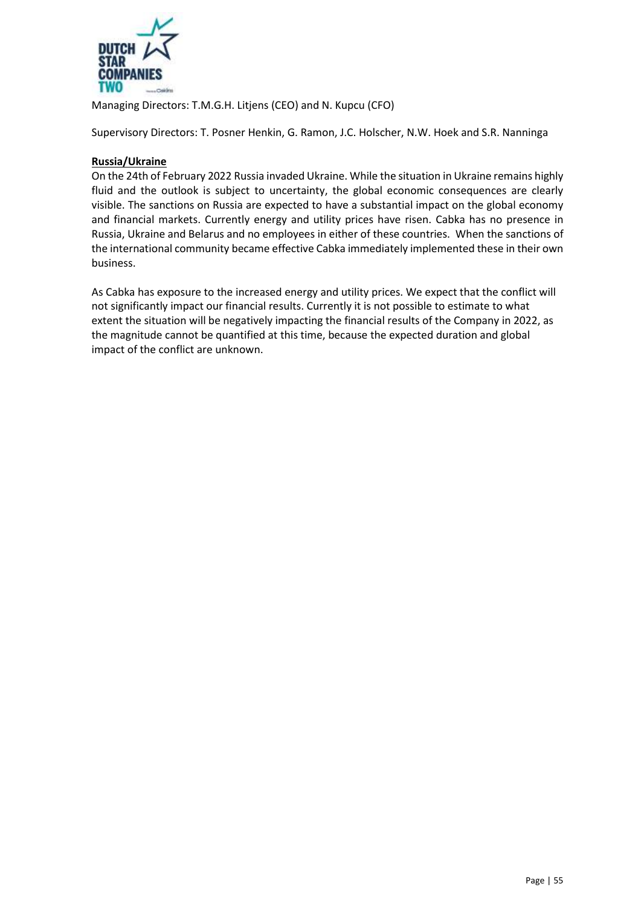Managing Directors: T.M.G.H. Litjens (CEO) and N. Kupcu (CFO)

Supervisory Directors: T. Posner Henkin, G. Ramon, J.C. Holscher, N.W. Hoek and S.R. Nanninga

**Russia/Ukraine**

On the 24th of February 2022 Russia invaded Ukraine. While the situation in Ukraine remains highly fluid and the outlook is subject to uncertainty, the global economic consequences are clearly visible. The sanctions on Russia are expected to have a substantial impact on the global economy and financial markets. Currently energy and utility prices have risen. Cabka has no presence in Russia, Ukraine and Belarus and no employees in either of these countries. When the sanctions of the international community became effective Cabka immediately implemented these in their own business.

As Cabka has exposure to the increased energy and utility prices. We expect that the conflict will not significantly impact our financial results. Currently it is not possible to estimate to what extent the situation will be negatively impacting the financial results of the Company in 2022, as the magnitude cannot be quantified at this time, because the expected duration and global impact of the conflict are unknown.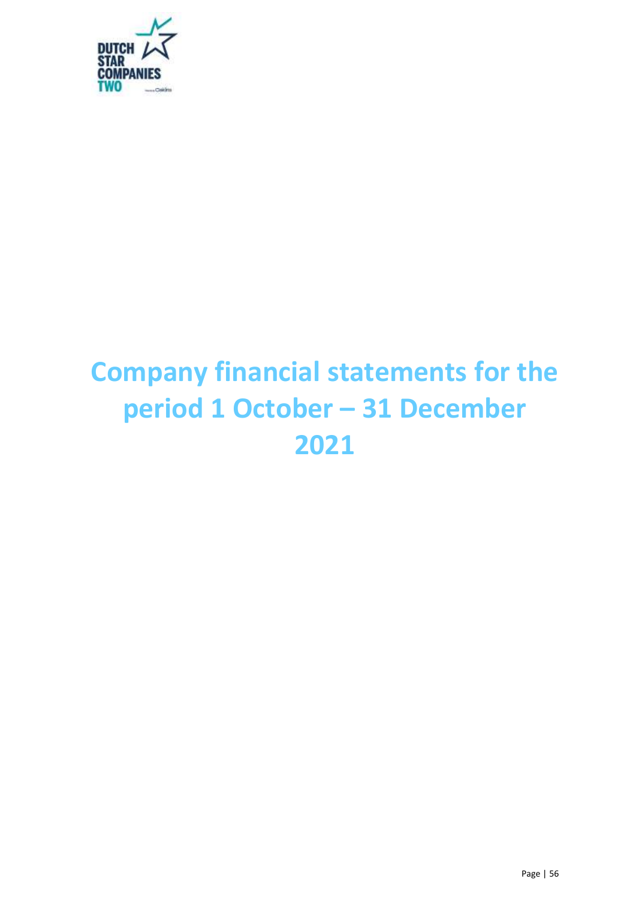# Company financial statements for the period 1 October – 31 December 2021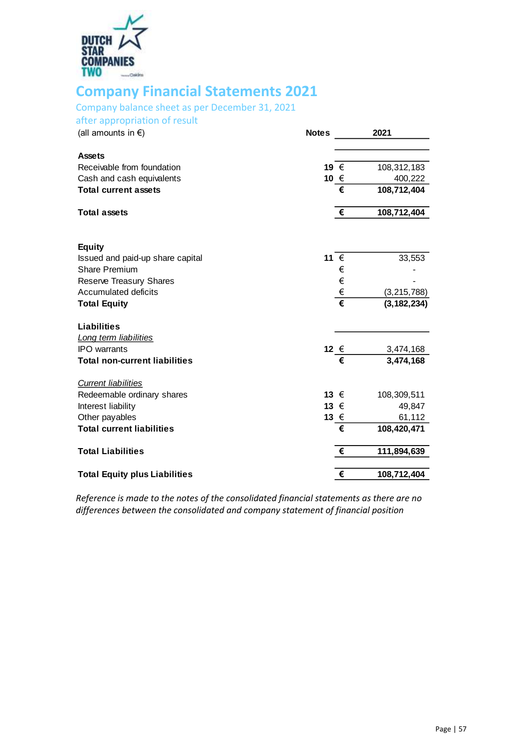# Company Financial Statements 2021

Company balance sheet as per December 31, 2021
after appropriation of result

| (all amounts in €) | Notes | | 2021 |
|---|---|---|---|
| **Assets** | | | |
| Receivable from foundation | **19** | € | 108,312,183 |
| Cash and cash equivalents | **10** | € | 400,222 |
| **Total current assets** | | **€** | **108,712,404** |
| | | | |
| **Total assets** | | **€** | **108,712,404** |
| | | | |
| **Equity** | | | |
| Issued and paid-up share capital | **11** | € | 33,553 |
| Share Premium | | € | - |
| Reserve Treasury Shares | | € | - |
| Accumulated deficits | | € | (3,215,788) |
| **Total Equity** | | **€** | **(3,182,234)** |
| | | | |
| **Liabilities** | | | |
| *Long term liabilities* | | | |
| IPO warrants | **12** | € | 3,474,168 |
| **Total non-current liabilities** | | **€** | **3,474,168** |
| | | | |
| *Current liabilities* | | | |
| Redeemable ordinary shares | **13** | € | 108,309,511 |
| Interest liability | **13** | € | 49,847 |
| Other payables | **13** | € | 61,112 |
| **Total current liabilities** | | **€** | **108,420,471** |
| | | | |
| **Total Liabilities** | | **€** | **111,894,639** |
| | | | |
| **Total Equity plus Liabilities** | | **€** | **108,712,404** |

*Reference is made to the notes of the consolidated financial statements as there are no differences between the consolidated and company statement of financial position*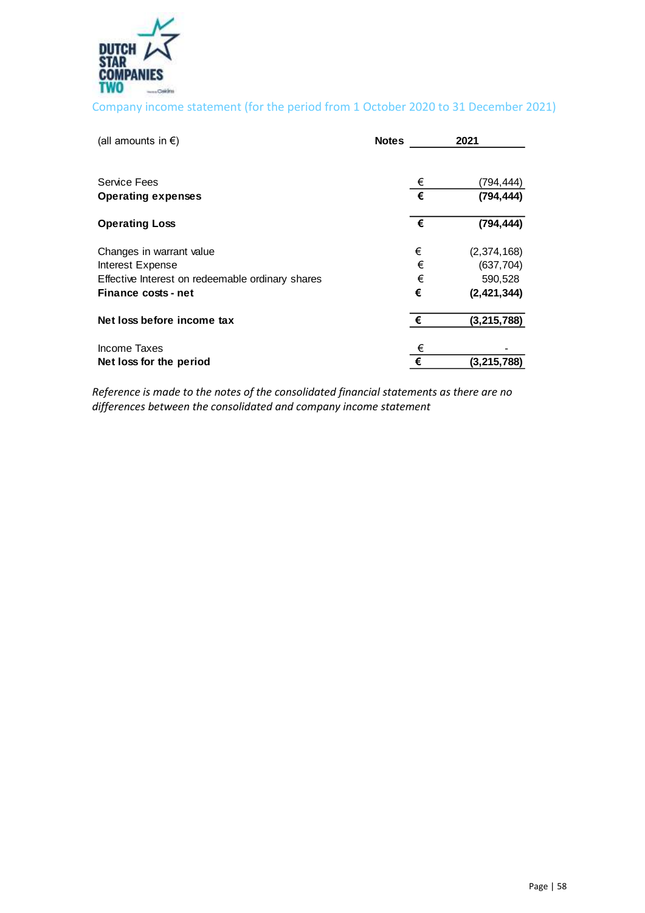## Company income statement (for the period from 1 October 2020 to 31 December 2021)

| (all amounts in €) | Notes | | 2021 |
|---|---|---|---|
| Service Fees | | € | (794,444) |
| **Operating expenses** | | **€** | **(794,444)** |
| | | | |
| **Operating Loss** | | **€** | **(794,444)** |
| | | | |
| Changes in warrant value | | € | (2,374,168) |
| Interest Expense | | € | (637,704) |
| Effective Interest on redeemable ordinary shares | | € | 590,528 |
| **Finance costs - net** | | **€** | **(2,421,344)** |
| | | | |
| **Net loss before income tax** | | **€** | **(3,215,788)** |
| | | | |
| Income Taxes | | € | - |
| **Net loss for the period** | | **€** | **(3,215,788)** |

*Reference is made to the notes of the consolidated financial statements as there are no differences between the consolidated and company income statement*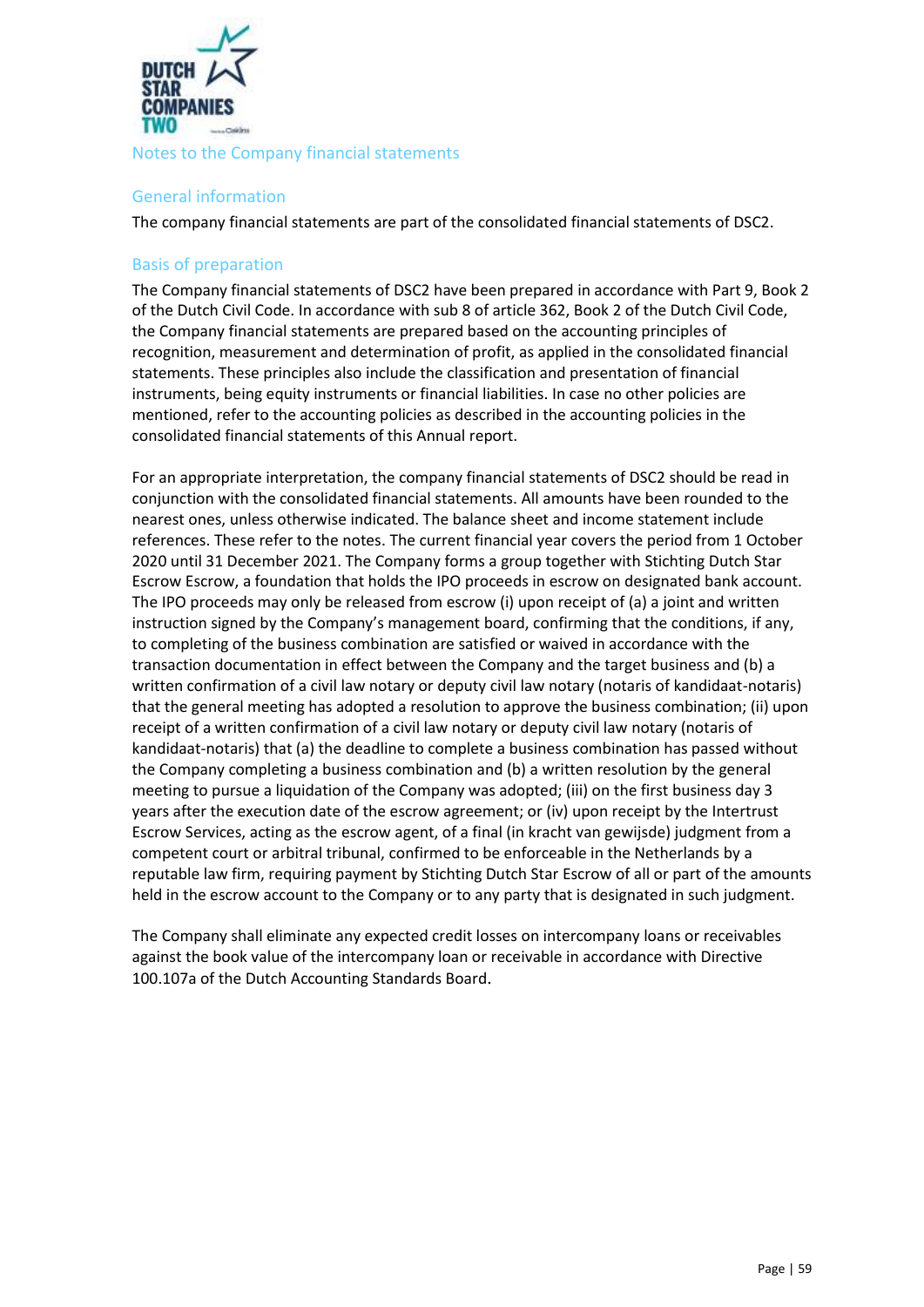# Notes to the Company financial statements

## General information

The company financial statements are part of the consolidated financial statements of DSC2.

## Basis of preparation

The Company financial statements of DSC2 have been prepared in accordance with Part 9, Book 2 of the Dutch Civil Code. In accordance with sub 8 of article 362, Book 2 of the Dutch Civil Code, the Company financial statements are prepared based on the accounting principles of recognition, measurement and determination of profit, as applied in the consolidated financial statements. These principles also include the classification and presentation of financial instruments, being equity instruments or financial liabilities. In case no other policies are mentioned, refer to the accounting policies as described in the accounting policies in the consolidated financial statements of this Annual report.

For an appropriate interpretation, the company financial statements of DSC2 should be read in conjunction with the consolidated financial statements. All amounts have been rounded to the nearest ones, unless otherwise indicated. The balance sheet and income statement include references. These refer to the notes. The current financial year covers the period from 1 October 2020 until 31 December 2021. The Company forms a group together with Stichting Dutch Star Escrow Escrow, a foundation that holds the IPO proceeds in escrow on designated bank account. The IPO proceeds may only be released from escrow (i) upon receipt of (a) a joint and written instruction signed by the Company's management board, confirming that the conditions, if any, to completing of the business combination are satisfied or waived in accordance with the transaction documentation in effect between the Company and the target business and (b) a written confirmation of a civil law notary or deputy civil law notary (notaris of kandidaat-notaris) that the general meeting has adopted a resolution to approve the business combination; (ii) upon receipt of a written confirmation of a civil law notary or deputy civil law notary (notaris of kandidaat-notaris) that (a) the deadline to complete a business combination has passed without the Company completing a business combination and (b) a written resolution by the general meeting to pursue a liquidation of the Company was adopted; (iii) on the first business day 3 years after the execution date of the escrow agreement; or (iv) upon receipt by the Intertrust Escrow Services, acting as the escrow agent, of a final (in kracht van gewijsde) judgment from a competent court or arbitral tribunal, confirmed to be enforceable in the Netherlands by a reputable law firm, requiring payment by Stichting Dutch Star Escrow of all or part of the amounts held in the escrow account to the Company or to any party that is designated in such judgment.

The Company shall eliminate any expected credit losses on intercompany loans or receivables against the book value of the intercompany loan or receivable in accordance with Directive 100.107a of the Dutch Accounting Standards Board.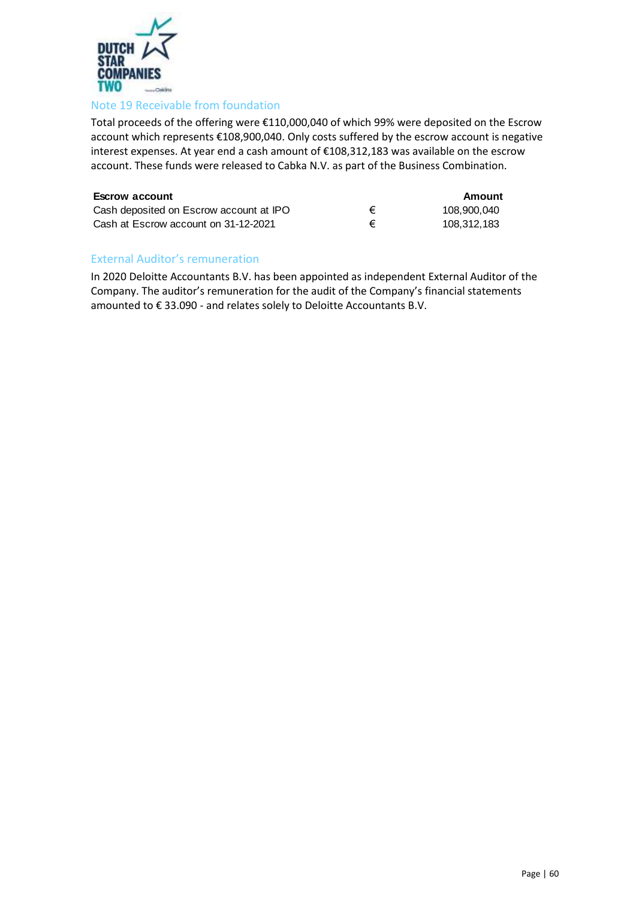## Note 19 Receivable from foundation

Total proceeds of the offering were €110,000,040 of which 99% were deposited on the Escrow account which represents €108,900,040. Only costs suffered by the escrow account is negative interest expenses. At year end a cash amount of €108,312,183 was available on the escrow account. These funds were released to Cabka N.V. as part of the Business Combination.

| Escrow account | | Amount |
|---|---|---|
| Cash deposited on Escrow account at IPO | € | 108,900,040 |
| Cash at Escrow account on 31-12-2021 | € | 108,312,183 |

## External Auditor's remuneration

In 2020 Deloitte Accountants B.V. has been appointed as independent External Auditor of the Company. The auditor's remuneration for the audit of the Company's financial statements amounted to € 33.090 - and relates solely to Deloitte Accountants B.V.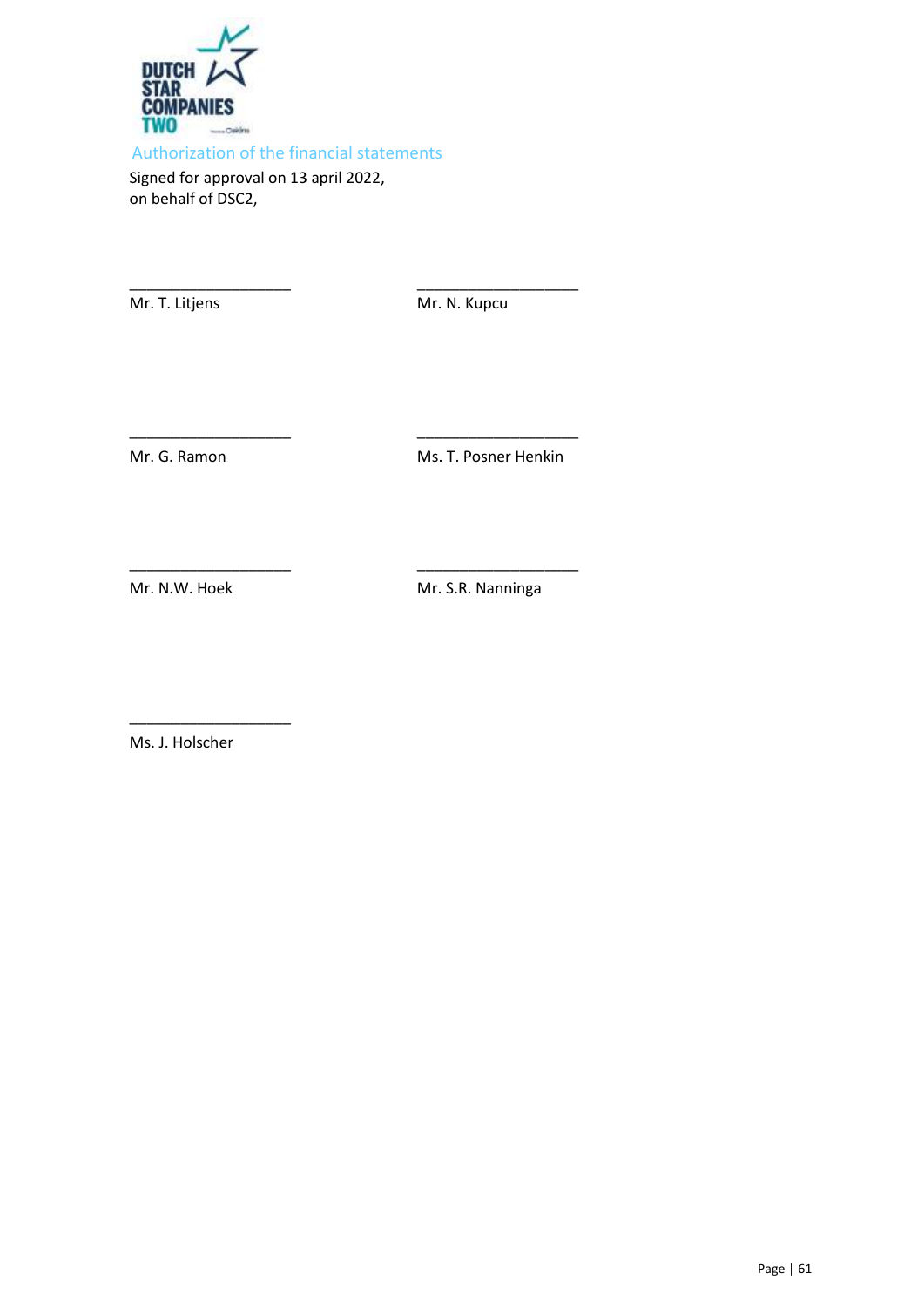## Authorization of the financial statements

Signed for approval on 13 april 2022,
on behalf of DSC2,

\_\_\_\_\_\_\_\_\_\_\_\_\_\_\_\_\_\_\_\_
Mr. T. Litjens

\_\_\_\_\_\_\_\_\_\_\_\_\_\_\_\_\_\_\_\_
Mr. N. Kupcu

\_\_\_\_\_\_\_\_\_\_\_\_\_\_\_\_\_\_\_\_
Mr. G. Ramon

\_\_\_\_\_\_\_\_\_\_\_\_\_\_\_\_\_\_\_\_
Ms. T. Posner Henkin

\_\_\_\_\_\_\_\_\_\_\_\_\_\_\_\_\_\_\_\_
Mr. N.W. Hoek

\_\_\_\_\_\_\_\_\_\_\_\_\_\_\_\_\_\_\_\_
Mr. S.R. Nanninga

\_\_\_\_\_\_\_\_\_\_\_\_\_\_\_\_\_\_\_\_
Ms. J. Holscher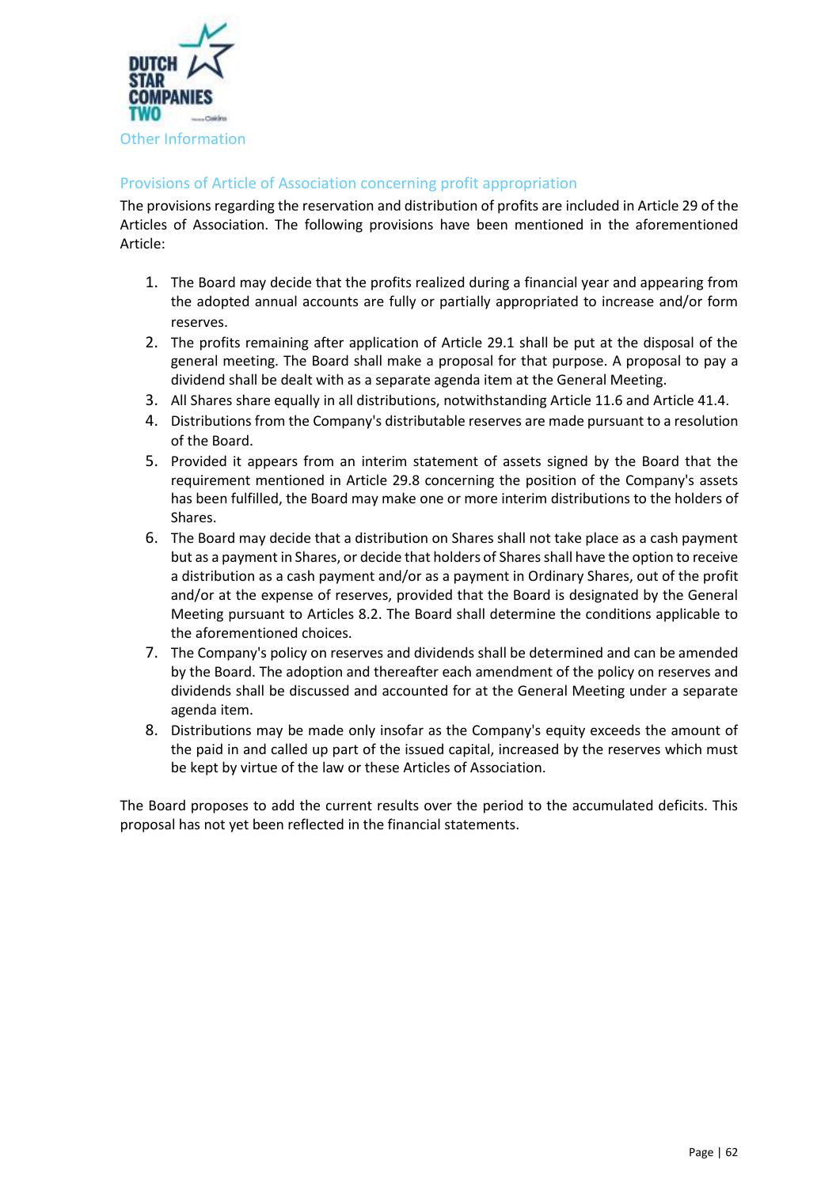# Other Information

## Provisions of Article of Association concerning profit appropriation

The provisions regarding the reservation and distribution of profits are included in Article 29 of the Articles of Association. The following provisions have been mentioned in the aforementioned Article:

1. The Board may decide that the profits realized during a financial year and appearing from the adopted annual accounts are fully or partially appropriated to increase and/or form reserves.
2. The profits remaining after application of Article 29.1 shall be put at the disposal of the general meeting. The Board shall make a proposal for that purpose. A proposal to pay a dividend shall be dealt with as a separate agenda item at the General Meeting.
3. All Shares share equally in all distributions, notwithstanding Article 11.6 and Article 41.4.
4. Distributions from the Company's distributable reserves are made pursuant to a resolution of the Board.
5. Provided it appears from an interim statement of assets signed by the Board that the requirement mentioned in Article 29.8 concerning the position of the Company's assets has been fulfilled, the Board may make one or more interim distributions to the holders of Shares.
6. The Board may decide that a distribution on Shares shall not take place as a cash payment but as a payment in Shares, or decide that holders of Shares shall have the option to receive a distribution as a cash payment and/or as a payment in Ordinary Shares, out of the profit and/or at the expense of reserves, provided that the Board is designated by the General Meeting pursuant to Articles 8.2. The Board shall determine the conditions applicable to the aforementioned choices.
7. The Company's policy on reserves and dividends shall be determined and can be amended by the Board. The adoption and thereafter each amendment of the policy on reserves and dividends shall be discussed and accounted for at the General Meeting under a separate agenda item.
8. Distributions may be made only insofar as the Company's equity exceeds the amount of the paid in and called up part of the issued capital, increased by the reserves which must be kept by virtue of the law or these Articles of Association.

The Board proposes to add the current results over the period to the accumulated deficits. This proposal has not yet been reflected in the financial statements.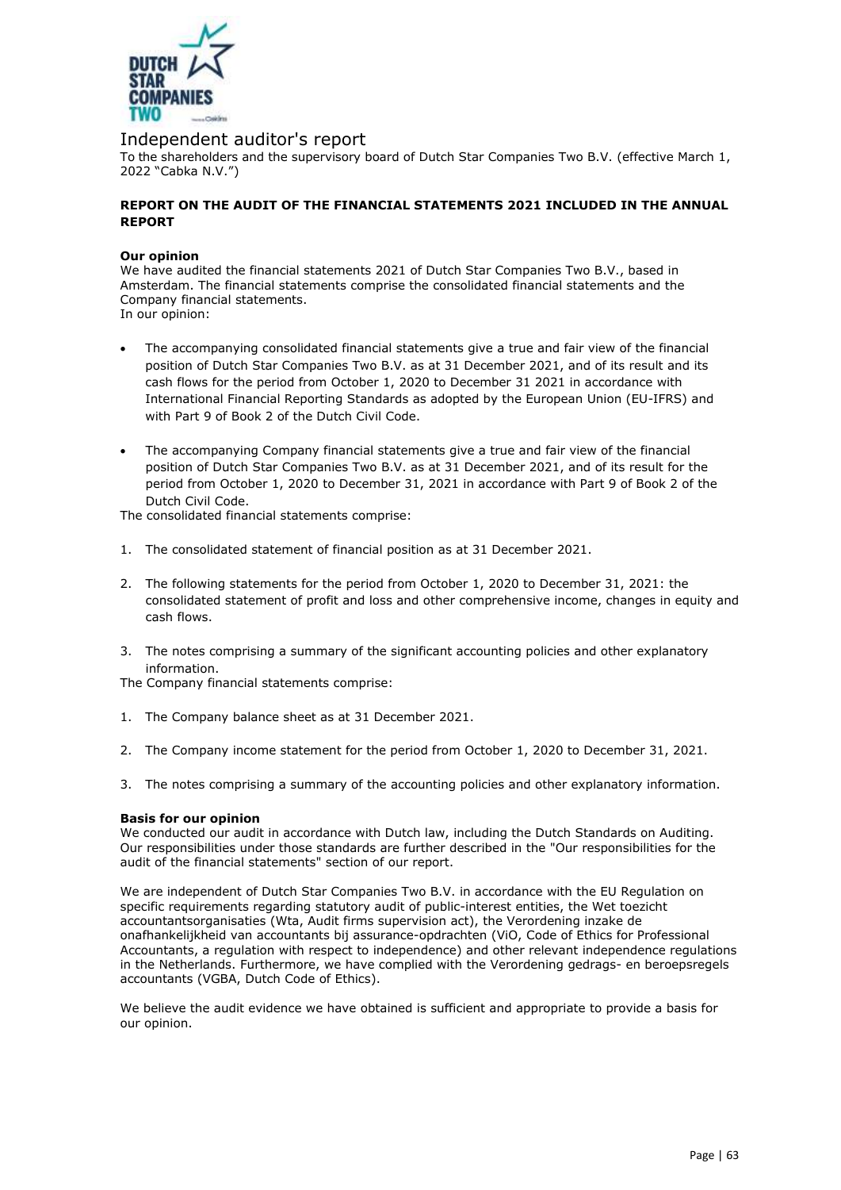# Independent auditor's report

To the shareholders and the supervisory board of Dutch Star Companies Two B.V. (effective March 1, 2022 "Cabka N.V.")

## REPORT ON THE AUDIT OF THE FINANCIAL STATEMENTS 2021 INCLUDED IN THE ANNUAL REPORT

### Our opinion

We have audited the financial statements 2021 of Dutch Star Companies Two B.V., based in Amsterdam. The financial statements comprise the consolidated financial statements and the Company financial statements.
In our opinion:

- The accompanying consolidated financial statements give a true and fair view of the financial position of Dutch Star Companies Two B.V. as at 31 December 2021, and of its result and its cash flows for the period from October 1, 2020 to December 31 2021 in accordance with International Financial Reporting Standards as adopted by the European Union (EU-IFRS) and with Part 9 of Book 2 of the Dutch Civil Code.
- The accompanying Company financial statements give a true and fair view of the financial position of Dutch Star Companies Two B.V. as at 31 December 2021, and of its result for the period from October 1, 2020 to December 31, 2021 in accordance with Part 9 of Book 2 of the Dutch Civil Code.

The consolidated financial statements comprise:

1. The consolidated statement of financial position as at 31 December 2021.
2. The following statements for the period from October 1, 2020 to December 31, 2021: the consolidated statement of profit and loss and other comprehensive income, changes in equity and cash flows.
3. The notes comprising a summary of the significant accounting policies and other explanatory information.

The Company financial statements comprise:

1. The Company balance sheet as at 31 December 2021.
2. The Company income statement for the period from October 1, 2020 to December 31, 2021.
3. The notes comprising a summary of the accounting policies and other explanatory information.

### Basis for our opinion

We conducted our audit in accordance with Dutch law, including the Dutch Standards on Auditing. Our responsibilities under those standards are further described in the "Our responsibilities for the audit of the financial statements" section of our report.

We are independent of Dutch Star Companies Two B.V. in accordance with the EU Regulation on specific requirements regarding statutory audit of public-interest entities, the Wet toezicht accountantsorganisaties (Wta, Audit firms supervision act), the Verordening inzake de onafhankelijkheid van accountants bij assurance-opdrachten (ViO, Code of Ethics for Professional Accountants, a regulation with respect to independence) and other relevant independence regulations in the Netherlands. Furthermore, we have complied with the Verordening gedrags- en beroepsregels accountants (VGBA, Dutch Code of Ethics).

We believe the audit evidence we have obtained is sufficient and appropriate to provide a basis for our opinion.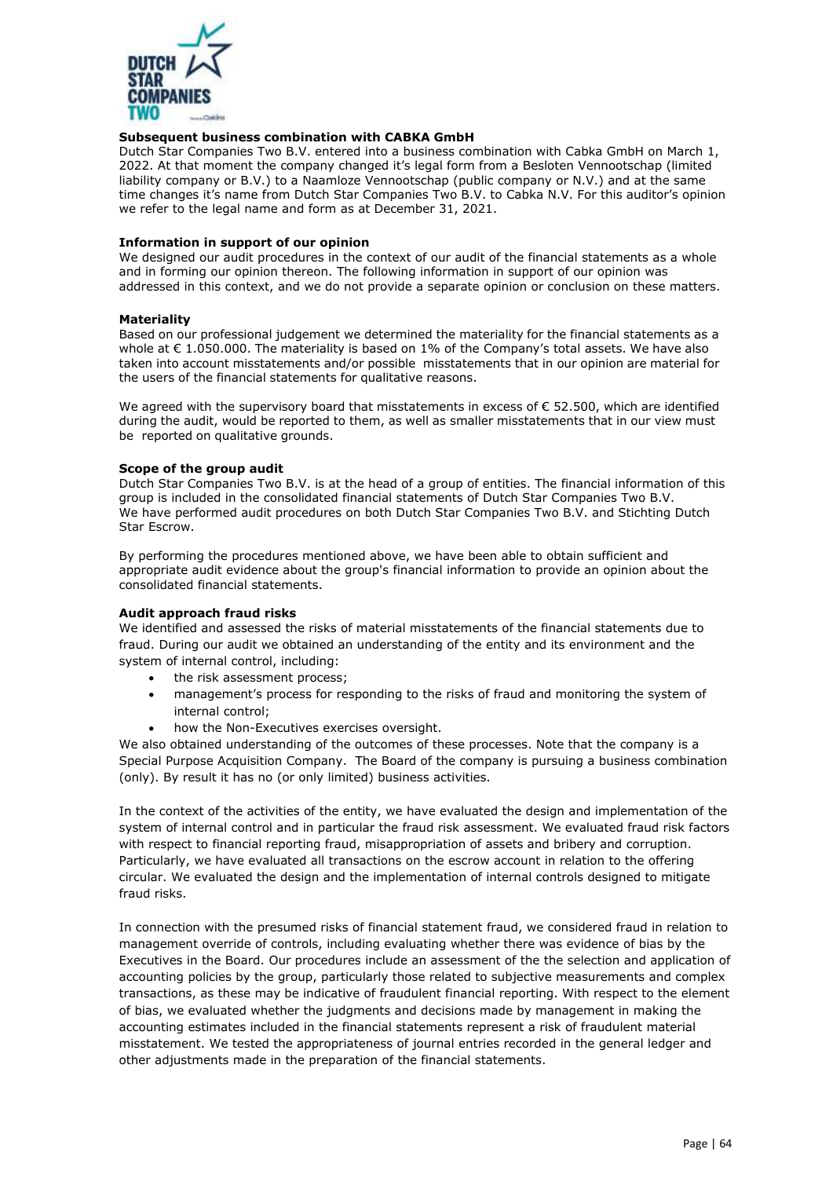**Subsequent business combination with CABKA GmbH**

Dutch Star Companies Two B.V. entered into a business combination with Cabka GmbH on March 1, 2022. At that moment the company changed it's legal form from a Besloten Vennootschap (limited liability company or B.V.) to a Naamloze Vennootschap (public company or N.V.) and at the same time changes it's name from Dutch Star Companies Two B.V. to Cabka N.V. For this auditor's opinion we refer to the legal name and form as at December 31, 2021.

**Information in support of our opinion**

We designed our audit procedures in the context of our audit of the financial statements as a whole and in forming our opinion thereon. The following information in support of our opinion was addressed in this context, and we do not provide a separate opinion or conclusion on these matters.

**Materiality**

Based on our professional judgement we determined the materiality for the financial statements as a whole at € 1.050.000. The materiality is based on 1% of the Company's total assets. We have also taken into account misstatements and/or possible misstatements that in our opinion are material for the users of the financial statements for qualitative reasons.

We agreed with the supervisory board that misstatements in excess of € 52.500, which are identified during the audit, would be reported to them, as well as smaller misstatements that in our view must be reported on qualitative grounds.

**Scope of the group audit**

Dutch Star Companies Two B.V. is at the head of a group of entities. The financial information of this group is included in the consolidated financial statements of Dutch Star Companies Two B.V. We have performed audit procedures on both Dutch Star Companies Two B.V. and Stichting Dutch Star Escrow.

By performing the procedures mentioned above, we have been able to obtain sufficient and appropriate audit evidence about the group's financial information to provide an opinion about the consolidated financial statements.

**Audit approach fraud risks**

We identified and assessed the risks of material misstatements of the financial statements due to fraud. During our audit we obtained an understanding of the entity and its environment and the system of internal control, including:

- the risk assessment process;
- management's process for responding to the risks of fraud and monitoring the system of internal control;
- how the Non-Executives exercises oversight.

We also obtained understanding of the outcomes of these processes. Note that the company is a Special Purpose Acquisition Company. The Board of the company is pursuing a business combination (only). By result it has no (or only limited) business activities.

In the context of the activities of the entity, we have evaluated the design and implementation of the system of internal control and in particular the fraud risk assessment. We evaluated fraud risk factors with respect to financial reporting fraud, misappropriation of assets and bribery and corruption. Particularly, we have evaluated all transactions on the escrow account in relation to the offering circular. We evaluated the design and the implementation of internal controls designed to mitigate fraud risks.

In connection with the presumed risks of financial statement fraud, we considered fraud in relation to management override of controls, including evaluating whether there was evidence of bias by the Executives in the Board. Our procedures include an assessment of the the selection and application of accounting policies by the group, particularly those related to subjective measurements and complex transactions, as these may be indicative of fraudulent financial reporting. With respect to the element of bias, we evaluated whether the judgments and decisions made by management in making the accounting estimates included in the financial statements represent a risk of fraudulent material misstatement. We tested the appropriateness of journal entries recorded in the general ledger and other adjustments made in the preparation of the financial statements.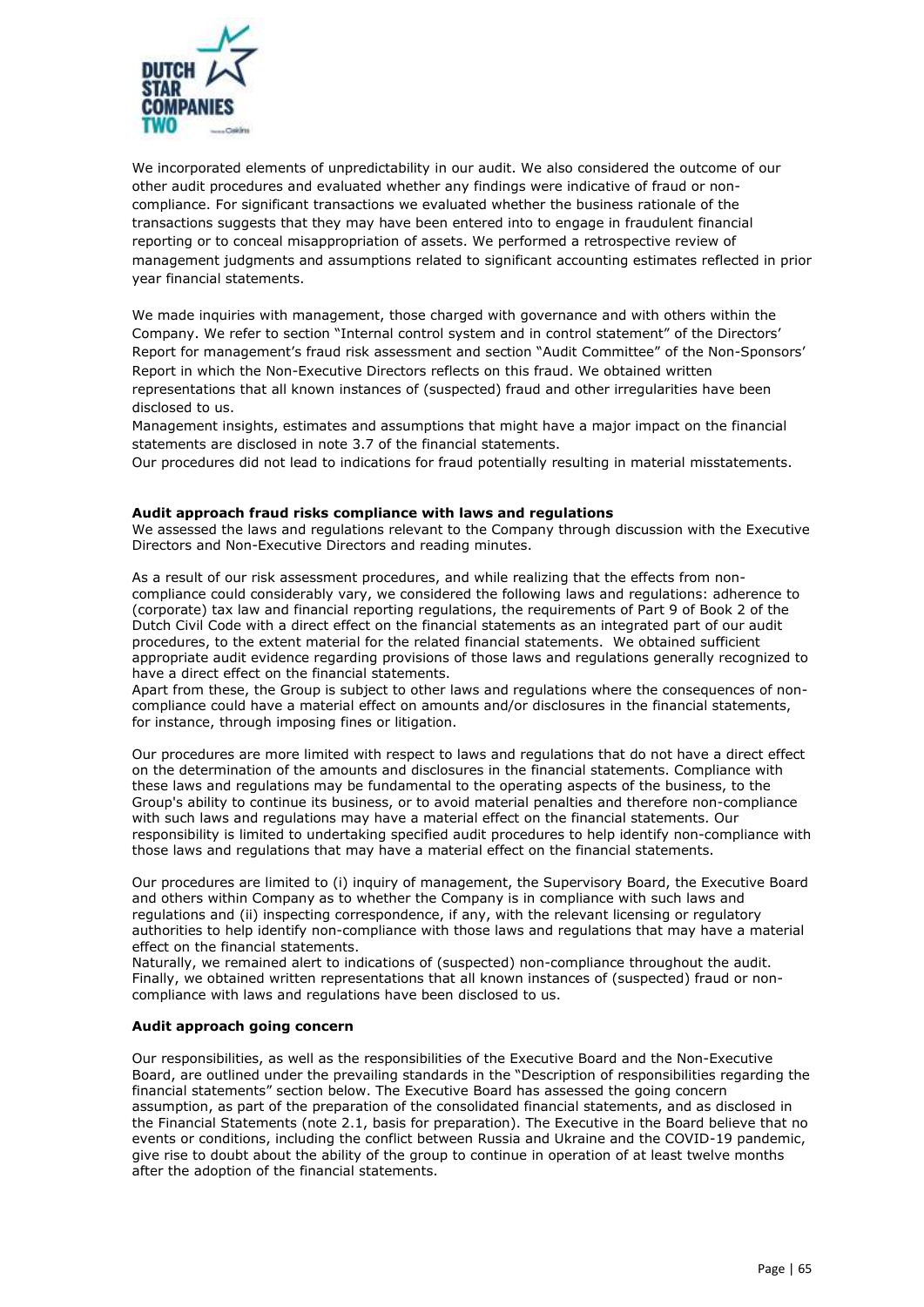We incorporated elements of unpredictability in our audit. We also considered the outcome of our other audit procedures and evaluated whether any findings were indicative of fraud or non-compliance. For significant transactions we evaluated whether the business rationale of the transactions suggests that they may have been entered into to engage in fraudulent financial reporting or to conceal misappropriation of assets. We performed a retrospective review of management judgments and assumptions related to significant accounting estimates reflected in prior year financial statements.

We made inquiries with management, those charged with governance and with others within the Company. We refer to section "Internal control system and in control statement" of the Directors' Report for management's fraud risk assessment and section "Audit Committee" of the Non-Sponsors' Report in which the Non-Executive Directors reflects on this fraud. We obtained written representations that all known instances of (suspected) fraud and other irregularities have been disclosed to us.
Management insights, estimates and assumptions that might have a major impact on the financial statements are disclosed in note 3.7 of the financial statements.
Our procedures did not lead to indications for fraud potentially resulting in material misstatements.

**Audit approach fraud risks compliance with laws and regulations**
We assessed the laws and regulations relevant to the Company through discussion with the Executive Directors and Non-Executive Directors and reading minutes.

As a result of our risk assessment procedures, and while realizing that the effects from non-compliance could considerably vary, we considered the following laws and regulations: adherence to (corporate) tax law and financial reporting regulations, the requirements of Part 9 of Book 2 of the Dutch Civil Code with a direct effect on the financial statements as an integrated part of our audit procedures, to the extent material for the related financial statements. We obtained sufficient appropriate audit evidence regarding provisions of those laws and regulations generally recognized to have a direct effect on the financial statements.
Apart from these, the Group is subject to other laws and regulations where the consequences of non-compliance could have a material effect on amounts and/or disclosures in the financial statements, for instance, through imposing fines or litigation.

Our procedures are more limited with respect to laws and regulations that do not have a direct effect on the determination of the amounts and disclosures in the financial statements. Compliance with these laws and regulations may be fundamental to the operating aspects of the business, to the Group's ability to continue its business, or to avoid material penalties and therefore non-compliance with such laws and regulations may have a material effect on the financial statements. Our responsibility is limited to undertaking specified audit procedures to help identify non-compliance with those laws and regulations that may have a material effect on the financial statements.

Our procedures are limited to (i) inquiry of management, the Supervisory Board, the Executive Board and others within Company as to whether the Company is in compliance with such laws and regulations and (ii) inspecting correspondence, if any, with the relevant licensing or regulatory authorities to help identify non-compliance with those laws and regulations that may have a material effect on the financial statements.
Naturally, we remained alert to indications of (suspected) non-compliance throughout the audit. Finally, we obtained written representations that all known instances of (suspected) fraud or non-compliance with laws and regulations have been disclosed to us.

**Audit approach going concern**

Our responsibilities, as well as the responsibilities of the Executive Board and the Non-Executive Board, are outlined under the prevailing standards in the "Description of responsibilities regarding the financial statements" section below. The Executive Board has assessed the going concern assumption, as part of the preparation of the consolidated financial statements, and as disclosed in the Financial Statements (note 2.1, basis for preparation). The Executive in the Board believe that no events or conditions, including the conflict between Russia and Ukraine and the COVID-19 pandemic, give rise to doubt about the ability of the group to continue in operation of at least twelve months after the adoption of the financial statements.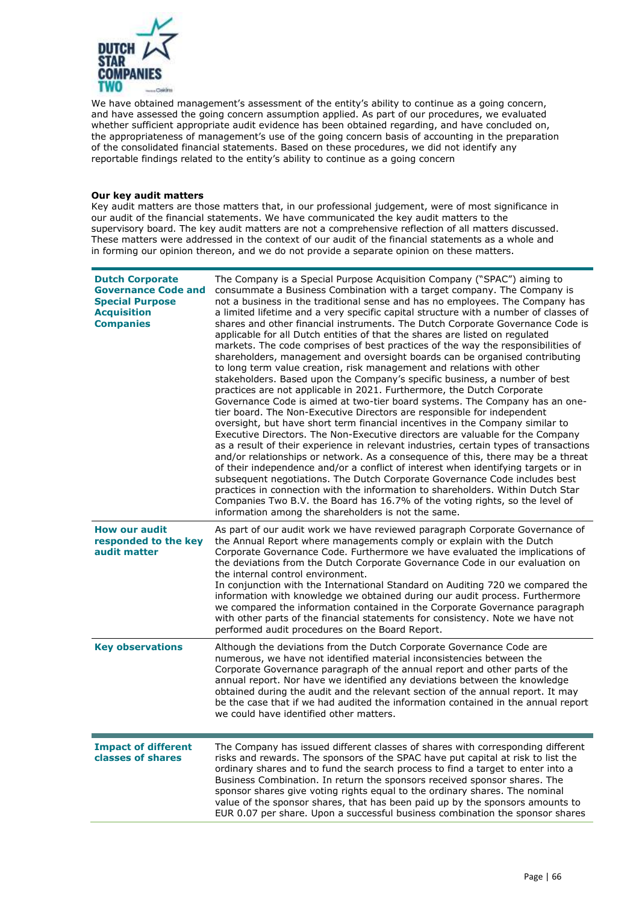We have obtained management's assessment of the entity's ability to continue as a going concern, and have assessed the going concern assumption applied. As part of our procedures, we evaluated whether sufficient appropriate audit evidence has been obtained regarding, and have concluded on, the appropriateness of management's use of the going concern basis of accounting in the preparation of the consolidated financial statements. Based on these procedures, we did not identify any reportable findings related to the entity's ability to continue as a going concern

**Our key audit matters**

Key audit matters are those matters that, in our professional judgement, were of most significance in our audit of the financial statements. We have communicated the key audit matters to the supervisory board. The key audit matters are not a comprehensive reflection of all matters discussed. These matters were addressed in the context of our audit of the financial statements as a whole and in forming our opinion thereon, and we do not provide a separate opinion on these matters.

| | |
|---|---|
| **Dutch Corporate Governance Code and Special Purpose Acquisition Companies** | The Company is a Special Purpose Acquisition Company ("SPAC") aiming to consummate a Business Combination with a target company. The Company is not a business in the traditional sense and has no employees. The Company has a limited lifetime and a very specific capital structure with a number of classes of shares and other financial instruments. The Dutch Corporate Governance Code is applicable for all Dutch entities of that the shares are listed on regulated markets. The code comprises of best practices of the way the responsibilities of shareholders, management and oversight boards can be organised contributing to long term value creation, risk management and relations with other stakeholders. Based upon the Company's specific business, a number of best practices are not applicable in 2021. Furthermore, the Dutch Corporate Governance Code is aimed at two-tier board systems. The Company has an one-tier board. The Non-Executive Directors are responsible for independent oversight, but have short term financial incentives in the Company similar to Executive Directors. The Non-Executive directors are valuable for the Company as a result of their experience in relevant industries, certain types of transactions and/or relationships or network. As a consequence of this, there may be a threat of their independence and/or a conflict of interest when identifying targets or in subsequent negotiations. The Dutch Corporate Governance Code includes best practices in connection with the information to shareholders. Within Dutch Star Companies Two B.V. the Board has 16.7% of the voting rights, so the level of information among the shareholders is not the same. |
| **How our audit responded to the key audit matter** | As part of our audit work we have reviewed paragraph Corporate Governance of the Annual Report where managements comply or explain with the Dutch Corporate Governance Code. Furthermore we have evaluated the implications of the deviations from the Dutch Corporate Governance Code in our evaluation on the internal control environment.<br>In conjunction with the International Standard on Auditing 720 we compared the information with knowledge we obtained during our audit process. Furthermore we compared the information contained in the Corporate Governance paragraph with other parts of the financial statements for consistency. Note we have not performed audit procedures on the Board Report. |
| **Key observations** | Although the deviations from the Dutch Corporate Governance Code are numerous, we have not identified material inconsistencies between the Corporate Governance paragraph of the annual report and other parts of the annual report. Nor have we identified any deviations between the knowledge obtained during the audit and the relevant section of the annual report. It may be the case that if we had audited the information contained in the annual report we could have identified other matters. |

| | |
|---|---|
| **Impact of different classes of shares** | The Company has issued different classes of shares with corresponding different risks and rewards. The sponsors of the SPAC have put capital at risk to list the ordinary shares and to fund the search process to find a target to enter into a Business Combination. In return the sponsors received sponsor shares. The sponsor shares give voting rights to the ordinary shares. The nominal value of the sponsor shares, that has been paid up by the sponsors amounts to EUR 0.07 per share. Upon a successful business combination the sponsor shares |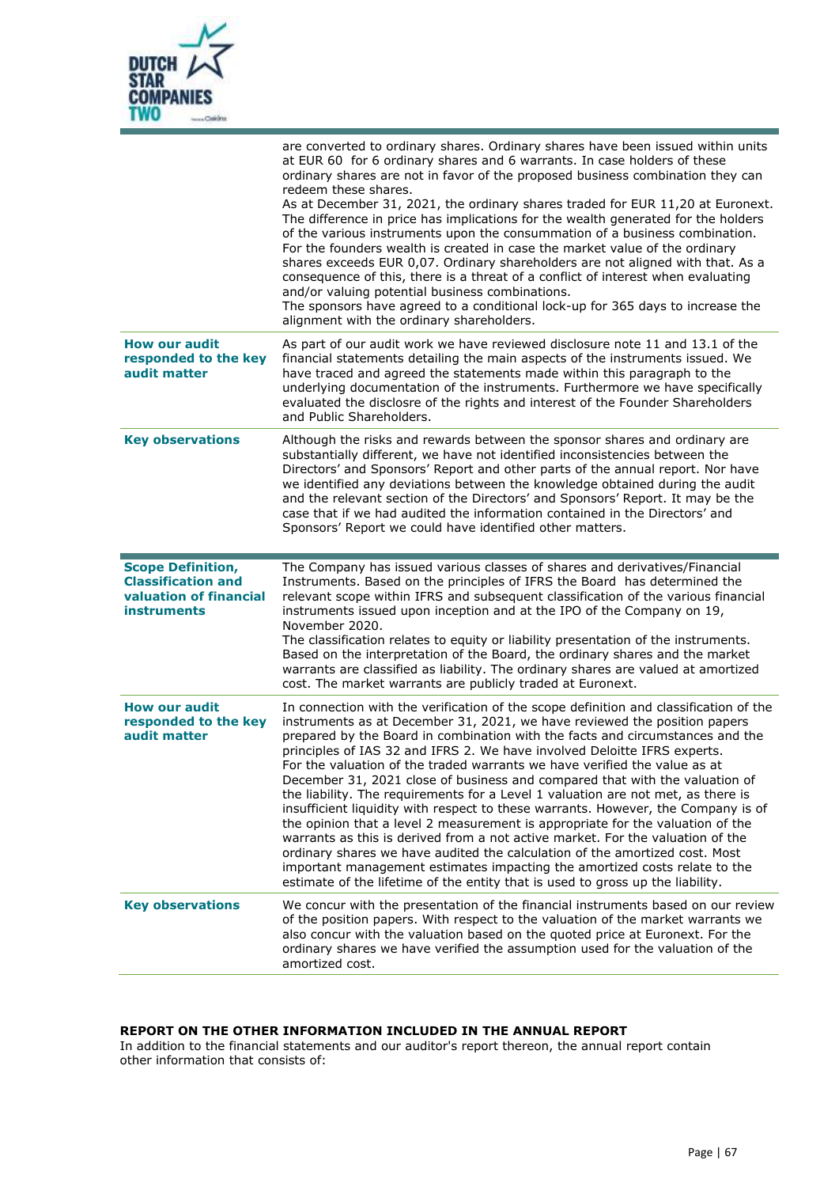| | |
|---|---|
| | are converted to ordinary shares. Ordinary shares have been issued within units at EUR 60 for 6 ordinary shares and 6 warrants. In case holders of these ordinary shares are not in favor of the proposed business combination they can redeem these shares. As at December 31, 2021, the ordinary shares traded for EUR 11,20 at Euronext. The difference in price has implications for the wealth generated for the holders of the various instruments upon the consummation of a business combination. For the founders wealth is created in case the market value of the ordinary shares exceeds EUR 0,07. Ordinary shareholders are not aligned with that. As a consequence of this, there is a threat of a conflict of interest when evaluating and/or valuing potential business combinations. The sponsors have agreed to a conditional lock-up for 365 days to increase the alignment with the ordinary shareholders. |
| **How our audit responded to the key audit matter** | As part of our audit work we have reviewed disclosure note 11 and 13.1 of the financial statements detailing the main aspects of the instruments issued. We have traced and agreed the statements made within this paragraph to the underlying documentation of the instruments. Furthermore we have specifically evaluated the disclosre of the rights and interest of the Founder Shareholders and Public Shareholders. |
| **Key observations** | Although the risks and rewards between the sponsor shares and ordinary are substantially different, we have not identified inconsistencies between the Directors' and Sponsors' Report and other parts of the annual report. Nor have we identified any deviations between the knowledge obtained during the audit and the relevant section of the Directors' and Sponsors' Report. It may be the case that if we had audited the information contained in the Directors' and Sponsors' Report we could have identified other matters. |

| | |
|---|---|
| **Scope Definition, Classification and valuation of financial instruments** | The Company has issued various classes of shares and derivatives/Financial Instruments. Based on the principles of IFRS the Board has determined the relevant scope within IFRS and subsequent classification of the various financial instruments issued upon inception and at the IPO of the Company on 19, November 2020. The classification relates to equity or liability presentation of the instruments. Based on the interpretation of the Board, the ordinary shares and the market warrants are classified as liability. The ordinary shares are valued at amortized cost. The market warrants are publicly traded at Euronext. |
| **How our audit responded to the key audit matter** | In connection with the verification of the scope definition and classification of the instruments as at December 31, 2021, we have reviewed the position papers prepared by the Board in combination with the facts and circumstances and the principles of IAS 32 and IFRS 2. We have involved Deloitte IFRS experts. For the valuation of the traded warrants we have verified the value as at December 31, 2021 close of business and compared that with the valuation of the liability. The requirements for a Level 1 valuation are not met, as there is insufficient liquidity with respect to these warrants. However, the Company is of the opinion that a level 2 measurement is appropriate for the valuation of the warrants as this is derived from a not active market. For the valuation of the ordinary shares we have audited the calculation of the amortized cost. Most important management estimates impacting the amortized costs relate to the estimate of the lifetime of the entity that is used to gross up the liability. |
| **Key observations** | We concur with the presentation of the financial instruments based on our review of the position papers. With respect to the valuation of the market warrants we also concur with the valuation based on the quoted price at Euronext. For the ordinary shares we have verified the assumption used for the valuation of the amortized cost. |

## REPORT ON THE OTHER INFORMATION INCLUDED IN THE ANNUAL REPORT

In addition to the financial statements and our auditor's report thereon, the annual report contain other information that consists of: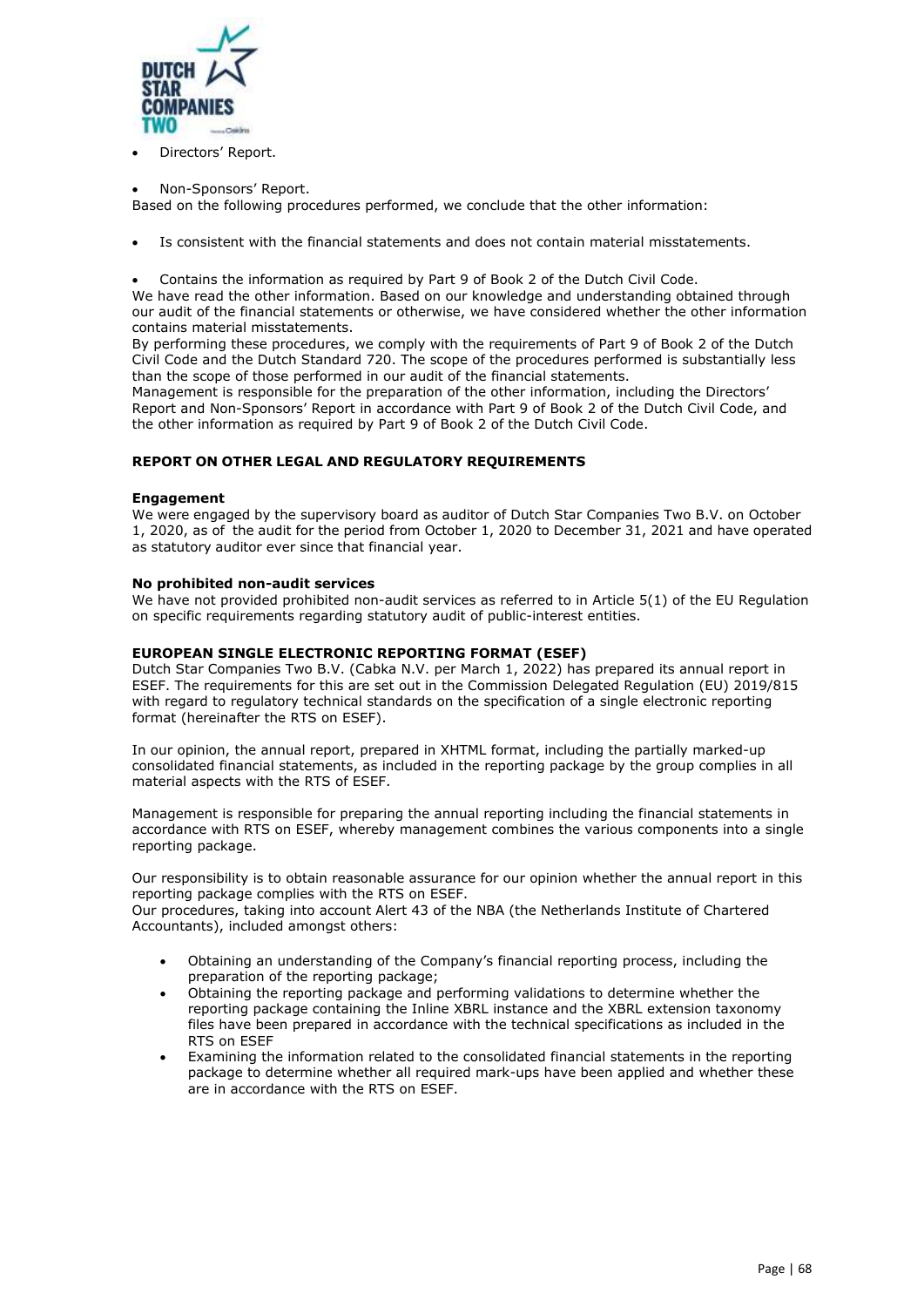- Directors' Report.
- Non-Sponsors' Report.

Based on the following procedures performed, we conclude that the other information:

- Is consistent with the financial statements and does not contain material misstatements.
- Contains the information as required by Part 9 of Book 2 of the Dutch Civil Code.

We have read the other information. Based on our knowledge and understanding obtained through our audit of the financial statements or otherwise, we have considered whether the other information contains material misstatements.

By performing these procedures, we comply with the requirements of Part 9 of Book 2 of the Dutch Civil Code and the Dutch Standard 720. The scope of the procedures performed is substantially less than the scope of those performed in our audit of the financial statements.

Management is responsible for the preparation of the other information, including the Directors' Report and Non-Sponsors' Report in accordance with Part 9 of Book 2 of the Dutch Civil Code, and the other information as required by Part 9 of Book 2 of the Dutch Civil Code.

## REPORT ON OTHER LEGAL AND REGULATORY REQUIREMENTS

### Engagement

We were engaged by the supervisory board as auditor of Dutch Star Companies Two B.V. on October 1, 2020, as of the audit for the period from October 1, 2020 to December 31, 2021 and have operated as statutory auditor ever since that financial year.

### No prohibited non-audit services

We have not provided prohibited non-audit services as referred to in Article 5(1) of the EU Regulation on specific requirements regarding statutory audit of public-interest entities.

## EUROPEAN SINGLE ELECTRONIC REPORTING FORMAT (ESEF)

Dutch Star Companies Two B.V. (Cabka N.V. per March 1, 2022) has prepared its annual report in ESEF. The requirements for this are set out in the Commission Delegated Regulation (EU) 2019/815 with regard to regulatory technical standards on the specification of a single electronic reporting format (hereinafter the RTS on ESEF).

In our opinion, the annual report, prepared in XHTML format, including the partially marked-up consolidated financial statements, as included in the reporting package by the group complies in all material aspects with the RTS of ESEF.

Management is responsible for preparing the annual reporting including the financial statements in accordance with RTS on ESEF, whereby management combines the various components into a single reporting package.

Our responsibility is to obtain reasonable assurance for our opinion whether the annual report in this reporting package complies with the RTS on ESEF.

Our procedures, taking into account Alert 43 of the NBA (the Netherlands Institute of Chartered Accountants), included amongst others:

- Obtaining an understanding of the Company's financial reporting process, including the preparation of the reporting package;
- Obtaining the reporting package and performing validations to determine whether the reporting package containing the Inline XBRL instance and the XBRL extension taxonomy files have been prepared in accordance with the technical specifications as included in the RTS on ESEF
- Examining the information related to the consolidated financial statements in the reporting package to determine whether all required mark-ups have been applied and whether these are in accordance with the RTS on ESEF.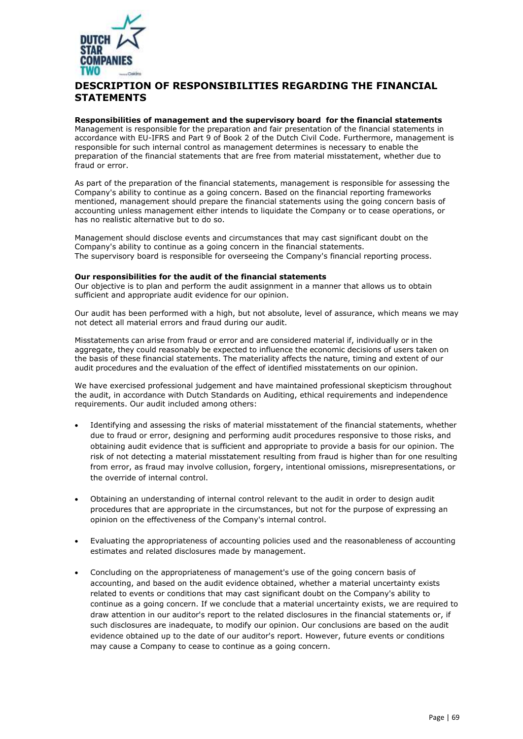# DESCRIPTION OF RESPONSIBILITIES REGARDING THE FINANCIAL STATEMENTS

**Responsibilities of management and the supervisory board for the financial statements**
Management is responsible for the preparation and fair presentation of the financial statements in accordance with EU-IFRS and Part 9 of Book 2 of the Dutch Civil Code. Furthermore, management is responsible for such internal control as management determines is necessary to enable the preparation of the financial statements that are free from material misstatement, whether due to fraud or error.

As part of the preparation of the financial statements, management is responsible for assessing the Company's ability to continue as a going concern. Based on the financial reporting frameworks mentioned, management should prepare the financial statements using the going concern basis of accounting unless management either intends to liquidate the Company or to cease operations, or has no realistic alternative but to do so.

Management should disclose events and circumstances that may cast significant doubt on the Company's ability to continue as a going concern in the financial statements.
The supervisory board is responsible for overseeing the Company's financial reporting process.

**Our responsibilities for the audit of the financial statements**
Our objective is to plan and perform the audit assignment in a manner that allows us to obtain sufficient and appropriate audit evidence for our opinion.

Our audit has been performed with a high, but not absolute, level of assurance, which means we may not detect all material errors and fraud during our audit.

Misstatements can arise from fraud or error and are considered material if, individually or in the aggregate, they could reasonably be expected to influence the economic decisions of users taken on the basis of these financial statements. The materiality affects the nature, timing and extent of our audit procedures and the evaluation of the effect of identified misstatements on our opinion.

We have exercised professional judgement and have maintained professional skepticism throughout the audit, in accordance with Dutch Standards on Auditing, ethical requirements and independence requirements. Our audit included among others:

- Identifying and assessing the risks of material misstatement of the financial statements, whether due to fraud or error, designing and performing audit procedures responsive to those risks, and obtaining audit evidence that is sufficient and appropriate to provide a basis for our opinion. The risk of not detecting a material misstatement resulting from fraud is higher than for one resulting from error, as fraud may involve collusion, forgery, intentional omissions, misrepresentations, or the override of internal control.

- Obtaining an understanding of internal control relevant to the audit in order to design audit procedures that are appropriate in the circumstances, but not for the purpose of expressing an opinion on the effectiveness of the Company's internal control.

- Evaluating the appropriateness of accounting policies used and the reasonableness of accounting estimates and related disclosures made by management.

- Concluding on the appropriateness of management's use of the going concern basis of accounting, and based on the audit evidence obtained, whether a material uncertainty exists related to events or conditions that may cast significant doubt on the Company's ability to continue as a going concern. If we conclude that a material uncertainty exists, we are required to draw attention in our auditor's report to the related disclosures in the financial statements or, if such disclosures are inadequate, to modify our opinion. Our conclusions are based on the audit evidence obtained up to the date of our auditor's report. However, future events or conditions may cause a Company to cease to continue as a going concern.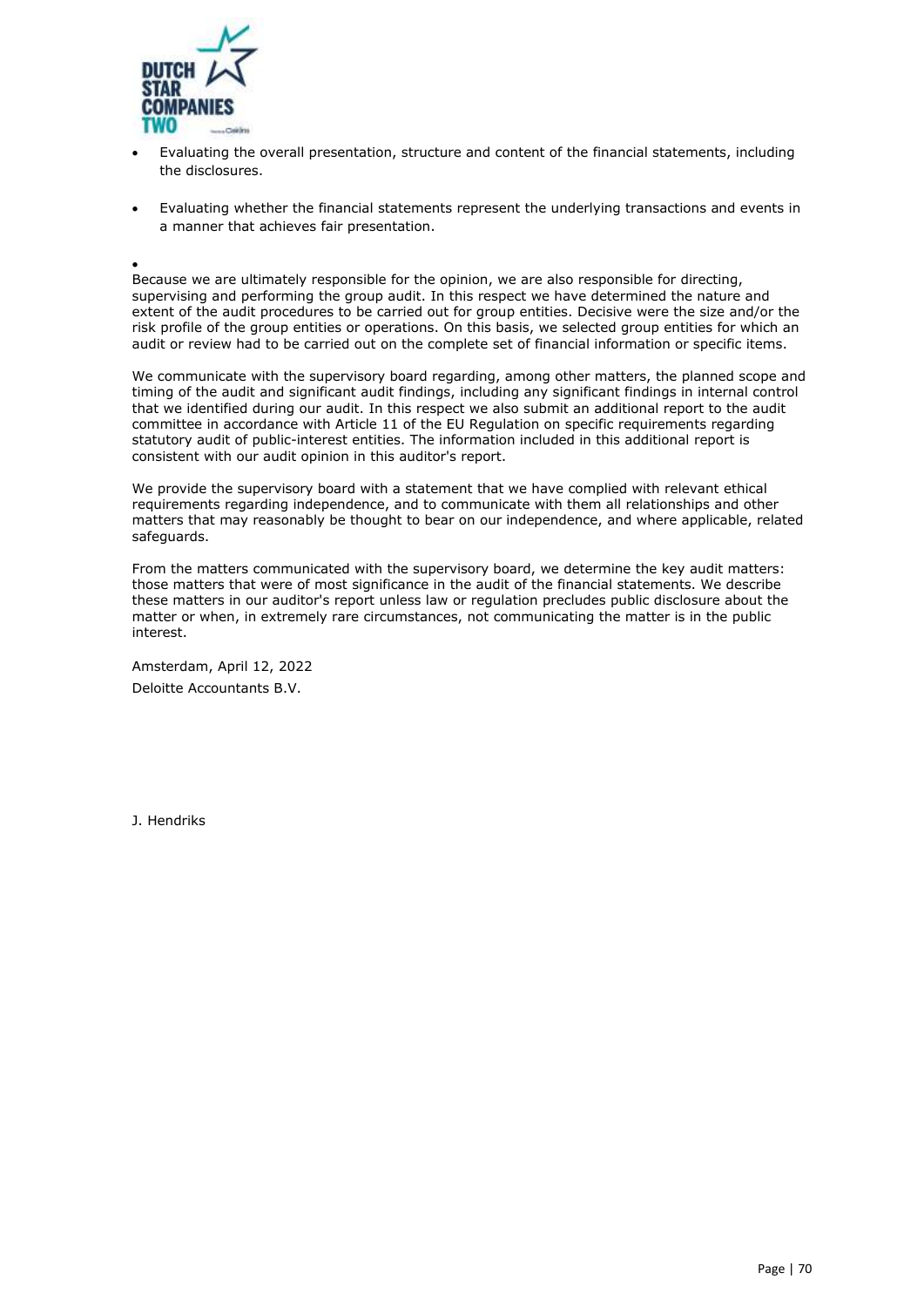- Evaluating the overall presentation, structure and content of the financial statements, including the disclosures.
- Evaluating whether the financial statements represent the underlying transactions and events in a manner that achieves fair presentation.
- 

Because we are ultimately responsible for the opinion, we are also responsible for directing, supervising and performing the group audit. In this respect we have determined the nature and extent of the audit procedures to be carried out for group entities. Decisive were the size and/or the risk profile of the group entities or operations. On this basis, we selected group entities for which an audit or review had to be carried out on the complete set of financial information or specific items.

We communicate with the supervisory board regarding, among other matters, the planned scope and timing of the audit and significant audit findings, including any significant findings in internal control that we identified during our audit. In this respect we also submit an additional report to the audit committee in accordance with Article 11 of the EU Regulation on specific requirements regarding statutory audit of public-interest entities. The information included in this additional report is consistent with our audit opinion in this auditor's report.

We provide the supervisory board with a statement that we have complied with relevant ethical requirements regarding independence, and to communicate with them all relationships and other matters that may reasonably be thought to bear on our independence, and where applicable, related safeguards.

From the matters communicated with the supervisory board, we determine the key audit matters: those matters that were of most significance in the audit of the financial statements. We describe these matters in our auditor's report unless law or regulation precludes public disclosure about the matter or when, in extremely rare circumstances, not communicating the matter is in the public interest.

Amsterdam, April 12, 2022

Deloitte Accountants B.V.

J. Hendriks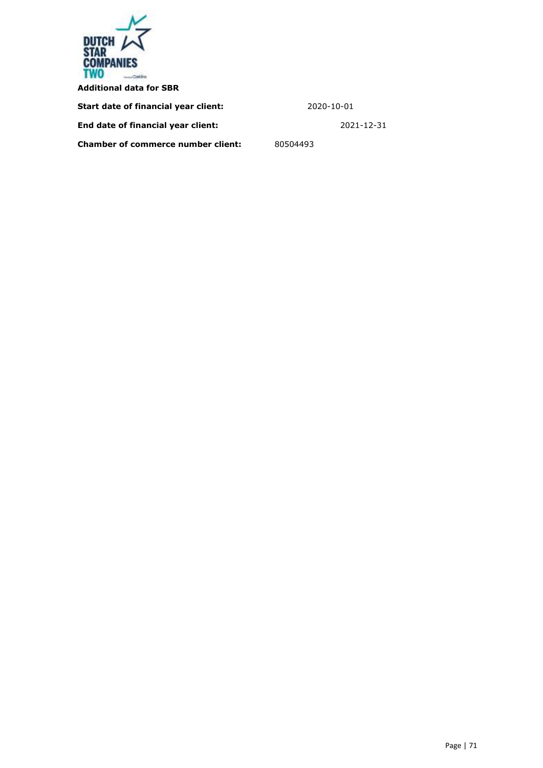**Additional data for SBR**

| | |
|---|---|
| **Start date of financial year client:** | 2020-10-01 |
| **End date of financial year client:** | 2021-12-31 |
| **Chamber of commerce number client:** | 80504493 |